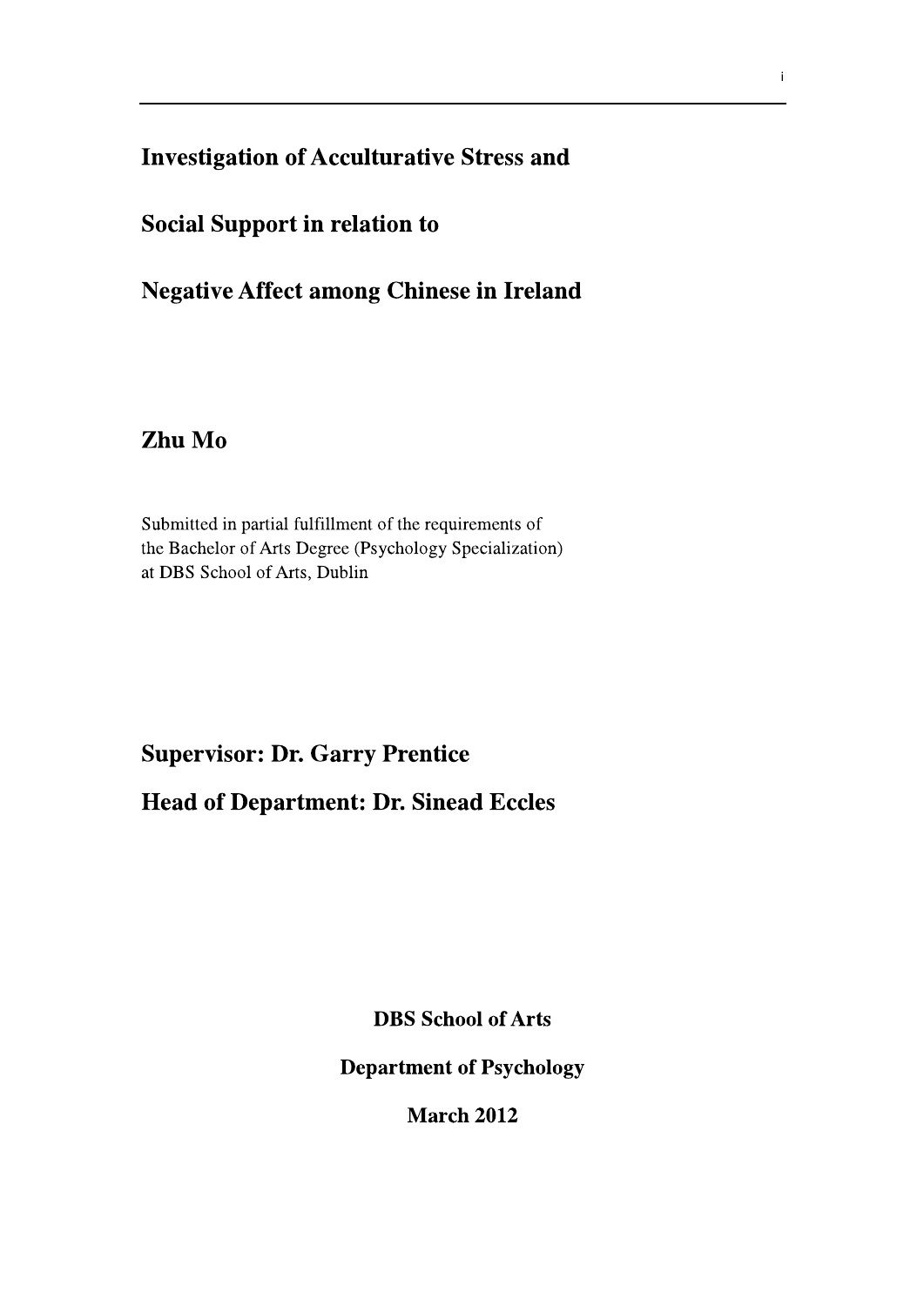# Investigation of Acculturative Stress and Social Support in relation to Negative Affect among Chinese in Ireland

**Zhu Mo**

Submitted in partial fulfillment of the requirements of
the Bachelor of Arts Degree (Psychology Specialization)
at DBS School of Arts, Dublin

**Supervisor: Dr. Garry Prentice**

**Head of Department: Dr. Sinead Eccles**

**DBS School of Arts**

**Department of Psychology**

**March 2012**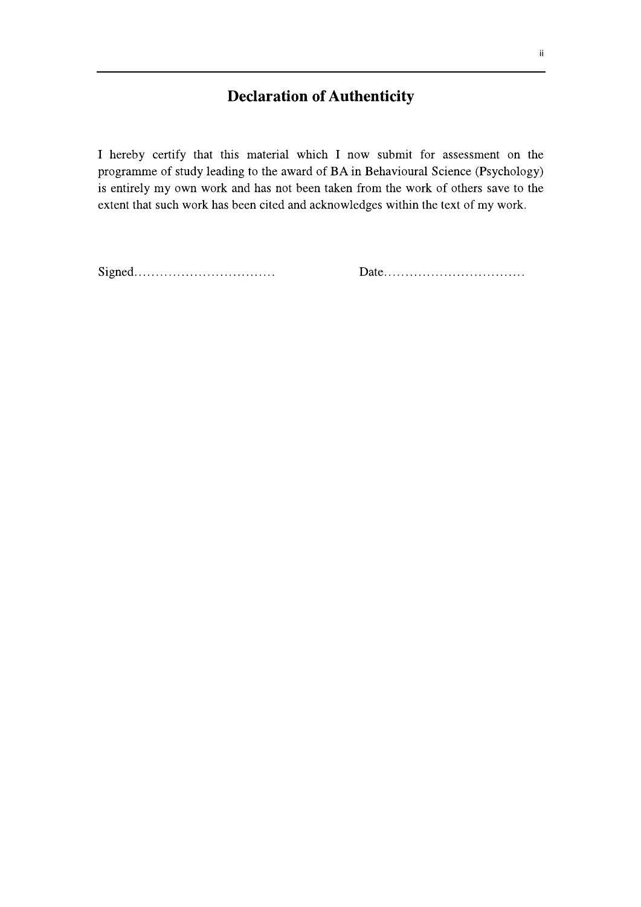# Declaration of Authenticity

I hereby certify that this material which I now submit for assessment on the programme of study leading to the award of BA in Behavioural Science (Psychology) is entirely my own work and has not been taken from the work of others save to the extent that such work has been cited and acknowledges within the text of my work.

Signed……………………………   Date……………………………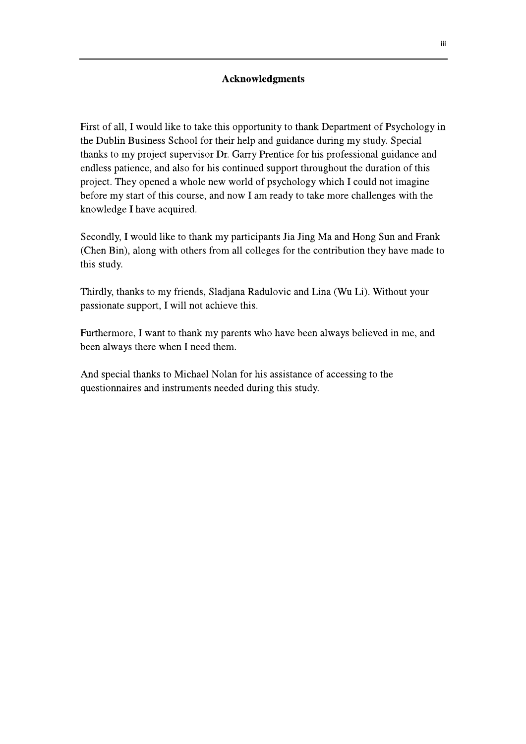## Acknowledgments

First of all, I would like to take this opportunity to thank Department of Psychology in the Dublin Business School for their help and guidance during my study. Special thanks to my project supervisor Dr. Garry Prentice for his professional guidance and endless patience, and also for his continued support throughout the duration of this project. They opened a whole new world of psychology which I could not imagine before my start of this course, and now I am ready to take more challenges with the knowledge I have acquired.

Secondly, I would like to thank my participants Jia Jing Ma and Hong Sun and Frank (Chen Bin), along with others from all colleges for the contribution they have made to this study.

Thirdly, thanks to my friends, Sladjana Radulovic and Lina (Wu Li). Without your passionate support, I will not achieve this.

Furthermore, I want to thank my parents who have been always believed in me, and been always there when I need them.

And special thanks to Michael Nolan for his assistance of accessing to the questionnaires and instruments needed during this study.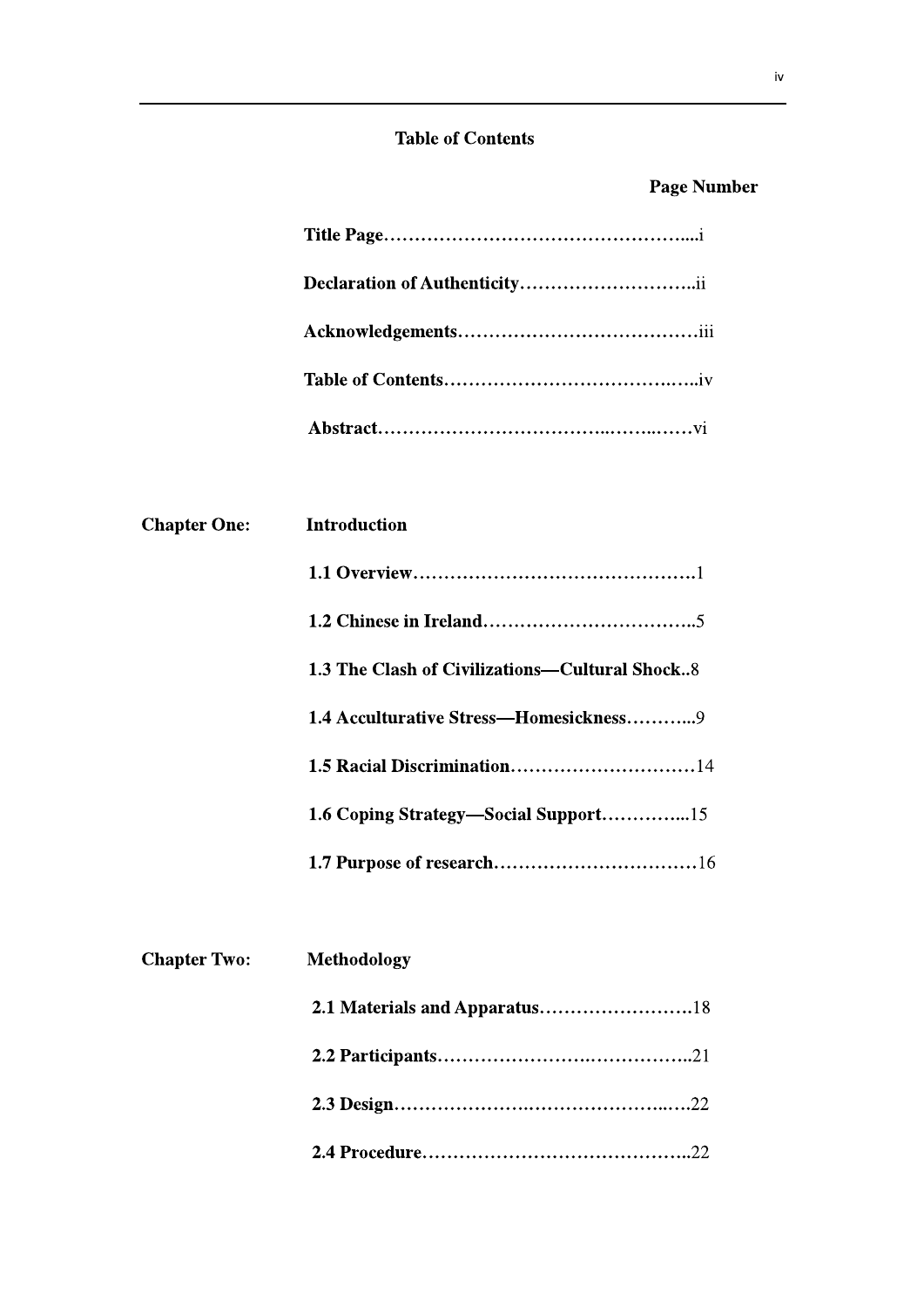## Table of Contents

**Page Number**

**Title Page**……………………………………………....i

**Declaration of Authenticity**………………………..ii

**Acknowledgements**…………………………………iii

**Table of Contents**…………………………….…..iv

**Abstract**……………………………..……..……vi

**Chapter One:** **Introduction**

**1.1 Overview**……………………………………….1

**1.2 Chinese in Ireland**……………………………..5

**1.3 The Clash of Civilizations—Cultural Shock**..8

**1.4 Acculturative Stress—Homesickness**………...9

**1.5 Racial Discrimination**…………………………14

**1.6 Coping Strategy—Social Support**…………...15

**1.7 Purpose of research**……………………………16

**Chapter Two:** **Methodology**

**2.1 Materials and Apparatus**…………………….18

**2.2 Participants**…………………….……………..21

**2.3 Design**……………….…………………….….22

**2.4 Procedure**……………………………………..22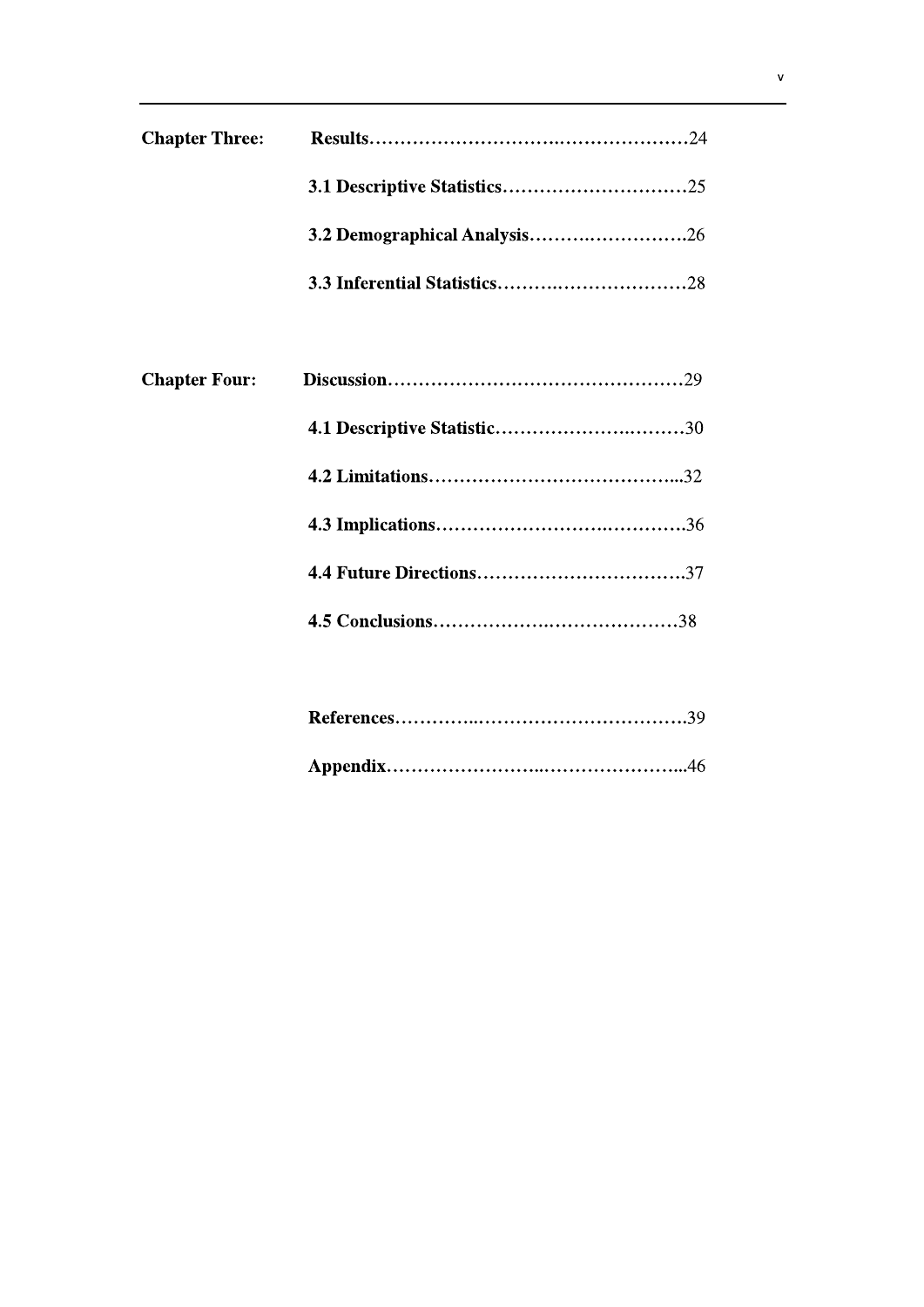**Chapter Three:** **Results**……………………………….…………………24

**3.1 Descriptive Statistics**…………………………25

**3.2 Demographical Analysis**……….…………….26

**3.3 Inferential Statistics**………….………………28

**Chapter Four:** **Discussion**…………………………………………29

**4.1 Descriptive Statistic**……………………..………30

**4.2 Limitations**…………………………………...32

**4.3 Implications**……………………….………….36

**4.4 Future Directions**…………………………….37

**4.5 Conclusions**………………….…………………38

**References**…………..…………………………….39

**Appendix**……………………..…………………...46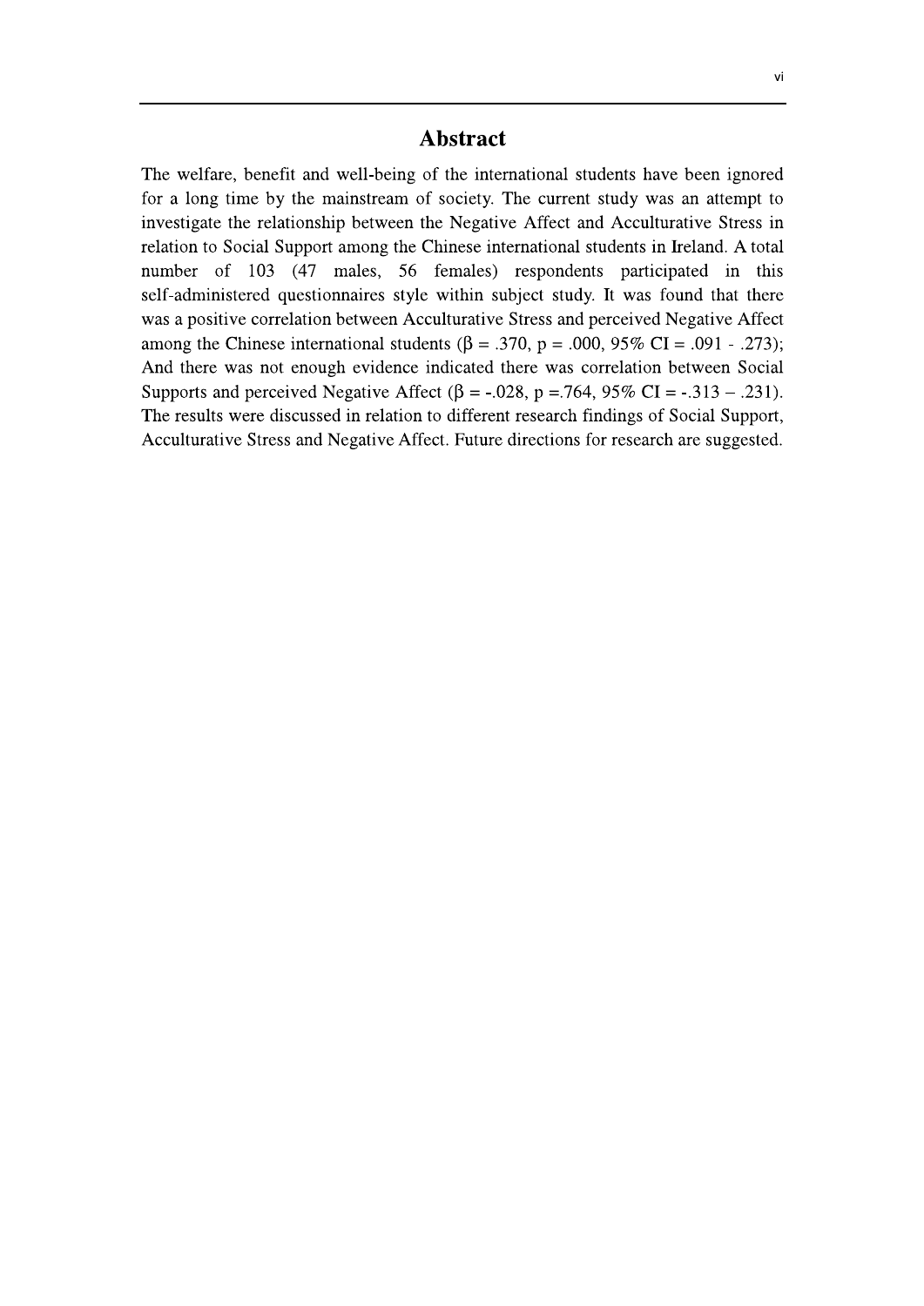# Abstract

The welfare, benefit and well-being of the international students have been ignored for a long time by the mainstream of society. The current study was an attempt to investigate the relationship between the Negative Affect and Acculturative Stress in relation to Social Support among the Chinese international students in Ireland. A total number of 103 (47 males, 56 females) respondents participated in this self-administered questionnaires style within subject study. It was found that there was a positive correlation between Acculturative Stress and perceived Negative Affect among the Chinese international students ($\beta = .370$, $p = .000$, 95% CI = .091 - .273); And there was not enough evidence indicated there was correlation between Social Supports and perceived Negative Affect ($\beta = -.028$, $p = .764$, 95% CI = -.313 – .231). The results were discussed in relation to different research findings of Social Support, Acculturative Stress and Negative Affect. Future directions for research are suggested.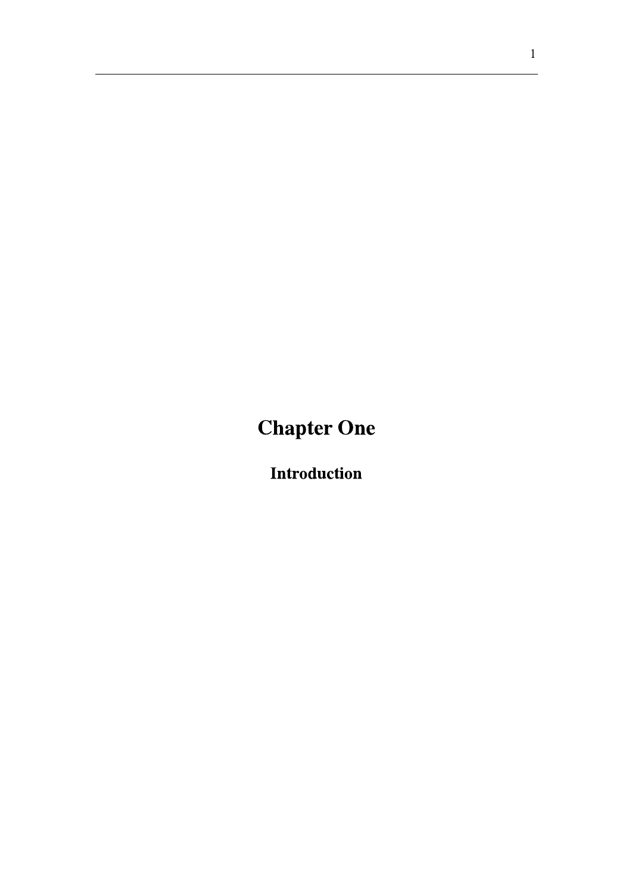# Chapter One

## Introduction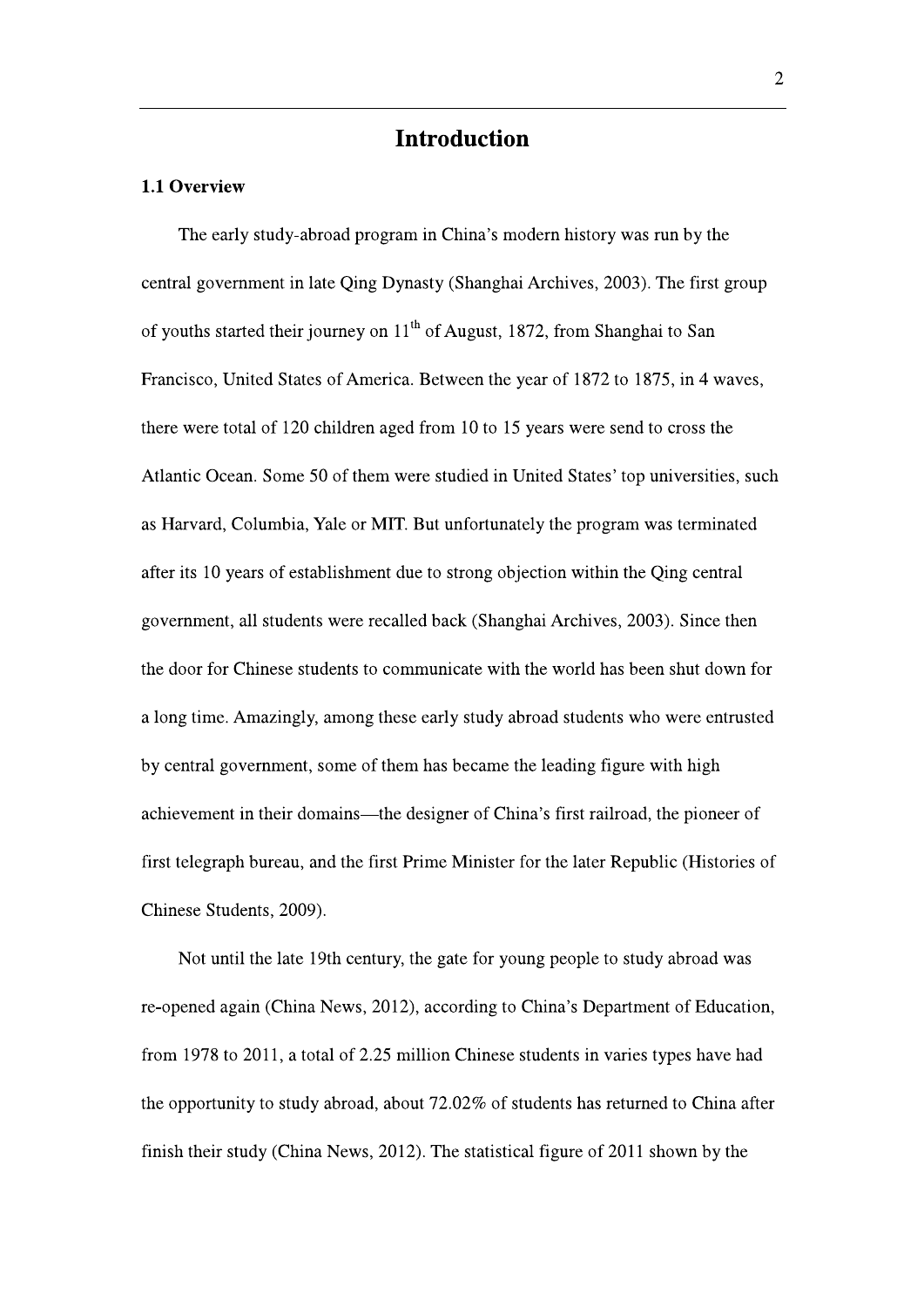# Introduction

### 1.1 Overview

The early study-abroad program in China's modern history was run by the central government in late Qing Dynasty (Shanghai Archives, 2003). The first group of youths started their journey on 11th of August, 1872, from Shanghai to San Francisco, United States of America. Between the year of 1872 to 1875, in 4 waves, there were total of 120 children aged from 10 to 15 years were send to cross the Atlantic Ocean. Some 50 of them were studied in United States' top universities, such as Harvard, Columbia, Yale or MIT. But unfortunately the program was terminated after its 10 years of establishment due to strong objection within the Qing central government, all students were recalled back (Shanghai Archives, 2003). Since then the door for Chinese students to communicate with the world has been shut down for a long time. Amazingly, among these early study abroad students who were entrusted by central government, some of them has became the leading figure with high achievement in their domains—the designer of China's first railroad, the pioneer of first telegraph bureau, and the first Prime Minister for the later Republic (Histories of Chinese Students, 2009).

Not until the late 19th century, the gate for young people to study abroad was re-opened again (China News, 2012), according to China's Department of Education, from 1978 to 2011, a total of 2.25 million Chinese students in varies types have had the opportunity to study abroad, about 72.02% of students has returned to China after finish their study (China News, 2012). The statistical figure of 2011 shown by the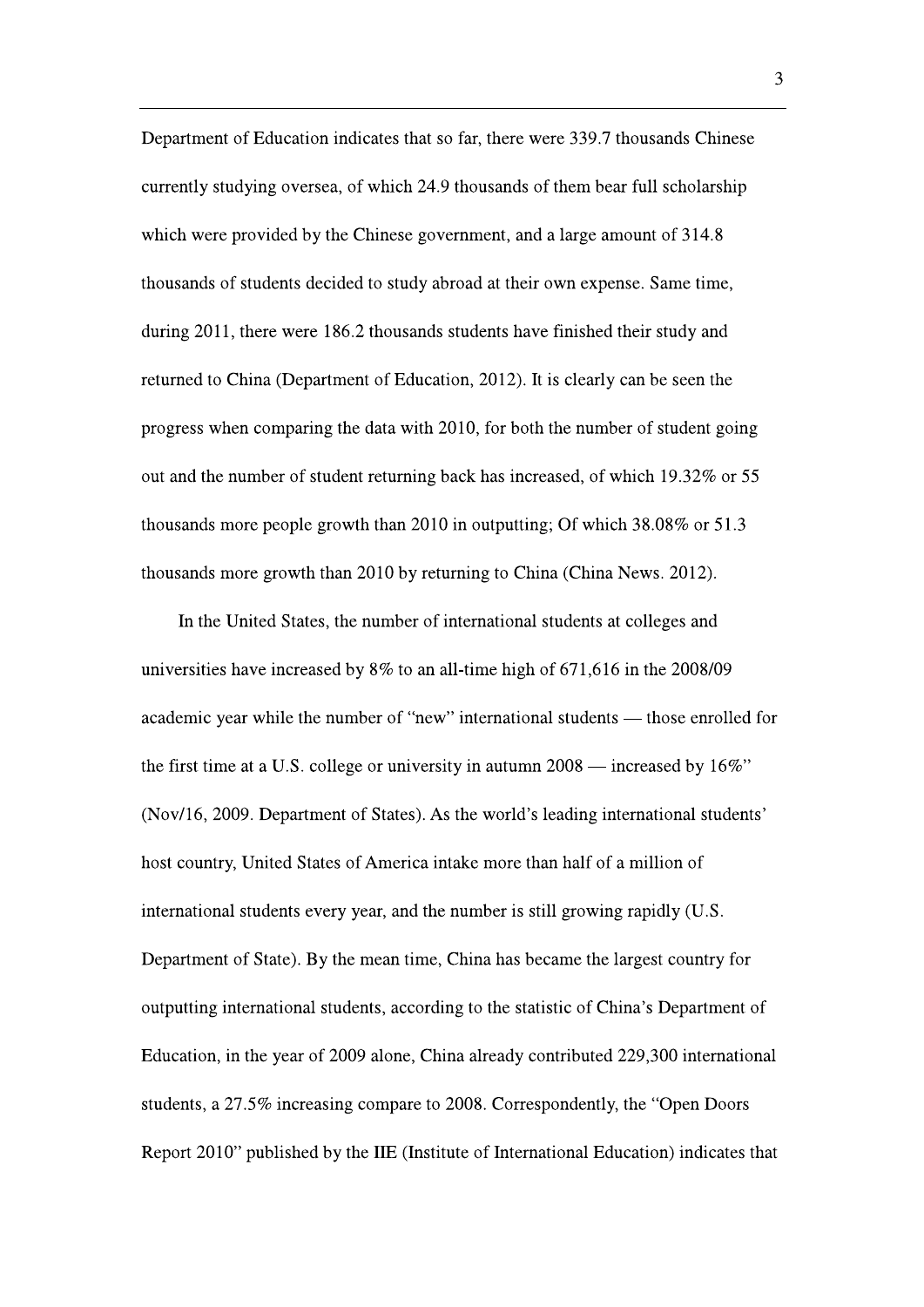Department of Education indicates that so far, there were 339.7 thousands Chinese currently studying oversea, of which 24.9 thousands of them bear full scholarship which were provided by the Chinese government, and a large amount of 314.8 thousands of students decided to study abroad at their own expense. Same time, during 2011, there were 186.2 thousands students have finished their study and returned to China (Department of Education, 2012). It is clearly can be seen the progress when comparing the data with 2010, for both the number of student going out and the number of student returning back has increased, of which 19.32% or 55 thousands more people growth than 2010 in outputting; Of which 38.08% or 51.3 thousands more growth than 2010 by returning to China (China News. 2012).

In the United States, the number of international students at colleges and universities have increased by 8% to an all-time high of 671,616 in the 2008/09 academic year while the number of "new" international students — those enrolled for the first time at a U.S. college or university in autumn 2008 — increased by 16%" (Nov/16, 2009. Department of States). As the world's leading international students' host country, United States of America intake more than half of a million of international students every year, and the number is still growing rapidly (U.S. Department of State). By the mean time, China has became the largest country for outputting international students, according to the statistic of China's Department of Education, in the year of 2009 alone, China already contributed 229,300 international students, a 27.5% increasing compare to 2008. Correspondently, the "Open Doors Report 2010" published by the IIE (Institute of International Education) indicates that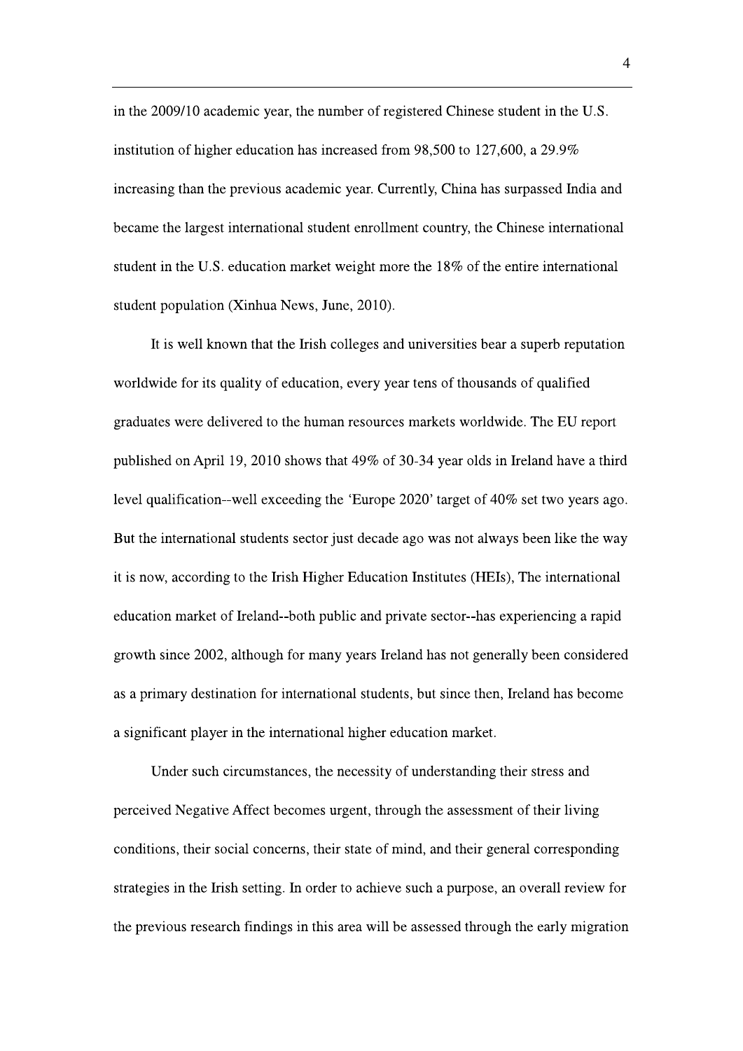in the 2009/10 academic year, the number of registered Chinese student in the U.S. institution of higher education has increased from 98,500 to 127,600, a 29.9% increasing than the previous academic year. Currently, China has surpassed India and became the largest international student enrollment country, the Chinese international student in the U.S. education market weight more the 18% of the entire international student population (Xinhua News, June, 2010).

It is well known that the Irish colleges and universities bear a superb reputation worldwide for its quality of education, every year tens of thousands of qualified graduates were delivered to the human resources markets worldwide. The EU report published on April 19, 2010 shows that 49% of 30-34 year olds in Ireland have a third level qualification--well exceeding the 'Europe 2020' target of 40% set two years ago. But the international students sector just decade ago was not always been like the way it is now, according to the Irish Higher Education Institutes (HEIs), The international education market of Ireland--both public and private sector--has experiencing a rapid growth since 2002, although for many years Ireland has not generally been considered as a primary destination for international students, but since then, Ireland has become a significant player in the international higher education market.

Under such circumstances, the necessity of understanding their stress and perceived Negative Affect becomes urgent, through the assessment of their living conditions, their social concerns, their state of mind, and their general corresponding strategies in the Irish setting. In order to achieve such a purpose, an overall review for the previous research findings in this area will be assessed through the early migration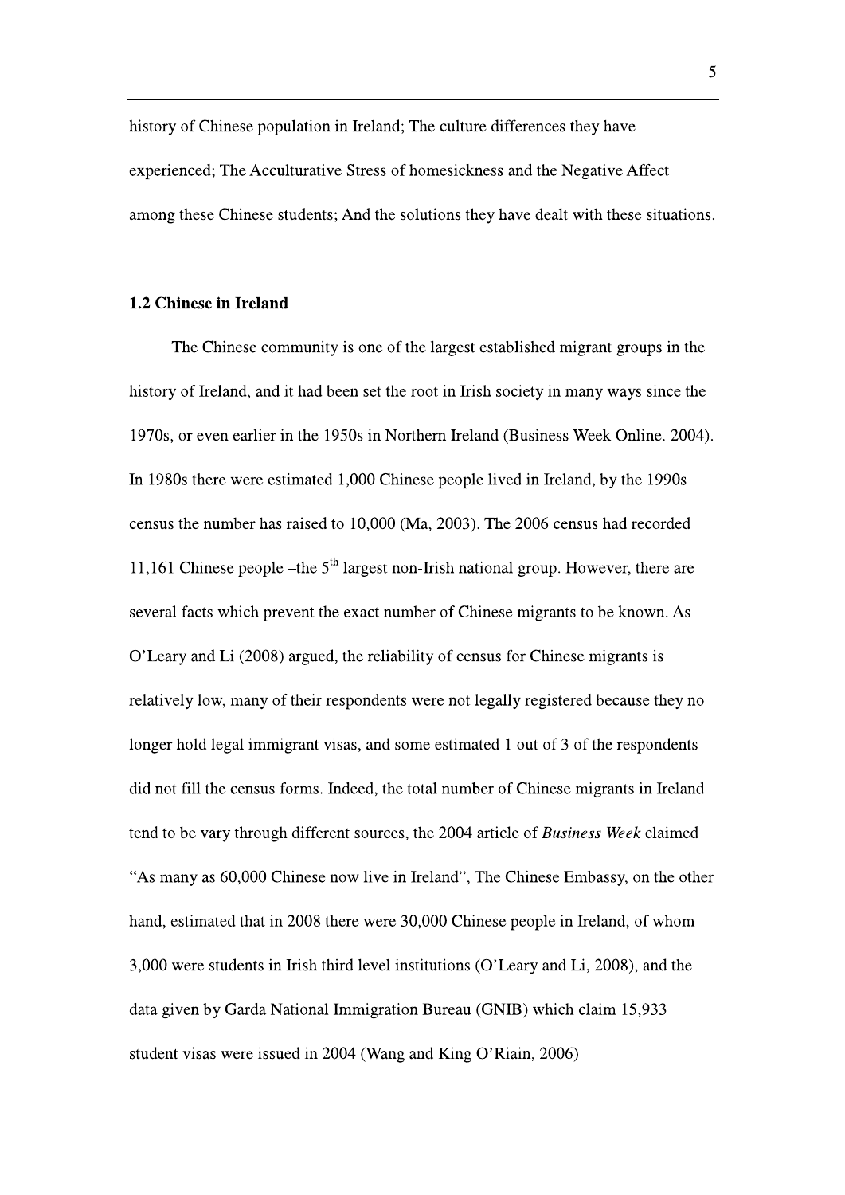history of Chinese population in Ireland; The culture differences they have experienced; The Acculturative Stress of homesickness and the Negative Affect among these Chinese students; And the solutions they have dealt with these situations.

### 1.2 Chinese in Ireland

The Chinese community is one of the largest established migrant groups in the history of Ireland, and it had been set the root in Irish society in many ways since the 1970s, or even earlier in the 1950s in Northern Ireland (Business Week Online. 2004). In 1980s there were estimated 1,000 Chinese people lived in Ireland, by the 1990s census the number has raised to 10,000 (Ma, 2003). The 2006 census had recorded 11,161 Chinese people –the 5th largest non-Irish national group. However, there are several facts which prevent the exact number of Chinese migrants to be known. As O'Leary and Li (2008) argued, the reliability of census for Chinese migrants is relatively low, many of their respondents were not legally registered because they no longer hold legal immigrant visas, and some estimated 1 out of 3 of the respondents did not fill the census forms. Indeed, the total number of Chinese migrants in Ireland tend to be vary through different sources, the 2004 article of *Business Week* claimed "As many as 60,000 Chinese now live in Ireland", The Chinese Embassy, on the other hand, estimated that in 2008 there were 30,000 Chinese people in Ireland, of whom 3,000 were students in Irish third level institutions (O'Leary and Li, 2008), and the data given by Garda National Immigration Bureau (GNIB) which claim 15,933 student visas were issued in 2004 (Wang and King O'Riain, 2006)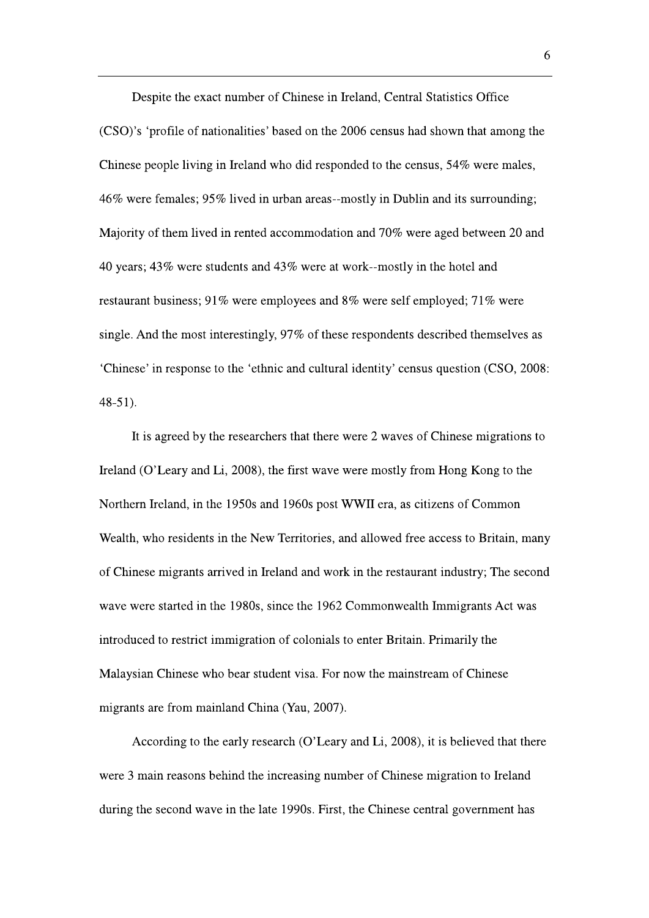Despite the exact number of Chinese in Ireland, Central Statistics Office (CSO)'s 'profile of nationalities' based on the 2006 census had shown that among the Chinese people living in Ireland who did responded to the census, 54% were males, 46% were females; 95% lived in urban areas--mostly in Dublin and its surrounding; Majority of them lived in rented accommodation and 70% were aged between 20 and 40 years; 43% were students and 43% were at work--mostly in the hotel and restaurant business; 91% were employees and 8% were self employed; 71% were single. And the most interestingly, 97% of these respondents described themselves as 'Chinese' in response to the 'ethnic and cultural identity' census question (CSO, 2008: 48-51).

It is agreed by the researchers that there were 2 waves of Chinese migrations to Ireland (O'Leary and Li, 2008), the first wave were mostly from Hong Kong to the Northern Ireland, in the 1950s and 1960s post WWII era, as citizens of Common Wealth, who residents in the New Territories, and allowed free access to Britain, many of Chinese migrants arrived in Ireland and work in the restaurant industry; The second wave were started in the 1980s, since the 1962 Commonwealth Immigrants Act was introduced to restrict immigration of colonials to enter Britain. Primarily the Malaysian Chinese who bear student visa. For now the mainstream of Chinese migrants are from mainland China (Yau, 2007).

According to the early research (O'Leary and Li, 2008), it is believed that there were 3 main reasons behind the increasing number of Chinese migration to Ireland during the second wave in the late 1990s. First, the Chinese central government has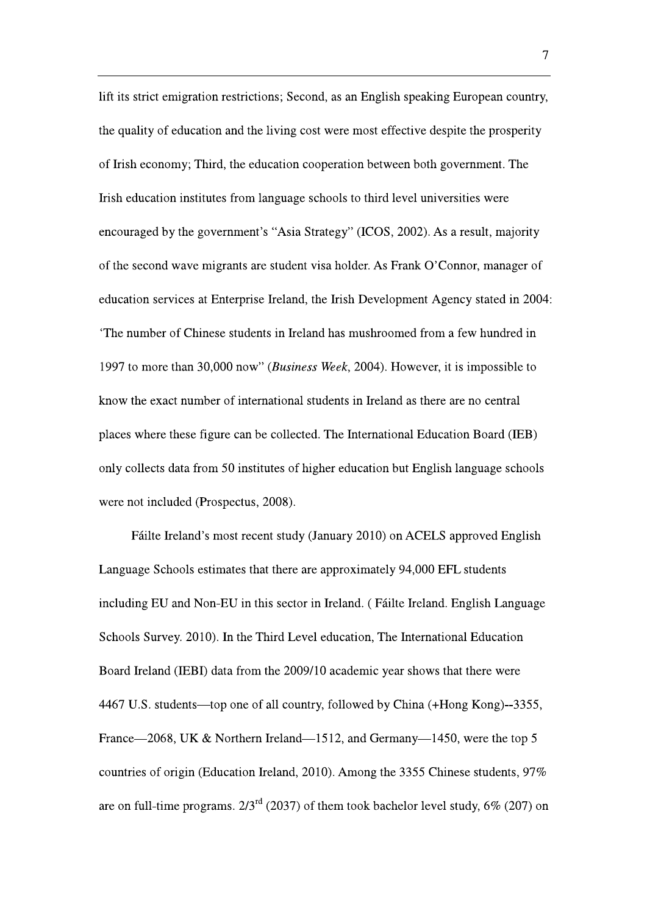lift its strict emigration restrictions; Second, as an English speaking European country, the quality of education and the living cost were most effective despite the prosperity of Irish economy; Third, the education cooperation between both government. The Irish education institutes from language schools to third level universities were encouraged by the government's "Asia Strategy" (ICOS, 2002). As a result, majority of the second wave migrants are student visa holder. As Frank O'Connor, manager of education services at Enterprise Ireland, the Irish Development Agency stated in 2004: 'The number of Chinese students in Ireland has mushroomed from a few hundred in 1997 to more than 30,000 now" (*Business Week*, 2004). However, it is impossible to know the exact number of international students in Ireland as there are no central places where these figure can be collected. The International Education Board (IEB) only collects data from 50 institutes of higher education but English language schools were not included (Prospectus, 2008).

Fáilte Ireland's most recent study (January 2010) on ACELS approved English Language Schools estimates that there are approximately 94,000 EFL students including EU and Non-EU in this sector in Ireland. ( Fáilte Ireland. English Language Schools Survey. 2010). In the Third Level education, The International Education Board Ireland (IEBI) data from the 2009/10 academic year shows that there were 4467 U.S. students—top one of all country, followed by China (+Hong Kong)--3355, France—2068, UK & Northern Ireland—1512, and Germany—1450, were the top 5 countries of origin (Education Ireland, 2010). Among the 3355 Chinese students, 97% are on full-time programs. 2/3rd (2037) of them took bachelor level study, 6% (207) on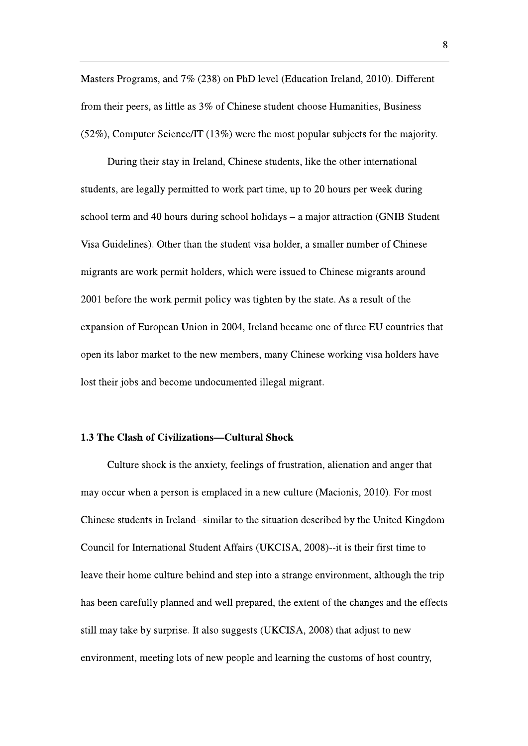Masters Programs, and 7% (238) on PhD level (Education Ireland, 2010). Different from their peers, as little as 3% of Chinese student choose Humanities, Business (52%), Computer Science/IT (13%) were the most popular subjects for the majority.

During their stay in Ireland, Chinese students, like the other international students, are legally permitted to work part time, up to 20 hours per week during school term and 40 hours during school holidays – a major attraction (GNIB Student Visa Guidelines). Other than the student visa holder, a smaller number of Chinese migrants are work permit holders, which were issued to Chinese migrants around 2001 before the work permit policy was tighten by the state. As a result of the expansion of European Union in 2004, Ireland became one of three EU countries that open its labor market to the new members, many Chinese working visa holders have lost their jobs and become undocumented illegal migrant.

### 1.3 The Clash of Civilizations—Cultural Shock

Culture shock is the anxiety, feelings of frustration, alienation and anger that may occur when a person is emplaced in a new culture (Macionis, 2010). For most Chinese students in Ireland--similar to the situation described by the United Kingdom Council for International Student Affairs (UKCISA, 2008)--it is their first time to leave their home culture behind and step into a strange environment, although the trip has been carefully planned and well prepared, the extent of the changes and the effects still may take by surprise. It also suggests (UKCISA, 2008) that adjust to new environment, meeting lots of new people and learning the customs of host country,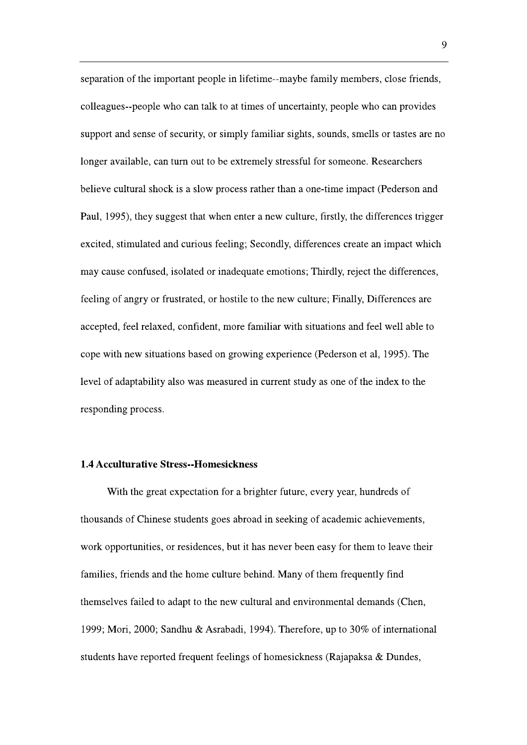separation of the important people in lifetime--maybe family members, close friends, colleagues--people who can talk to at times of uncertainty, people who can provides support and sense of security, or simply familiar sights, sounds, smells or tastes are no longer available, can turn out to be extremely stressful for someone. Researchers believe cultural shock is a slow process rather than a one-time impact (Pederson and Paul, 1995), they suggest that when enter a new culture, firstly, the differences trigger excited, stimulated and curious feeling; Secondly, differences create an impact which may cause confused, isolated or inadequate emotions; Thirdly, reject the differences, feeling of angry or frustrated, or hostile to the new culture; Finally, Differences are accepted, feel relaxed, confident, more familiar with situations and feel well able to cope with new situations based on growing experience (Pederson et al, 1995). The level of adaptability also was measured in current study as one of the index to the responding process.

### 1.4 Acculturative Stress--Homesickness

With the great expectation for a brighter future, every year, hundreds of thousands of Chinese students goes abroad in seeking of academic achievements, work opportunities, or residences, but it has never been easy for them to leave their families, friends and the home culture behind. Many of them frequently find themselves failed to adapt to the new cultural and environmental demands (Chen, 1999; Mori, 2000; Sandhu & Asrabadi, 1994). Therefore, up to 30% of international students have reported frequent feelings of homesickness (Rajapaksa & Dundes,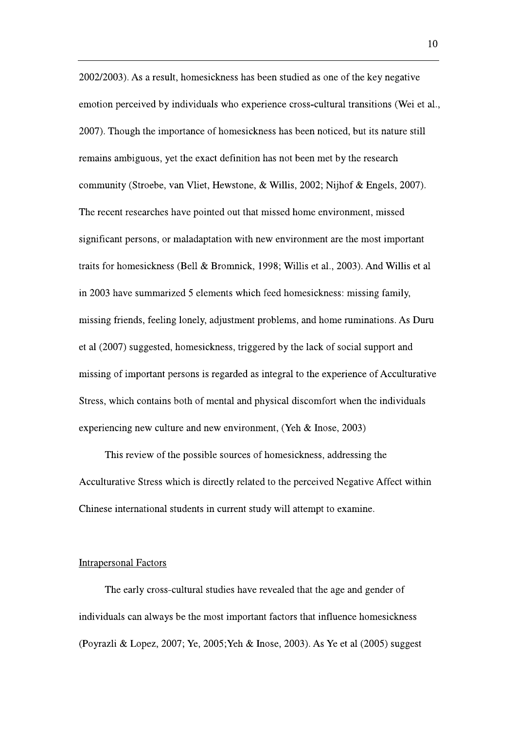2002/2003). As a result, homesickness has been studied as one of the key negative emotion perceived by individuals who experience cross-cultural transitions (Wei et al., 2007). Though the importance of homesickness has been noticed, but its nature still remains ambiguous, yet the exact definition has not been met by the research community (Stroebe, van Vliet, Hewstone, & Willis, 2002; Nijhof & Engels, 2007). The recent researches have pointed out that missed home environment, missed significant persons, or maladaptation with new environment are the most important traits for homesickness (Bell & Bromnick, 1998; Willis et al., 2003). And Willis et al in 2003 have summarized 5 elements which feed homesickness: missing family, missing friends, feeling lonely, adjustment problems, and home ruminations. As Duru et al (2007) suggested, homesickness, triggered by the lack of social support and missing of important persons is regarded as integral to the experience of Acculturative Stress, which contains both of mental and physical discomfort when the individuals experiencing new culture and new environment, (Yeh & Inose, 2003)

This review of the possible sources of homesickness, addressing the Acculturative Stress which is directly related to the perceived Negative Affect within Chinese international students in current study will attempt to examine.

Intrapersonal Factors

The early cross-cultural studies have revealed that the age and gender of individuals can always be the most important factors that influence homesickness (Poyrazli & Lopez, 2007; Ye, 2005;Yeh & Inose, 2003). As Ye et al (2005) suggest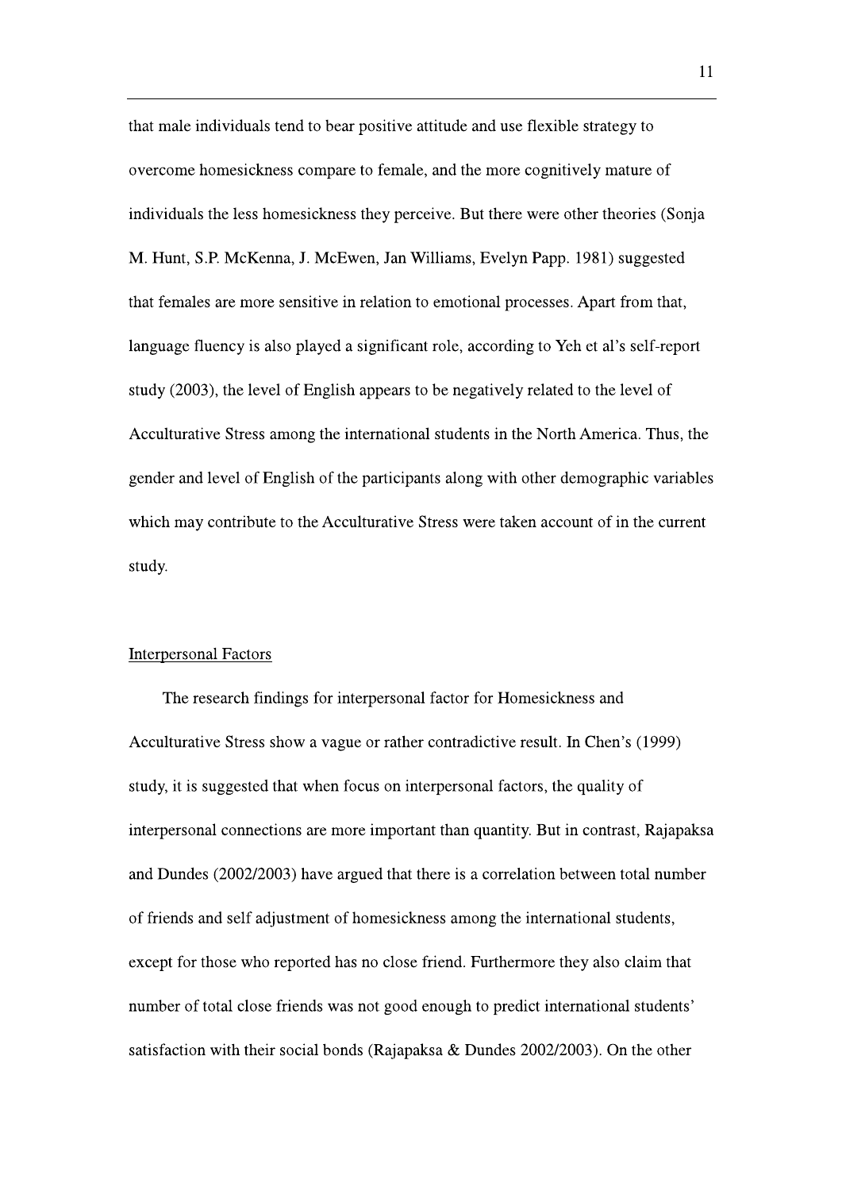that male individuals tend to bear positive attitude and use flexible strategy to overcome homesickness compare to female, and the more cognitively mature of individuals the less homesickness they perceive. But there were other theories (Sonja M. Hunt, S.P. McKenna, J. McEwen, Jan Williams, Evelyn Papp. 1981) suggested that females are more sensitive in relation to emotional processes. Apart from that, language fluency is also played a significant role, according to Yeh et al's self-report study (2003), the level of English appears to be negatively related to the level of Acculturative Stress among the international students in the North America. Thus, the gender and level of English of the participants along with other demographic variables which may contribute to the Acculturative Stress were taken account of in the current study.

<u>Interpersonal Factors</u>

The research findings for interpersonal factor for Homesickness and Acculturative Stress show a vague or rather contradictive result. In Chen's (1999) study, it is suggested that when focus on interpersonal factors, the quality of interpersonal connections are more important than quantity. But in contrast, Rajapaksa and Dundes (2002/2003) have argued that there is a correlation between total number of friends and self adjustment of homesickness among the international students, except for those who reported has no close friend. Furthermore they also claim that number of total close friends was not good enough to predict international students' satisfaction with their social bonds (Rajapaksa & Dundes 2002/2003). On the other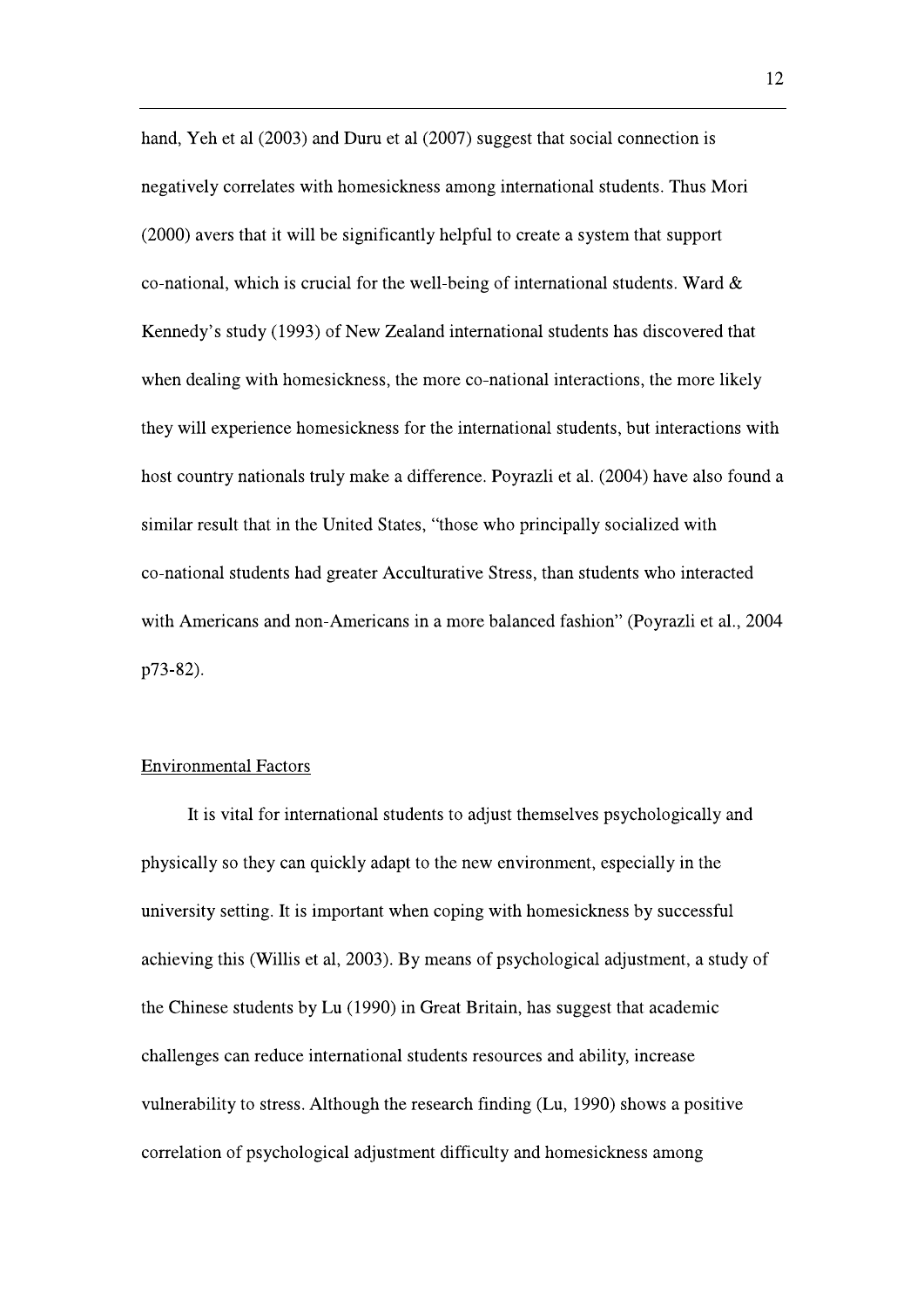hand, Yeh et al (2003) and Duru et al (2007) suggest that social connection is negatively correlates with homesickness among international students. Thus Mori (2000) avers that it will be significantly helpful to create a system that support co-national, which is crucial for the well-being of international students. Ward & Kennedy's study (1993) of New Zealand international students has discovered that when dealing with homesickness, the more co-national interactions, the more likely they will experience homesickness for the international students, but interactions with host country nationals truly make a difference. Poyrazli et al. (2004) have also found a similar result that in the United States, "those who principally socialized with co-national students had greater Acculturative Stress, than students who interacted with Americans and non-Americans in a more balanced fashion" (Poyrazli et al., 2004 p73-82).

<u>Environmental Factors</u>

It is vital for international students to adjust themselves psychologically and physically so they can quickly adapt to the new environment, especially in the university setting. It is important when coping with homesickness by successful achieving this (Willis et al, 2003). By means of psychological adjustment, a study of the Chinese students by Lu (1990) in Great Britain, has suggest that academic challenges can reduce international students resources and ability, increase vulnerability to stress. Although the research finding (Lu, 1990) shows a positive correlation of psychological adjustment difficulty and homesickness among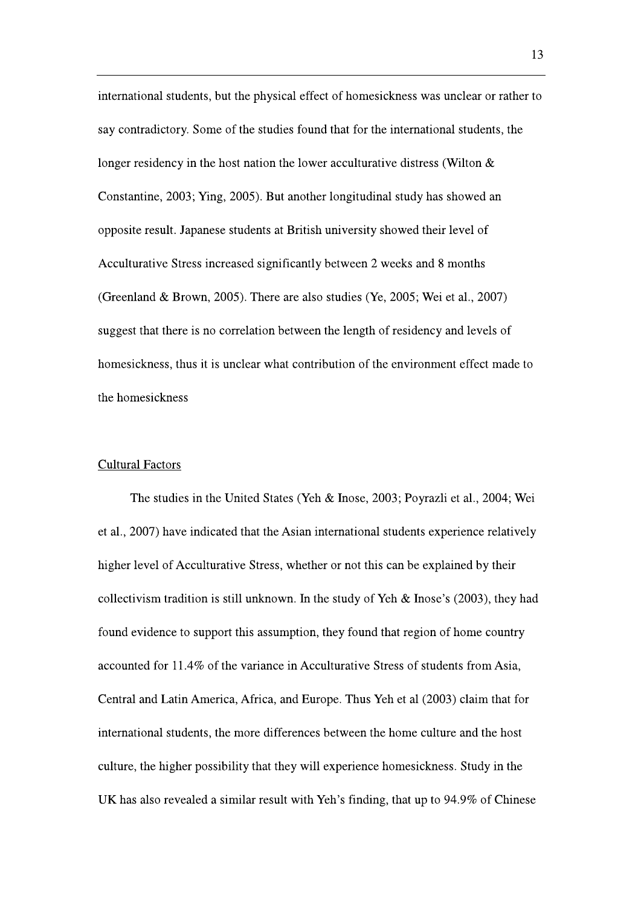international students, but the physical effect of homesickness was unclear or rather to say contradictory. Some of the studies found that for the international students, the longer residency in the host nation the lower acculturative distress (Wilton & Constantine, 2003; Ying, 2005). But another longitudinal study has showed an opposite result. Japanese students at British university showed their level of Acculturative Stress increased significantly between 2 weeks and 8 months (Greenland & Brown, 2005). There are also studies (Ye, 2005; Wei et al., 2007) suggest that there is no correlation between the length of residency and levels of homesickness, thus it is unclear what contribution of the environment effect made to the homesickness

<u>Cultural Factors</u>

The studies in the United States (Yeh & Inose, 2003; Poyrazli et al., 2004; Wei et al., 2007) have indicated that the Asian international students experience relatively higher level of Acculturative Stress, whether or not this can be explained by their collectivism tradition is still unknown. In the study of Yeh & Inose's (2003), they had found evidence to support this assumption, they found that region of home country accounted for 11.4% of the variance in Acculturative Stress of students from Asia, Central and Latin America, Africa, and Europe. Thus Yeh et al (2003) claim that for international students, the more differences between the home culture and the host culture, the higher possibility that they will experience homesickness. Study in the UK has also revealed a similar result with Yeh's finding, that up to 94.9% of Chinese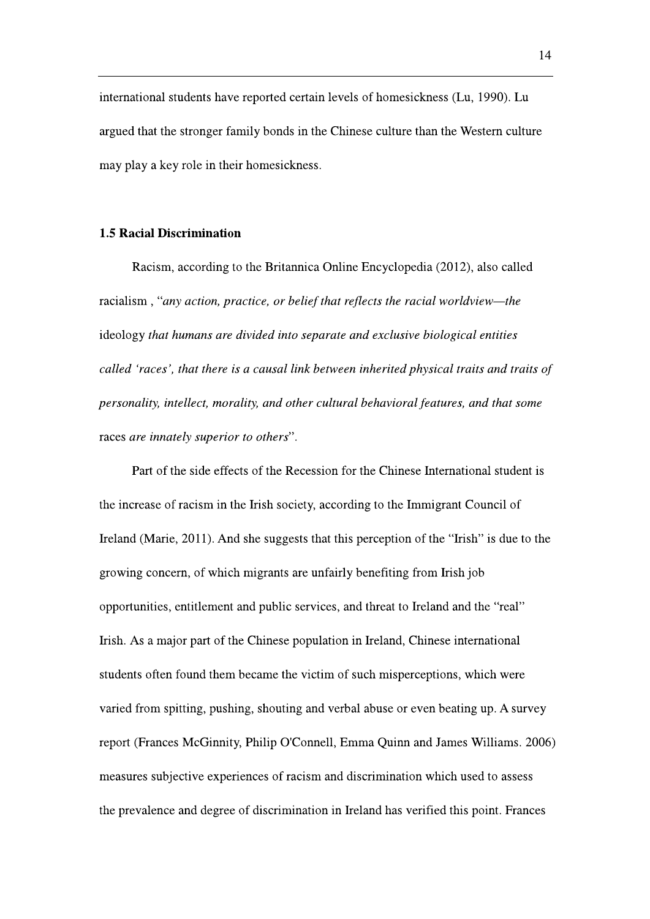international students have reported certain levels of homesickness (Lu, 1990). Lu argued that the stronger family bonds in the Chinese culture than the Western culture may play a key role in their homesickness.

### 1.5 Racial Discrimination

Racism, according to the Britannica Online Encyclopedia (2012), also called racialism , "*any action, practice, or belief that reflects the racial worldview—the* ideology *that humans are divided into separate and exclusive biological entities called 'races', that there is a causal link between inherited physical traits and traits of personality, intellect, morality, and other cultural behavioral features, and that some* races *are innately superior to others*".

Part of the side effects of the Recession for the Chinese International student is the increase of racism in the Irish society, according to the Immigrant Council of Ireland (Marie, 2011). And she suggests that this perception of the "Irish" is due to the growing concern, of which migrants are unfairly benefiting from Irish job opportunities, entitlement and public services, and threat to Ireland and the "real" Irish. As a major part of the Chinese population in Ireland, Chinese international students often found them became the victim of such misperceptions, which were varied from spitting, pushing, shouting and verbal abuse or even beating up. A survey report (Frances McGinnity, Philip O'Connell, Emma Quinn and James Williams. 2006) measures subjective experiences of racism and discrimination which used to assess the prevalence and degree of discrimination in Ireland has verified this point. Frances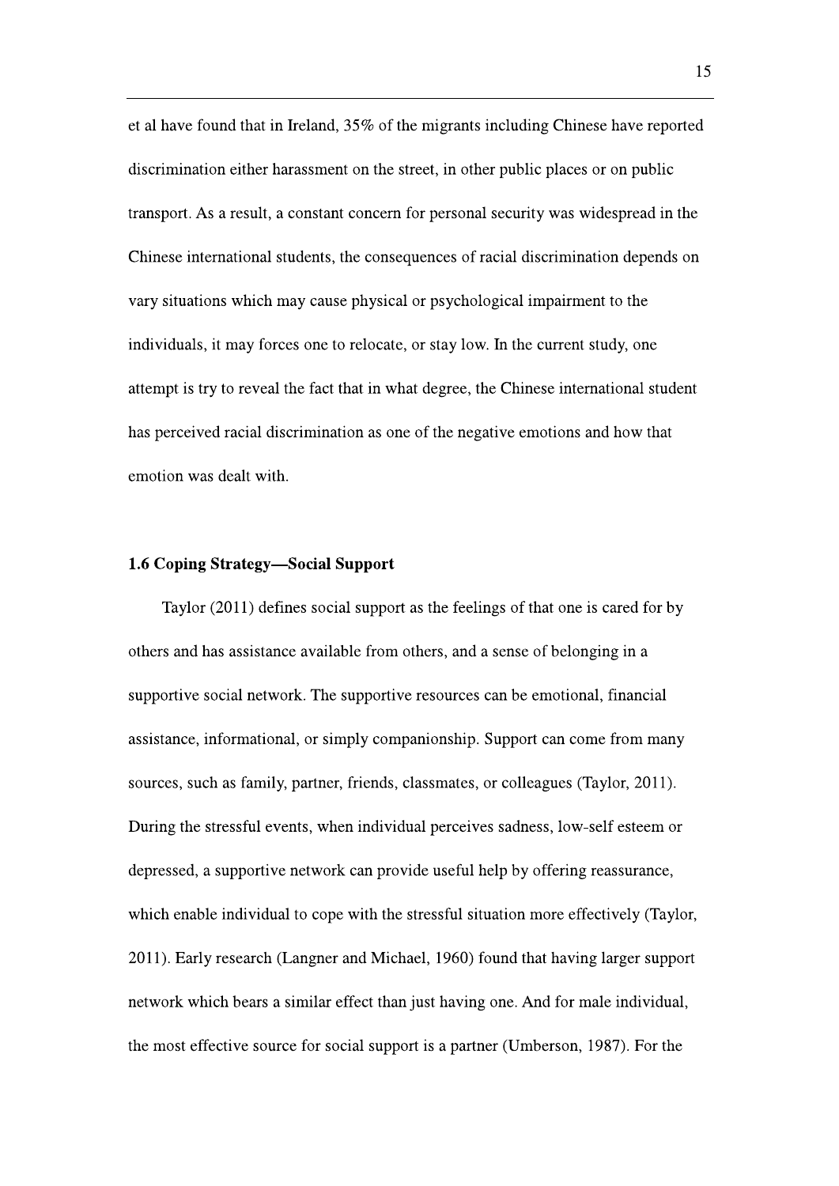et al have found that in Ireland, 35% of the migrants including Chinese have reported discrimination either harassment on the street, in other public places or on public transport. As a result, a constant concern for personal security was widespread in the Chinese international students, the consequences of racial discrimination depends on vary situations which may cause physical or psychological impairment to the individuals, it may forces one to relocate, or stay low. In the current study, one attempt is try to reveal the fact that in what degree, the Chinese international student has perceived racial discrimination as one of the negative emotions and how that emotion was dealt with.

### 1.6 Coping Strategy—Social Support

Taylor (2011) defines social support as the feelings of that one is cared for by others and has assistance available from others, and a sense of belonging in a supportive social network. The supportive resources can be emotional, financial assistance, informational, or simply companionship. Support can come from many sources, such as family, partner, friends, classmates, or colleagues (Taylor, 2011). During the stressful events, when individual perceives sadness, low-self esteem or depressed, a supportive network can provide useful help by offering reassurance, which enable individual to cope with the stressful situation more effectively (Taylor, 2011). Early research (Langner and Michael, 1960) found that having larger support network which bears a similar effect than just having one. And for male individual, the most effective source for social support is a partner (Umberson, 1987). For the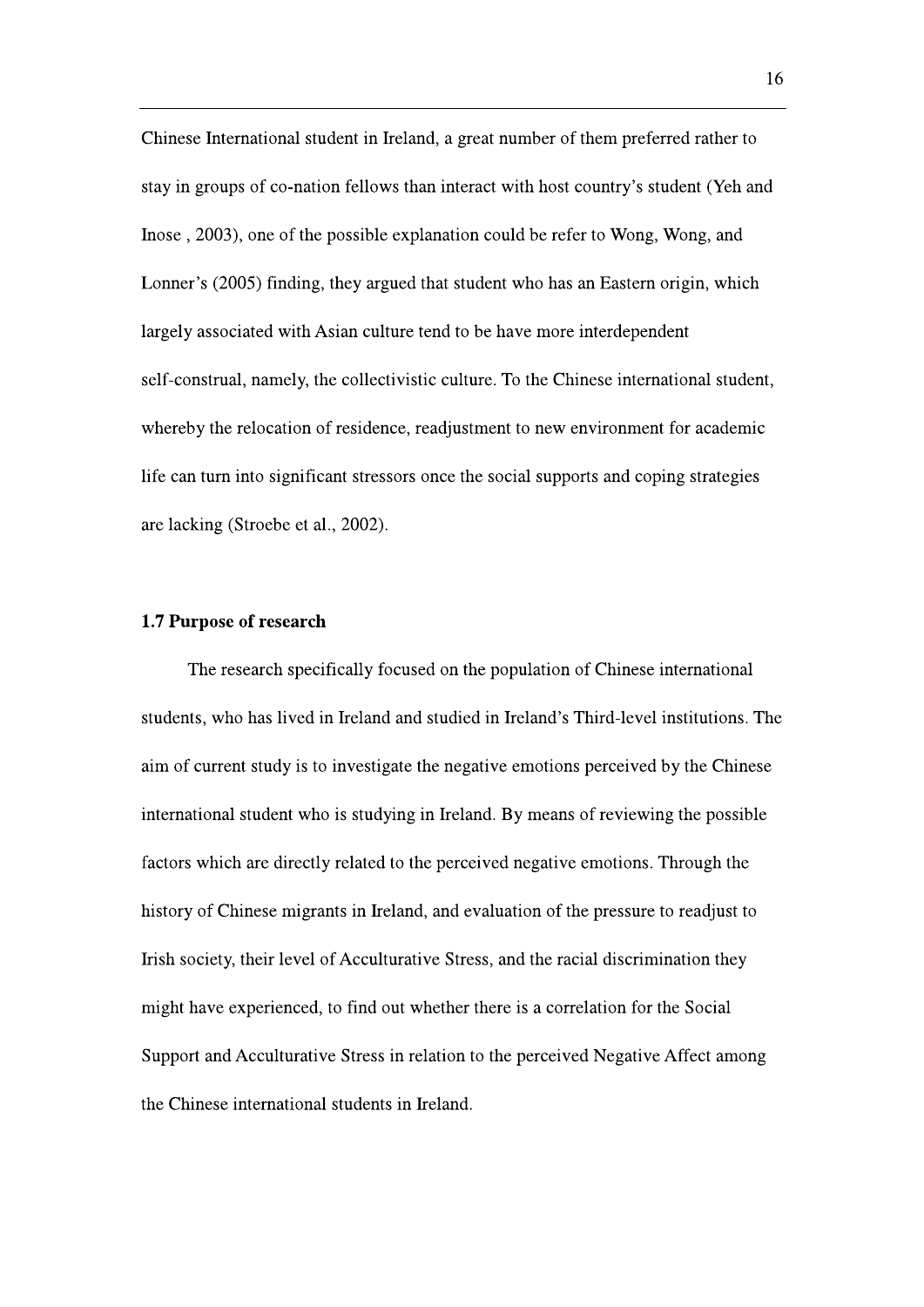Chinese International student in Ireland, a great number of them preferred rather to stay in groups of co-nation fellows than interact with host country's student (Yeh and Inose , 2003), one of the possible explanation could be refer to Wong, Wong, and Lonner's (2005) finding, they argued that student who has an Eastern origin, which largely associated with Asian culture tend to be have more interdependent self-construal, namely, the collectivistic culture. To the Chinese international student, whereby the relocation of residence, readjustment to new environment for academic life can turn into significant stressors once the social supports and coping strategies are lacking (Stroebe et al., 2002).

### 1.7 Purpose of research

The research specifically focused on the population of Chinese international students, who has lived in Ireland and studied in Ireland's Third-level institutions. The aim of current study is to investigate the negative emotions perceived by the Chinese international student who is studying in Ireland. By means of reviewing the possible factors which are directly related to the perceived negative emotions. Through the history of Chinese migrants in Ireland, and evaluation of the pressure to readjust to Irish society, their level of Acculturative Stress, and the racial discrimination they might have experienced, to find out whether there is a correlation for the Social Support and Acculturative Stress in relation to the perceived Negative Affect among the Chinese international students in Ireland.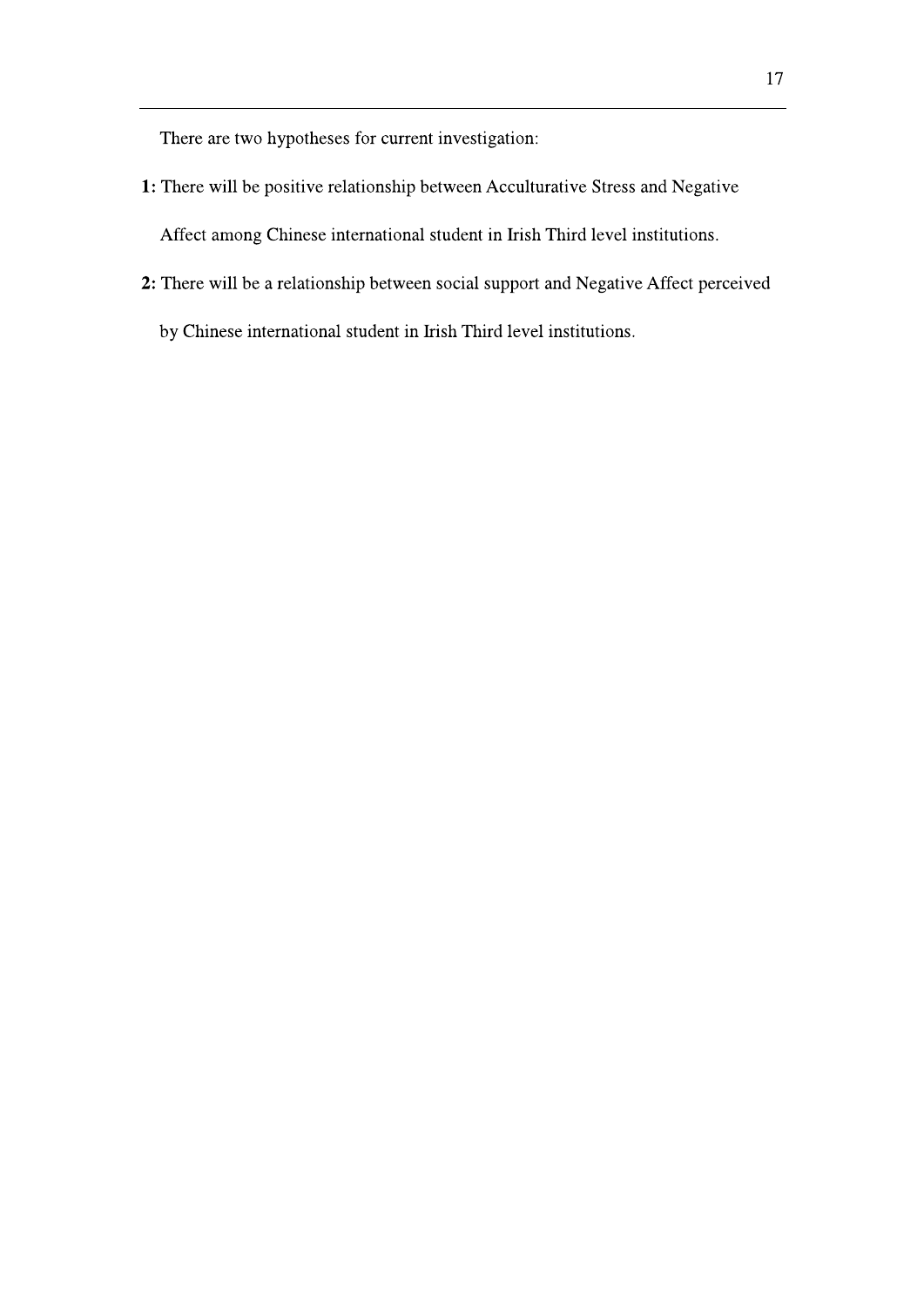There are two hypotheses for current investigation:

**1:** There will be positive relationship between Acculturative Stress and Negative Affect among Chinese international student in Irish Third level institutions.

**2:** There will be a relationship between social support and Negative Affect perceived by Chinese international student in Irish Third level institutions.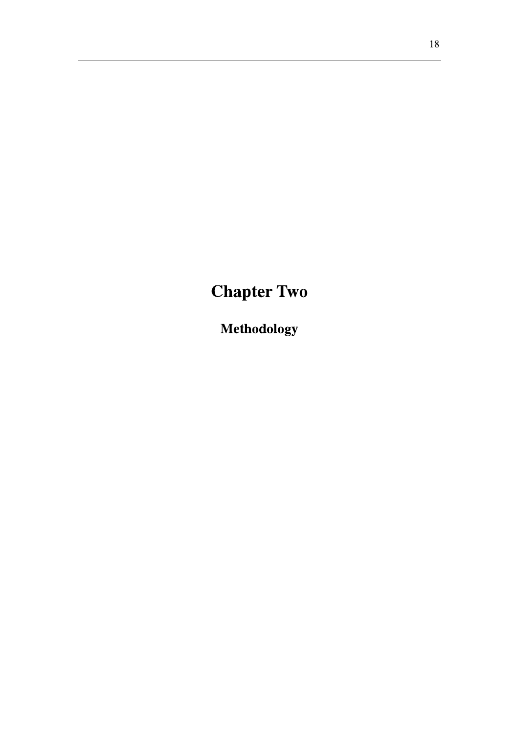# Chapter Two

## Methodology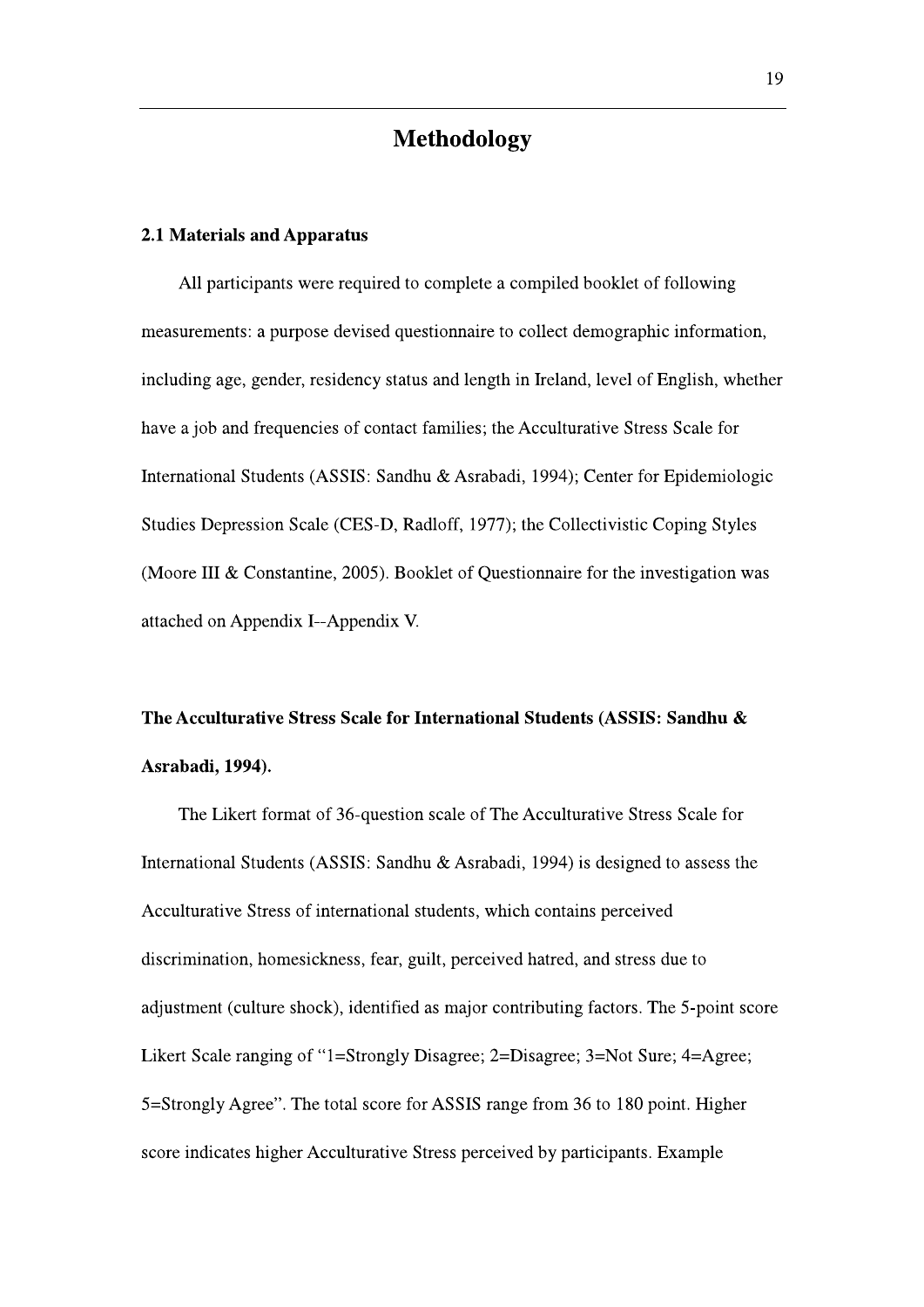# Methodology

## 2.1 Materials and Apparatus

All participants were required to complete a compiled booklet of following measurements: a purpose devised questionnaire to collect demographic information, including age, gender, residency status and length in Ireland, level of English, whether have a job and frequencies of contact families; the Acculturative Stress Scale for International Students (ASSIS: Sandhu & Asrabadi, 1994); Center for Epidemiologic Studies Depression Scale (CES-D, Radloff, 1977); the Collectivistic Coping Styles (Moore III & Constantine, 2005). Booklet of Questionnaire for the investigation was attached on Appendix I--Appendix V.

**The Acculturative Stress Scale for International Students (ASSIS: Sandhu & Asrabadi, 1994).**

The Likert format of 36-question scale of The Acculturative Stress Scale for International Students (ASSIS: Sandhu & Asrabadi, 1994) is designed to assess the Acculturative Stress of international students, which contains perceived discrimination, homesickness, fear, guilt, perceived hatred, and stress due to adjustment (culture shock), identified as major contributing factors. The 5-point score Likert Scale ranging of "1=Strongly Disagree; 2=Disagree; 3=Not Sure; 4=Agree; 5=Strongly Agree". The total score for ASSIS range from 36 to 180 point. Higher score indicates higher Acculturative Stress perceived by participants. Example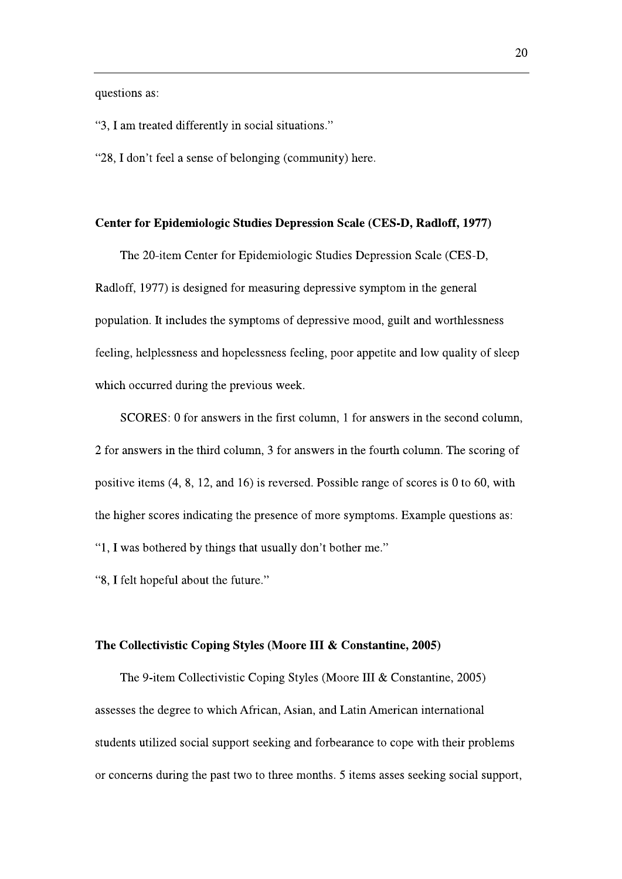questions as:

“3, I am treated differently in social situations.”

“28, I don’t feel a sense of belonging (community) here.

**Center for Epidemiologic Studies Depression Scale (CES-D, Radloff, 1977)**

The 20-item Center for Epidemiologic Studies Depression Scale (CES-D, Radloff, 1977) is designed for measuring depressive symptom in the general population. It includes the symptoms of depressive mood, guilt and worthlessness feeling, helplessness and hopelessness feeling, poor appetite and low quality of sleep which occurred during the previous week.

SCORES: 0 for answers in the first column, 1 for answers in the second column, 2 for answers in the third column, 3 for answers in the fourth column. The scoring of positive items (4, 8, 12, and 16) is reversed. Possible range of scores is 0 to 60, with the higher scores indicating the presence of more symptoms. Example questions as:

“1, I was bothered by things that usually don’t bother me.”

“8, I felt hopeful about the future.”

**The Collectivistic Coping Styles (Moore III & Constantine, 2005)**

The 9-item Collectivistic Coping Styles (Moore III & Constantine, 2005) assesses the degree to which African, Asian, and Latin American international students utilized social support seeking and forbearance to cope with their problems or concerns during the past two to three months. 5 items asses seeking social support,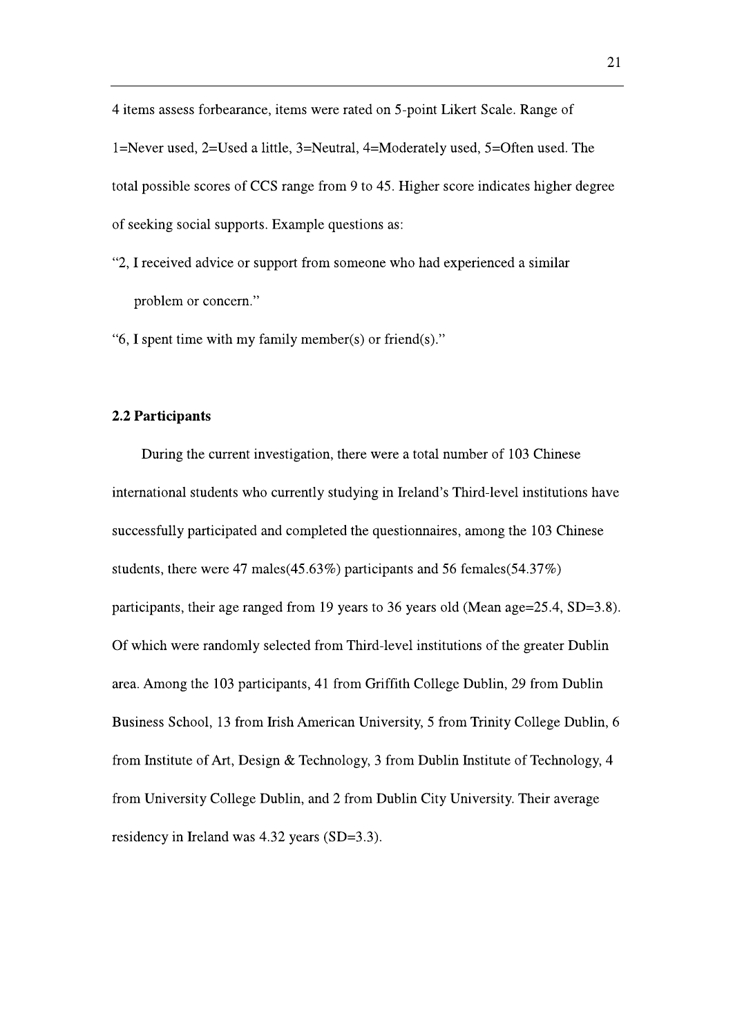4 items assess forbearance, items were rated on 5-point Likert Scale. Range of 1=Never used, 2=Used a little, 3=Neutral, 4=Moderately used, 5=Often used. The total possible scores of CCS range from 9 to 45. Higher score indicates higher degree of seeking social supports. Example questions as:

"2, I received advice or support from someone who had experienced a similar problem or concern."

"6, I spent time with my family member(s) or friend(s)."

### 2.2 Participants

During the current investigation, there were a total number of 103 Chinese international students who currently studying in Ireland's Third-level institutions have successfully participated and completed the questionnaires, among the 103 Chinese students, there were 47 males(45.63%) participants and 56 females(54.37%) participants, their age ranged from 19 years to 36 years old (Mean age=25.4, SD=3.8). Of which were randomly selected from Third-level institutions of the greater Dublin area. Among the 103 participants, 41 from Griffith College Dublin, 29 from Dublin Business School, 13 from Irish American University, 5 from Trinity College Dublin, 6 from Institute of Art, Design & Technology, 3 from Dublin Institute of Technology, 4 from University College Dublin, and 2 from Dublin City University. Their average residency in Ireland was 4.32 years (SD=3.3).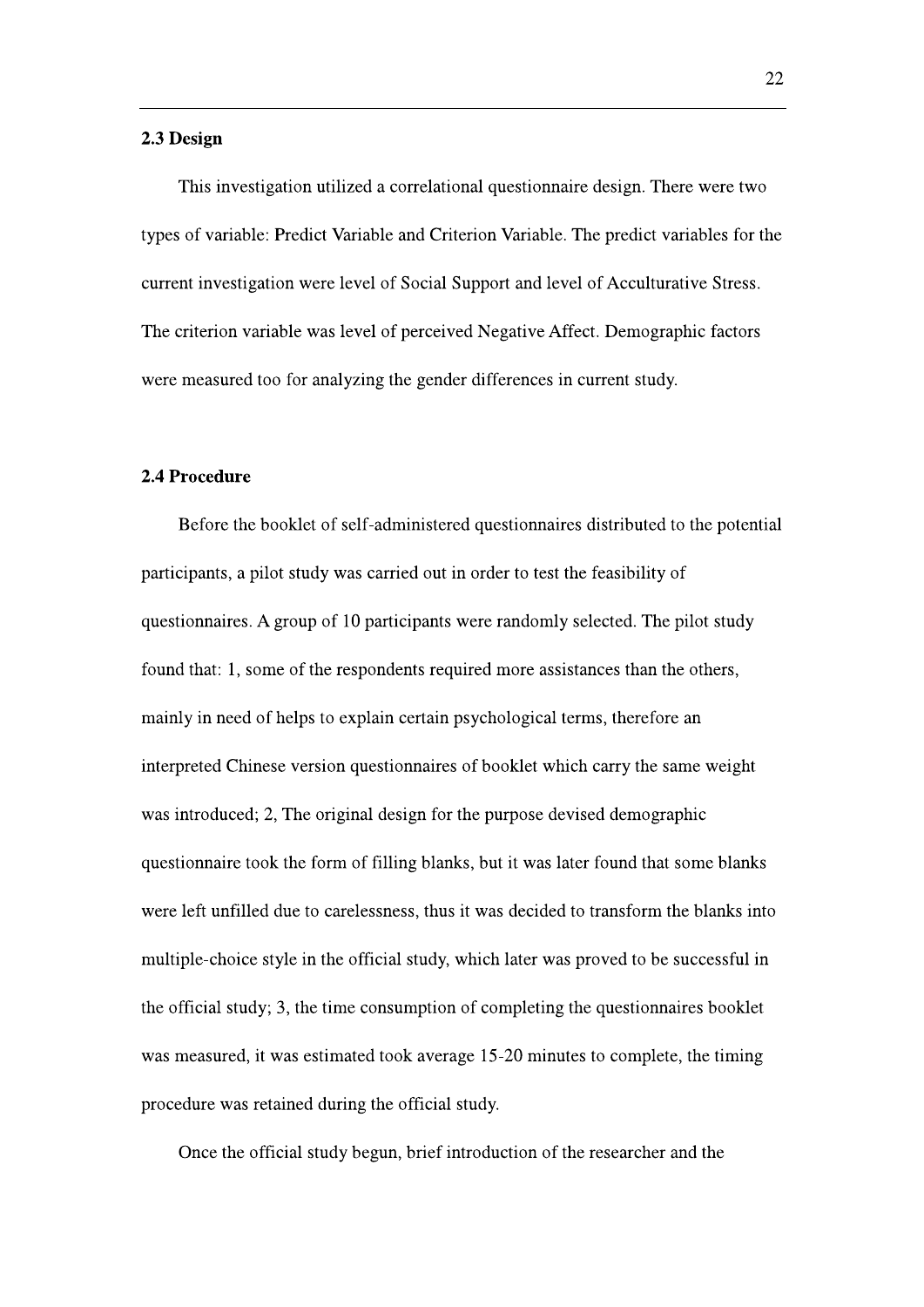## 2.3 Design

This investigation utilized a correlational questionnaire design. There were two types of variable: Predict Variable and Criterion Variable. The predict variables for the current investigation were level of Social Support and level of Acculturative Stress. The criterion variable was level of perceived Negative Affect. Demographic factors were measured too for analyzing the gender differences in current study.

## 2.4 Procedure

Before the booklet of self-administered questionnaires distributed to the potential participants, a pilot study was carried out in order to test the feasibility of questionnaires. A group of 10 participants were randomly selected. The pilot study found that: 1, some of the respondents required more assistances than the others, mainly in need of helps to explain certain psychological terms, therefore an interpreted Chinese version questionnaires of booklet which carry the same weight was introduced; 2, The original design for the purpose devised demographic questionnaire took the form of filling blanks, but it was later found that some blanks were left unfilled due to carelessness, thus it was decided to transform the blanks into multiple-choice style in the official study, which later was proved to be successful in the official study; 3, the time consumption of completing the questionnaires booklet was measured, it was estimated took average 15-20 minutes to complete, the timing procedure was retained during the official study.

Once the official study begun, brief introduction of the researcher and the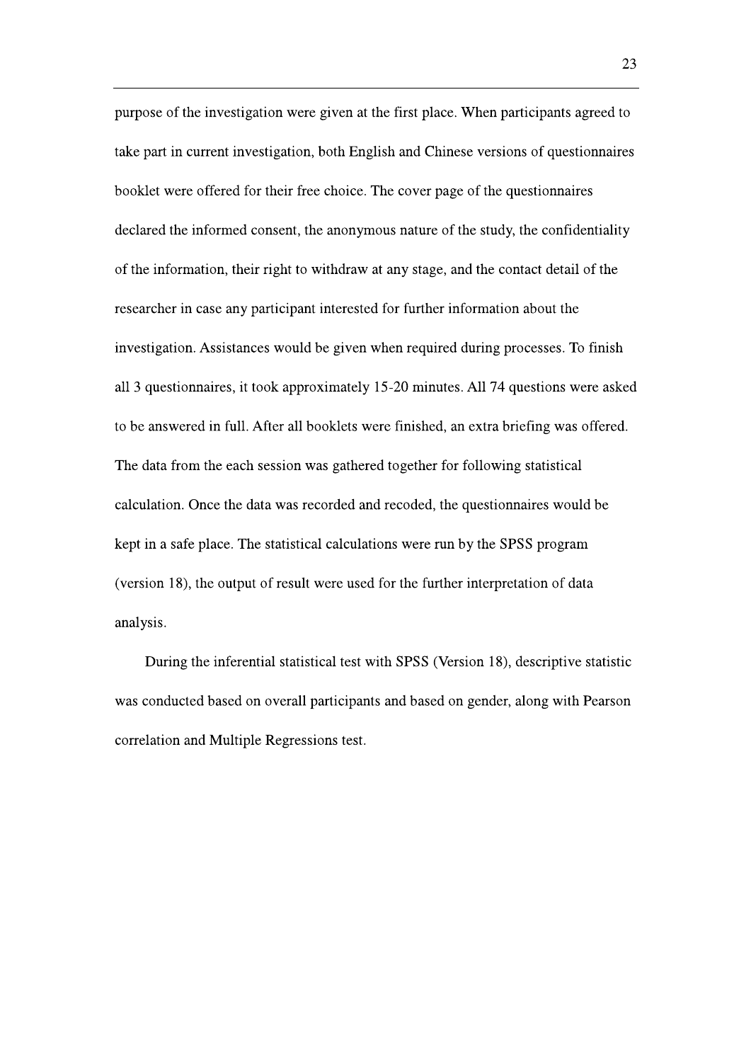purpose of the investigation were given at the first place. When participants agreed to take part in current investigation, both English and Chinese versions of questionnaires booklet were offered for their free choice. The cover page of the questionnaires declared the informed consent, the anonymous nature of the study, the confidentiality of the information, their right to withdraw at any stage, and the contact detail of the researcher in case any participant interested for further information about the investigation. Assistances would be given when required during processes. To finish all 3 questionnaires, it took approximately 15-20 minutes. All 74 questions were asked to be answered in full. After all booklets were finished, an extra briefing was offered. The data from the each session was gathered together for following statistical calculation. Once the data was recorded and recoded, the questionnaires would be kept in a safe place. The statistical calculations were run by the SPSS program (version 18), the output of result were used for the further interpretation of data analysis.

During the inferential statistical test with SPSS (Version 18), descriptive statistic was conducted based on overall participants and based on gender, along with Pearson correlation and Multiple Regressions test.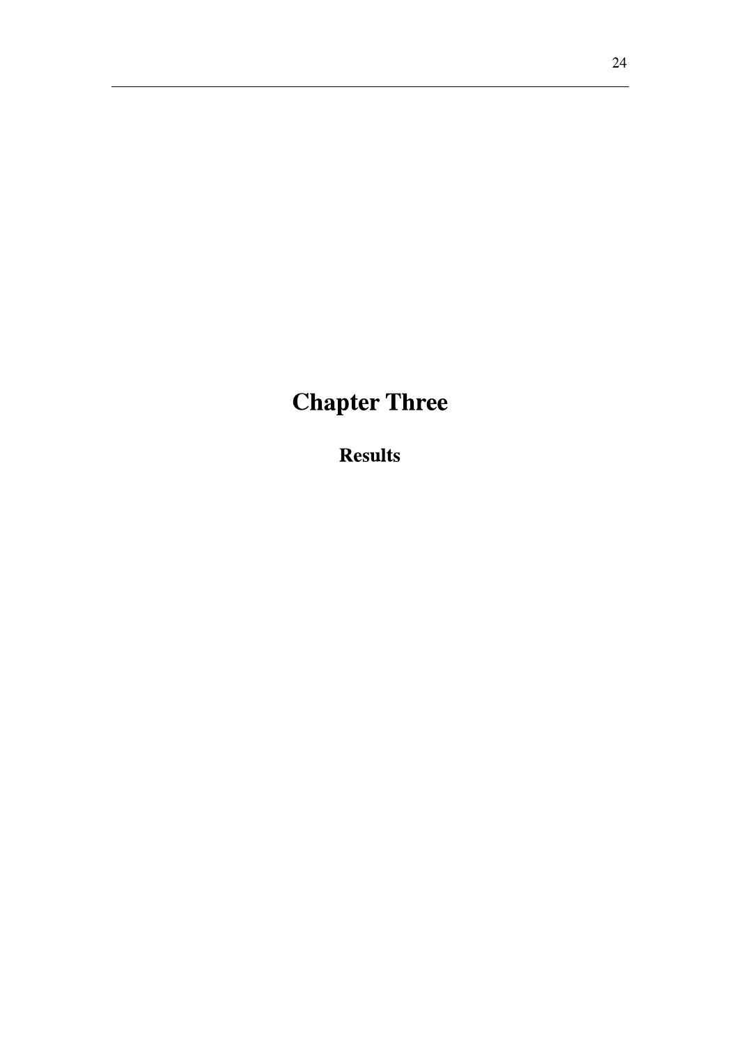# Chapter Three

## Results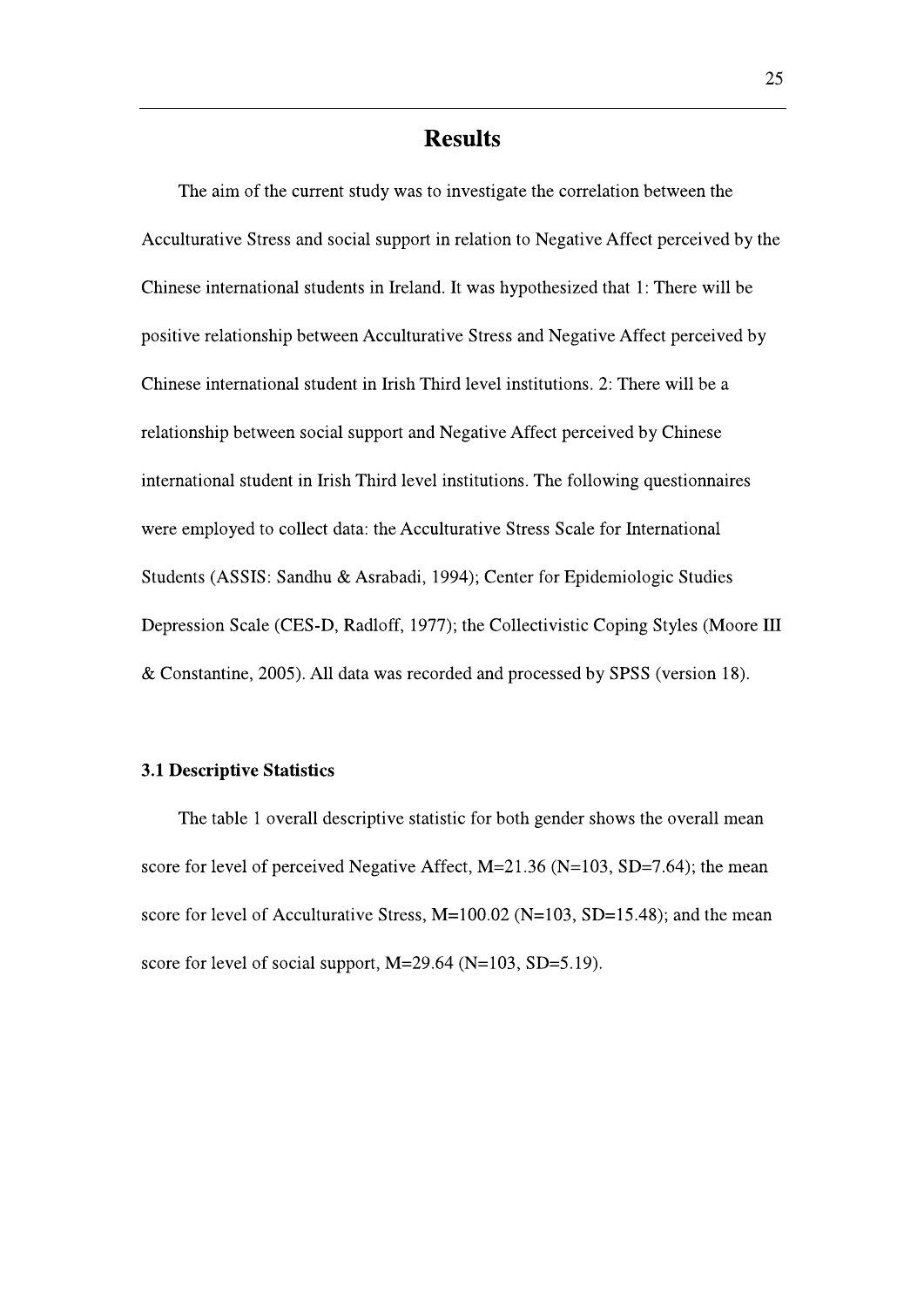# Results

The aim of the current study was to investigate the correlation between the Acculturative Stress and social support in relation to Negative Affect perceived by the Chinese international students in Ireland. It was hypothesized that 1: There will be positive relationship between Acculturative Stress and Negative Affect perceived by Chinese international student in Irish Third level institutions. 2: There will be a relationship between social support and Negative Affect perceived by Chinese international student in Irish Third level institutions. The following questionnaires were employed to collect data: the Acculturative Stress Scale for International Students (ASSIS: Sandhu & Asrabadi, 1994); Center for Epidemiologic Studies Depression Scale (CES-D, Radloff, 1977); the Collectivistic Coping Styles (Moore III & Constantine, 2005). All data was recorded and processed by SPSS (version 18).

### 3.1 Descriptive Statistics

The table 1 overall descriptive statistic for both gender shows the overall mean score for level of perceived Negative Affect, $M=21.36$ ($N=103$, $SD=7.64$); the mean score for level of Acculturative Stress, $M=100.02$ ($N=103$, $SD=15.48$); and the mean score for level of social support, $M=29.64$ ($N=103$, $SD=5.19$).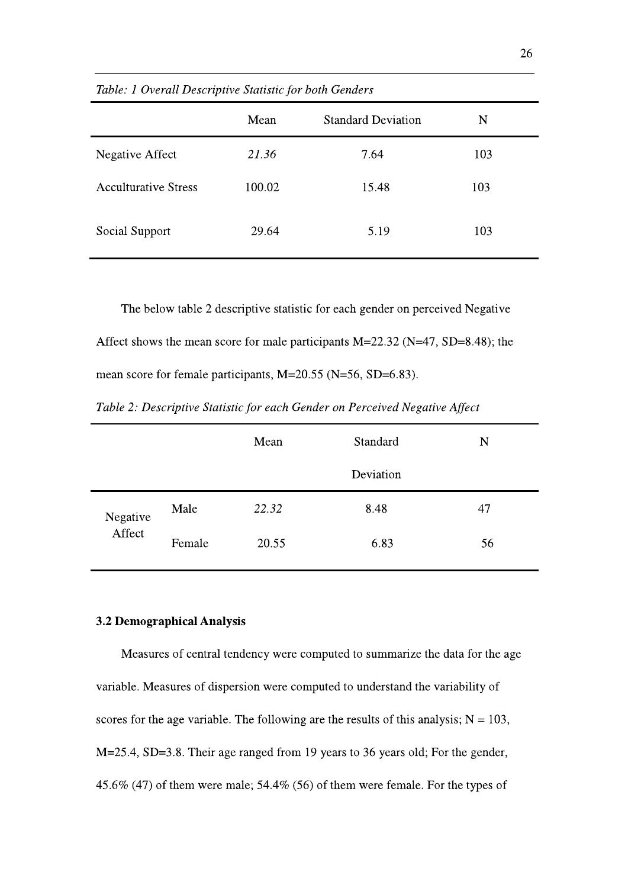*Table: 1 Overall Descriptive Statistic for both Genders*

| | Mean | Standard Deviation | N |
|---|---|---|---|
| Negative Affect | *21.36* | 7.64 | 103 |
| Acculturative Stress | 100.02 | 15.48 | 103 |
| Social Support | 29.64 | 5.19 | 103 |

The below table 2 descriptive statistic for each gender on perceived Negative Affect shows the mean score for male participants M=22.32 (N=47, SD=8.48); the mean score for female participants, M=20.55 (N=56, SD=6.83).

*Table 2: Descriptive Statistic for each Gender on Perceived Negative Affect*

| | | Mean | Standard Deviation | N |
|---|---|---|---|---|
| Negative Affect | Male | *22.32* | 8.48 | 47 |
| | Female | 20.55 | 6.83 | 56 |

### 3.2 Demographical Analysis

Measures of central tendency were computed to summarize the data for the age variable. Measures of dispersion were computed to understand the variability of scores for the age variable. The following are the results of this analysis; N = 103, M=25.4, SD=3.8. Their age ranged from 19 years to 36 years old; For the gender, 45.6% (47) of them were male; 54.4% (56) of them were female. For the types of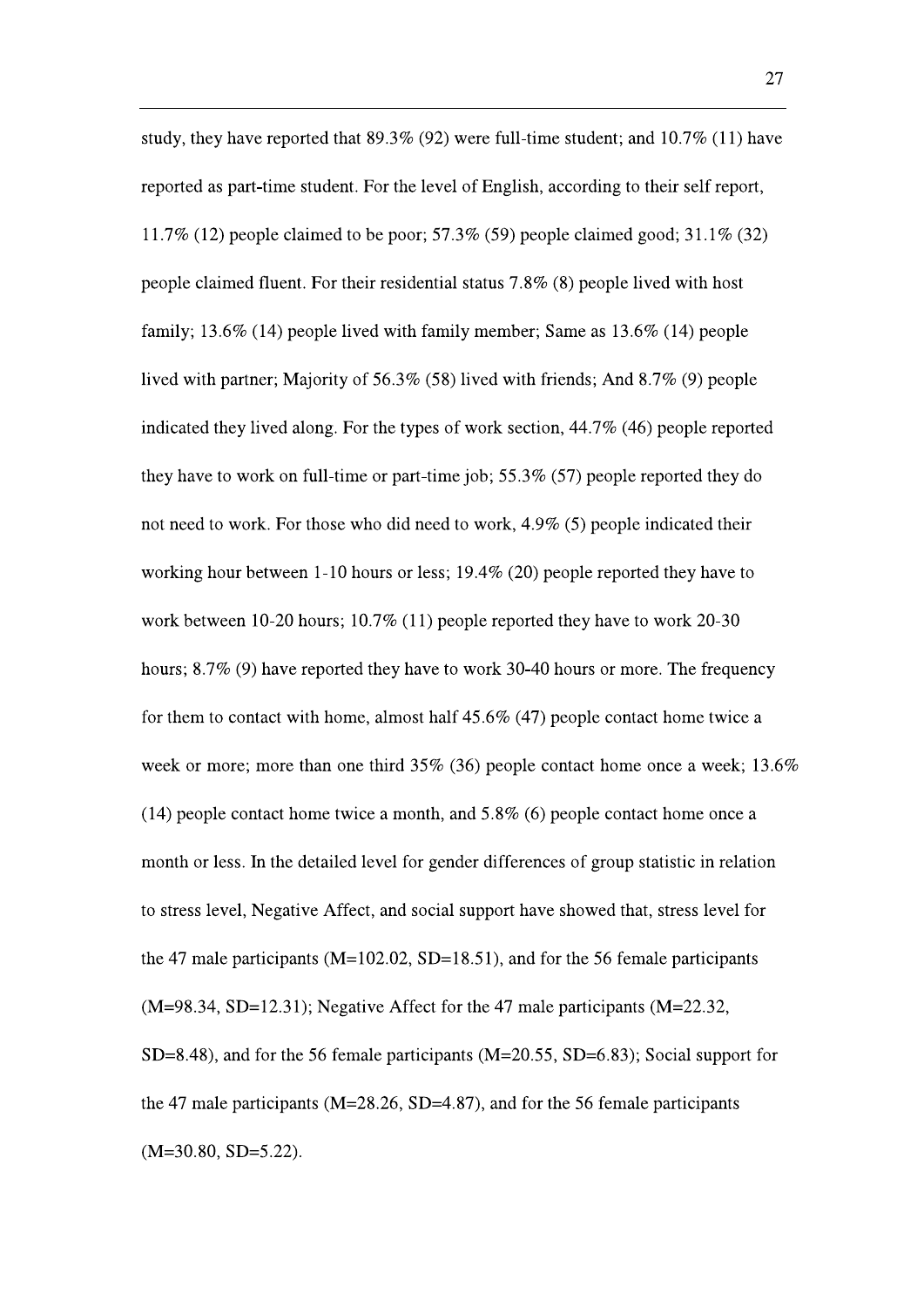study, they have reported that 89.3% (92) were full-time student; and 10.7% (11) have reported as part-time student. For the level of English, according to their self report, 11.7% (12) people claimed to be poor; 57.3% (59) people claimed good; 31.1% (32) people claimed fluent. For their residential status 7.8% (8) people lived with host family; 13.6% (14) people lived with family member; Same as 13.6% (14) people lived with partner; Majority of 56.3% (58) lived with friends; And 8.7% (9) people indicated they lived along. For the types of work section, 44.7% (46) people reported they have to work on full-time or part-time job; 55.3% (57) people reported they do not need to work. For those who did need to work, 4.9% (5) people indicated their working hour between 1-10 hours or less; 19.4% (20) people reported they have to work between 10-20 hours; 10.7% (11) people reported they have to work 20-30 hours; 8.7% (9) have reported they have to work 30-40 hours or more. The frequency for them to contact with home, almost half 45.6% (47) people contact home twice a week or more; more than one third 35% (36) people contact home once a week; 13.6% (14) people contact home twice a month, and 5.8% (6) people contact home once a month or less. In the detailed level for gender differences of group statistic in relation to stress level, Negative Affect, and social support have showed that, stress level for the 47 male participants (M=102.02, SD=18.51), and for the 56 female participants (M=98.34, SD=12.31); Negative Affect for the 47 male participants (M=22.32, SD=8.48), and for the 56 female participants (M=20.55, SD=6.83); Social support for the 47 male participants (M=28.26, SD=4.87), and for the 56 female participants (M=30.80, SD=5.22).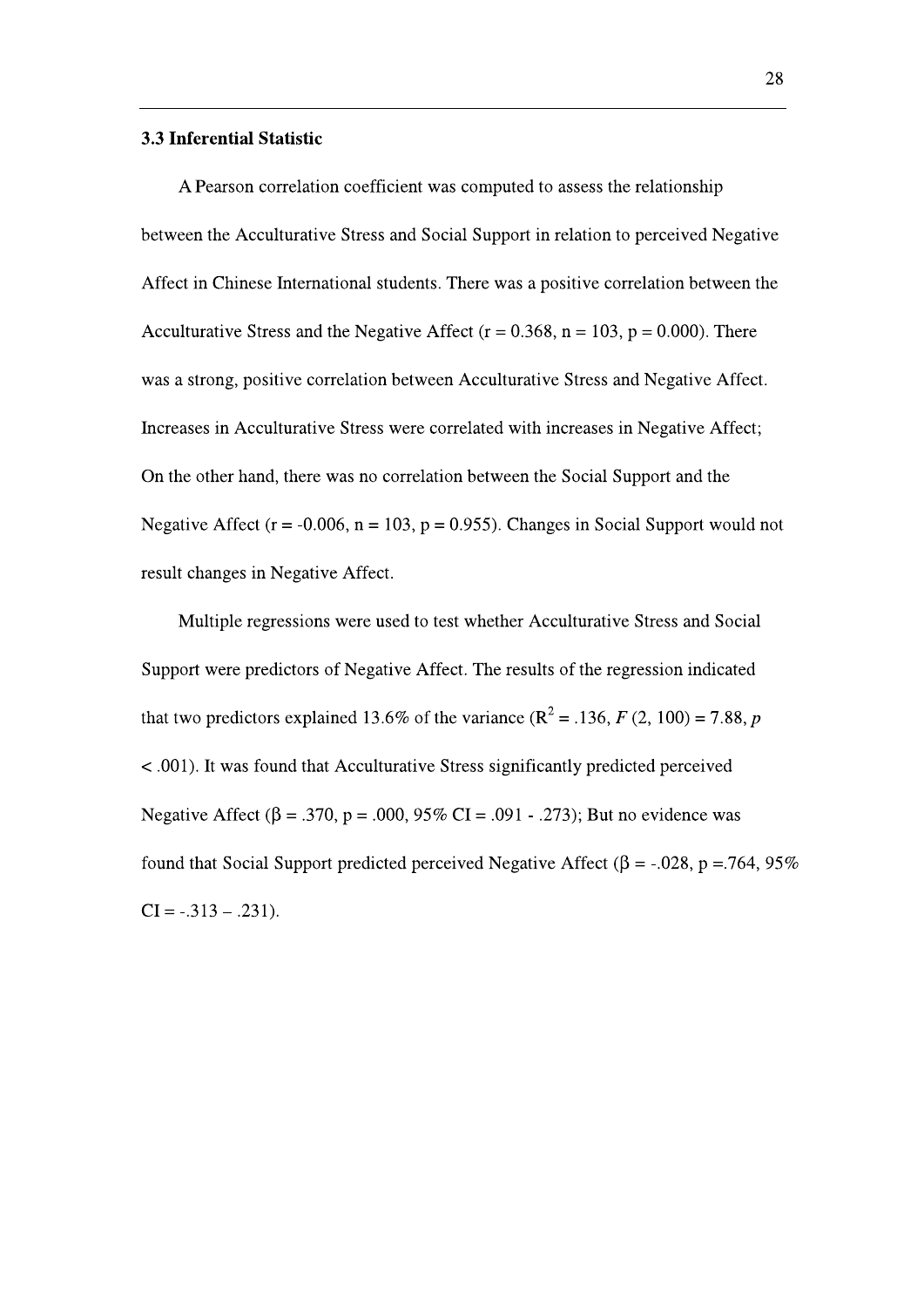### 3.3 Inferential Statistic

A Pearson correlation coefficient was computed to assess the relationship between the Acculturative Stress and Social Support in relation to perceived Negative Affect in Chinese International students. There was a positive correlation between the Acculturative Stress and the Negative Affect ($r = 0.368$, $n = 103$, $p = 0.000$). There was a strong, positive correlation between Acculturative Stress and Negative Affect. Increases in Acculturative Stress were correlated with increases in Negative Affect; On the other hand, there was no correlation between the Social Support and the Negative Affect ($r = -0.006$, $n = 103$, $p = 0.955$). Changes in Social Support would not result changes in Negative Affect.

Multiple regressions were used to test whether Acculturative Stress and Social Support were predictors of Negative Affect. The results of the regression indicated that two predictors explained 13.6% of the variance ($R^2 = .136$, $F\ (2, 100) = 7.88$, $p < .001$). It was found that Acculturative Stress significantly predicted perceived Negative Affect ($\beta = .370$, $p = .000$, 95% CI = .091 - .273); But no evidence was found that Social Support predicted perceived Negative Affect ($\beta = -.028$, $p = .764$, 95% CI = -.313 – .231).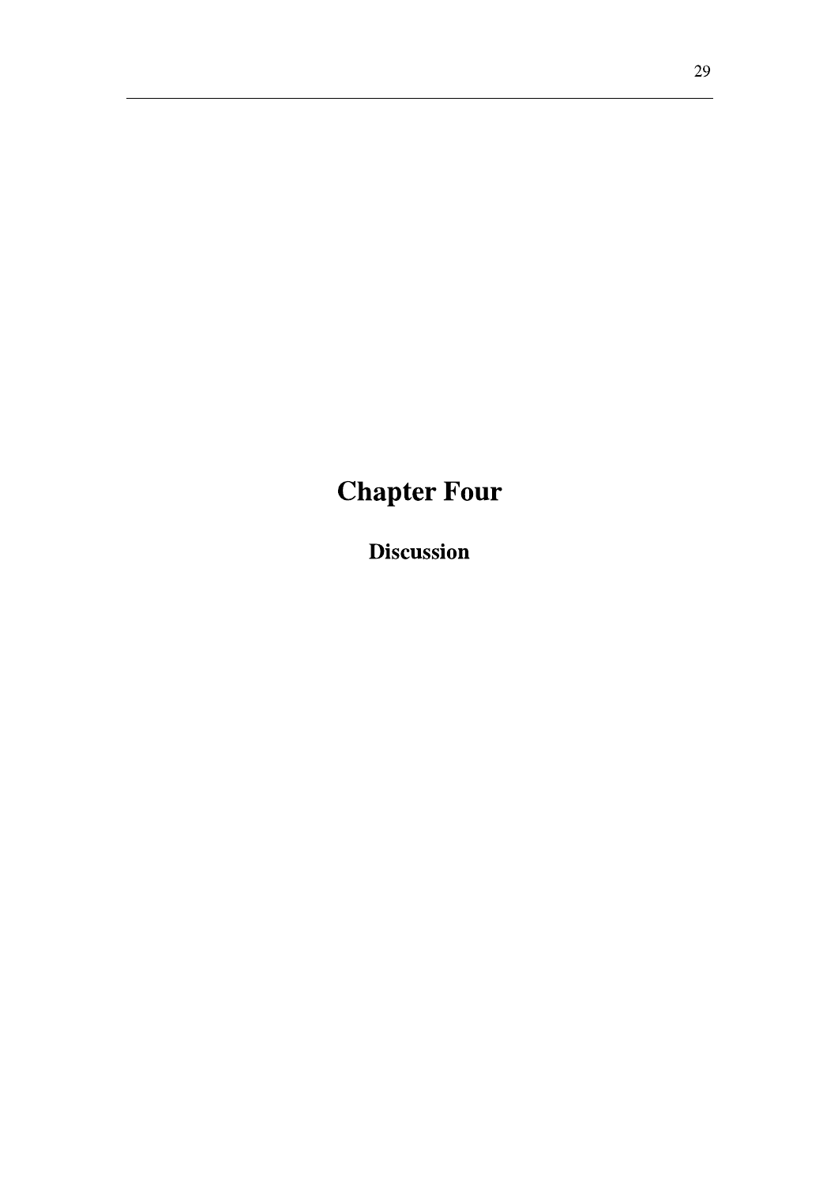# Chapter Four

## Discussion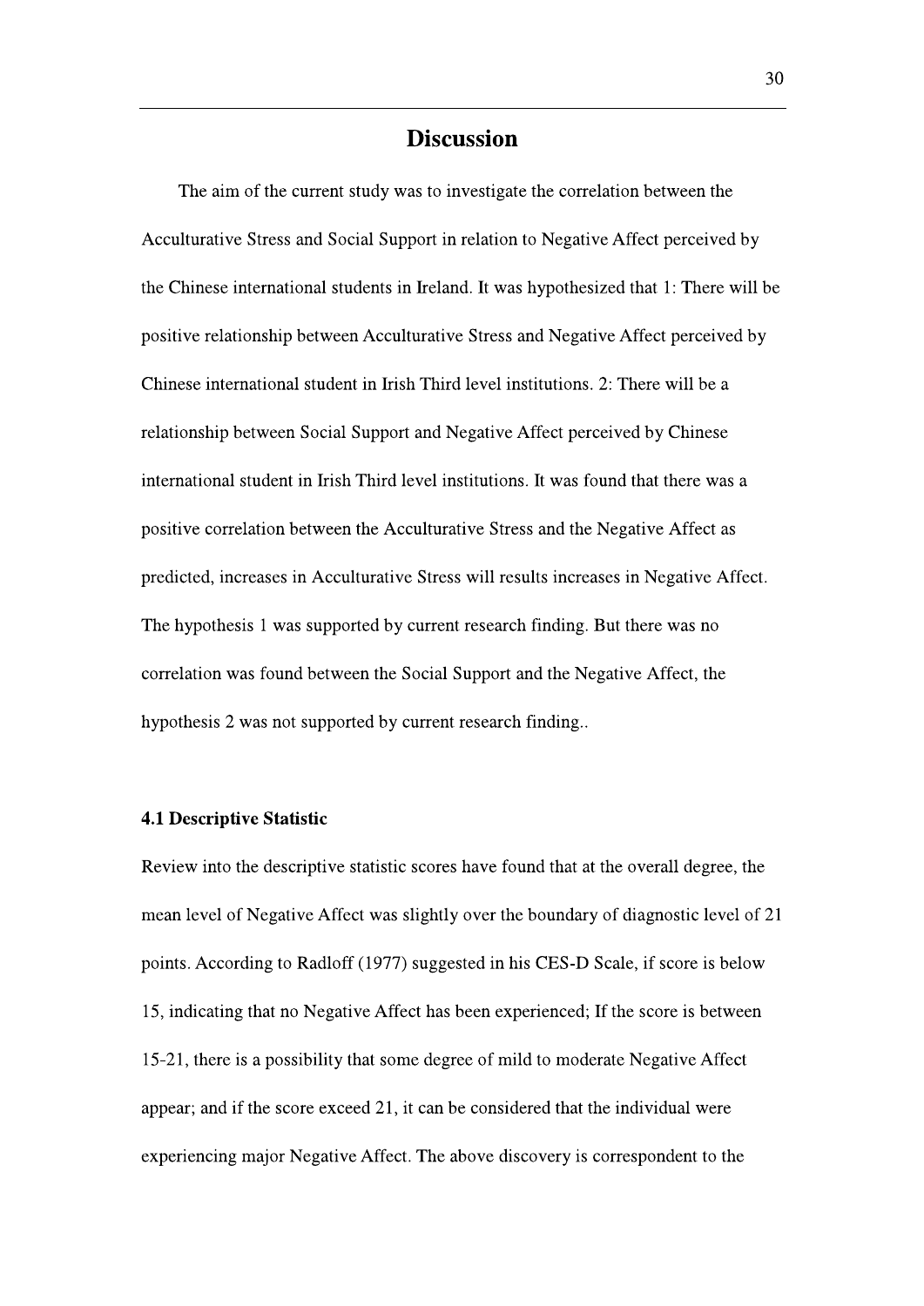# Discussion

The aim of the current study was to investigate the correlation between the Acculturative Stress and Social Support in relation to Negative Affect perceived by the Chinese international students in Ireland. It was hypothesized that 1: There will be positive relationship between Acculturative Stress and Negative Affect perceived by Chinese international student in Irish Third level institutions. 2: There will be a relationship between Social Support and Negative Affect perceived by Chinese international student in Irish Third level institutions. It was found that there was a positive correlation between the Acculturative Stress and the Negative Affect as predicted, increases in Acculturative Stress will results increases in Negative Affect. The hypothesis 1 was supported by current research finding. But there was no correlation was found between the Social Support and the Negative Affect, the hypothesis 2 was not supported by current research finding..

### 4.1 Descriptive Statistic

Review into the descriptive statistic scores have found that at the overall degree, the mean level of Negative Affect was slightly over the boundary of diagnostic level of 21 points. According to Radloff (1977) suggested in his CES-D Scale, if score is below 15, indicating that no Negative Affect has been experienced; If the score is between 15-21, there is a possibility that some degree of mild to moderate Negative Affect appear; and if the score exceed 21, it can be considered that the individual were experiencing major Negative Affect. The above discovery is correspondent to the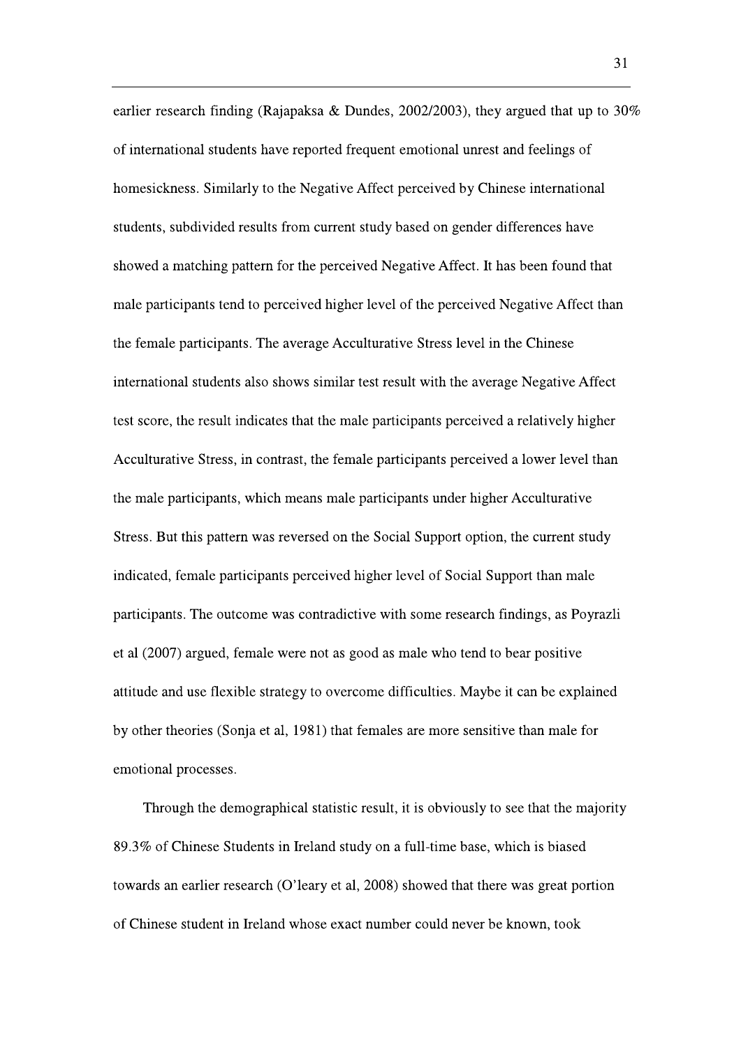earlier research finding (Rajapaksa & Dundes, 2002/2003), they argued that up to 30% of international students have reported frequent emotional unrest and feelings of homesickness. Similarly to the Negative Affect perceived by Chinese international students, subdivided results from current study based on gender differences have showed a matching pattern for the perceived Negative Affect. It has been found that male participants tend to perceived higher level of the perceived Negative Affect than the female participants. The average Acculturative Stress level in the Chinese international students also shows similar test result with the average Negative Affect test score, the result indicates that the male participants perceived a relatively higher Acculturative Stress, in contrast, the female participants perceived a lower level than the male participants, which means male participants under higher Acculturative Stress. But this pattern was reversed on the Social Support option, the current study indicated, female participants perceived higher level of Social Support than male participants. The outcome was contradictive with some research findings, as Poyrazli et al (2007) argued, female were not as good as male who tend to bear positive attitude and use flexible strategy to overcome difficulties. Maybe it can be explained by other theories (Sonja et al, 1981) that females are more sensitive than male for emotional processes.

Through the demographical statistic result, it is obviously to see that the majority 89.3% of Chinese Students in Ireland study on a full-time base, which is biased towards an earlier research (O'leary et al, 2008) showed that there was great portion of Chinese student in Ireland whose exact number could never be known, took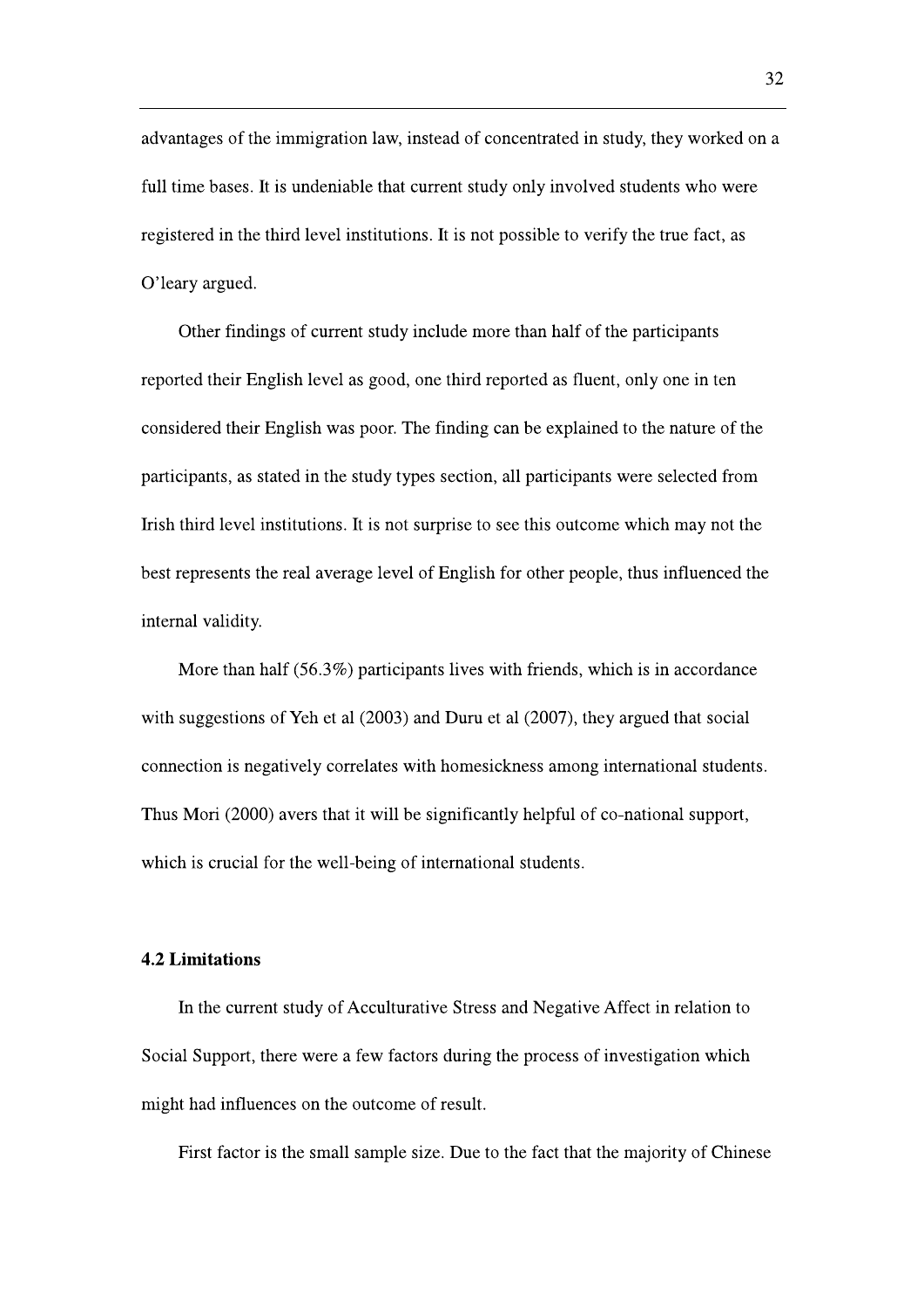advantages of the immigration law, instead of concentrated in study, they worked on a full time bases. It is undeniable that current study only involved students who were registered in the third level institutions. It is not possible to verify the true fact, as O'leary argued.

Other findings of current study include more than half of the participants reported their English level as good, one third reported as fluent, only one in ten considered their English was poor. The finding can be explained to the nature of the participants, as stated in the study types section, all participants were selected from Irish third level institutions. It is not surprise to see this outcome which may not the best represents the real average level of English for other people, thus influenced the internal validity.

More than half (56.3%) participants lives with friends, which is in accordance with suggestions of Yeh et al (2003) and Duru et al (2007), they argued that social connection is negatively correlates with homesickness among international students. Thus Mori (2000) avers that it will be significantly helpful of co-national support, which is crucial for the well-being of international students.

### 4.2 Limitations

In the current study of Acculturative Stress and Negative Affect in relation to Social Support, there were a few factors during the process of investigation which might had influences on the outcome of result.

First factor is the small sample size. Due to the fact that the majority of Chinese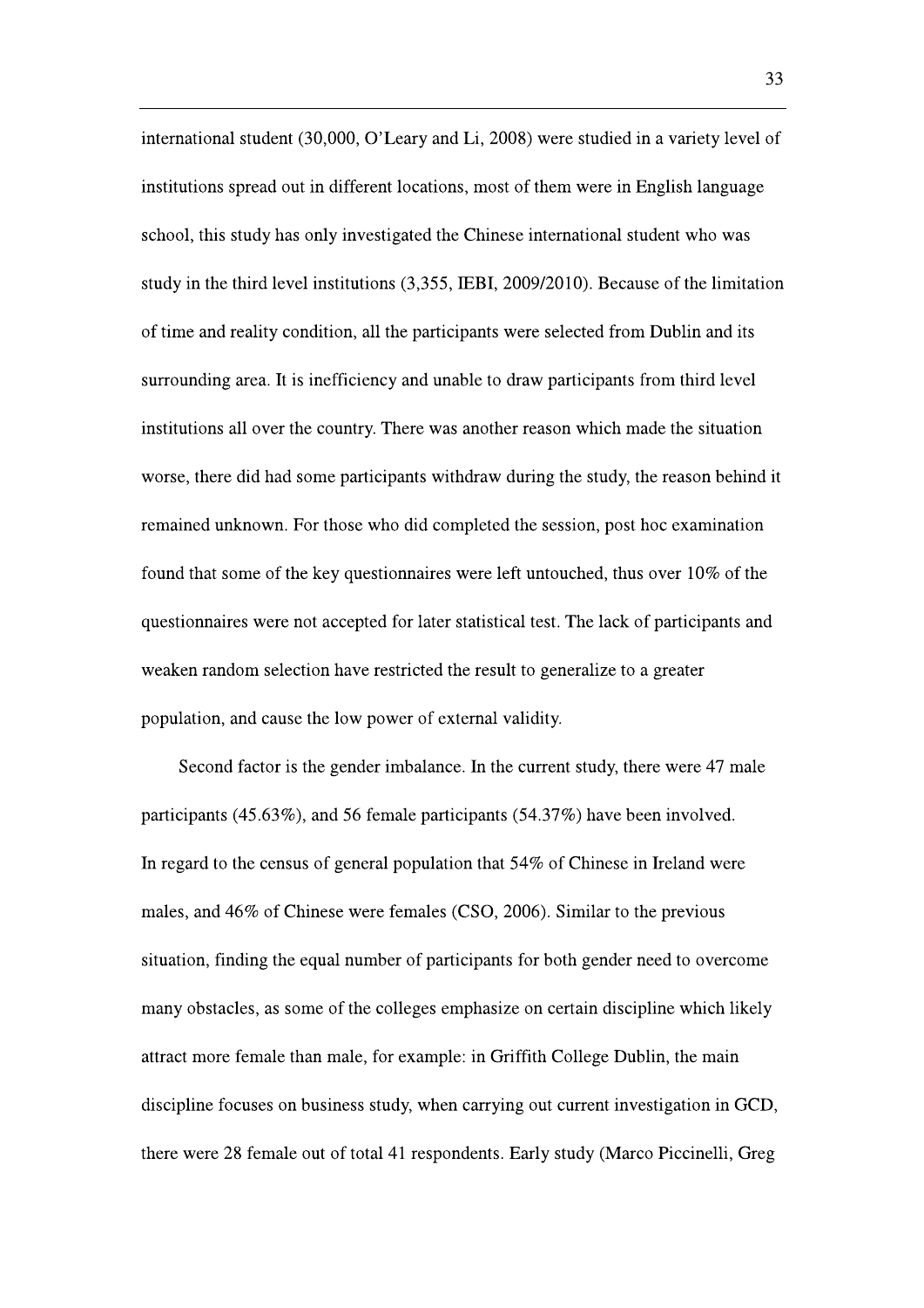international student (30,000, O'Leary and Li, 2008) were studied in a variety level of institutions spread out in different locations, most of them were in English language school, this study has only investigated the Chinese international student who was study in the third level institutions (3,355, IEBI, 2009/2010). Because of the limitation of time and reality condition, all the participants were selected from Dublin and its surrounding area. It is inefficiency and unable to draw participants from third level institutions all over the country. There was another reason which made the situation worse, there did had some participants withdraw during the study, the reason behind it remained unknown. For those who did completed the session, post hoc examination found that some of the key questionnaires were left untouched, thus over 10% of the questionnaires were not accepted for later statistical test. The lack of participants and weaken random selection have restricted the result to generalize to a greater population, and cause the low power of external validity.

Second factor is the gender imbalance. In the current study, there were 47 male participants (45.63%), and 56 female participants (54.37%) have been involved. In regard to the census of general population that 54% of Chinese in Ireland were males, and 46% of Chinese were females (CSO, 2006). Similar to the previous situation, finding the equal number of participants for both gender need to overcome many obstacles, as some of the colleges emphasize on certain discipline which likely attract more female than male, for example: in Griffith College Dublin, the main discipline focuses on business study, when carrying out current investigation in GCD, there were 28 female out of total 41 respondents. Early study (Marco Piccinelli, Greg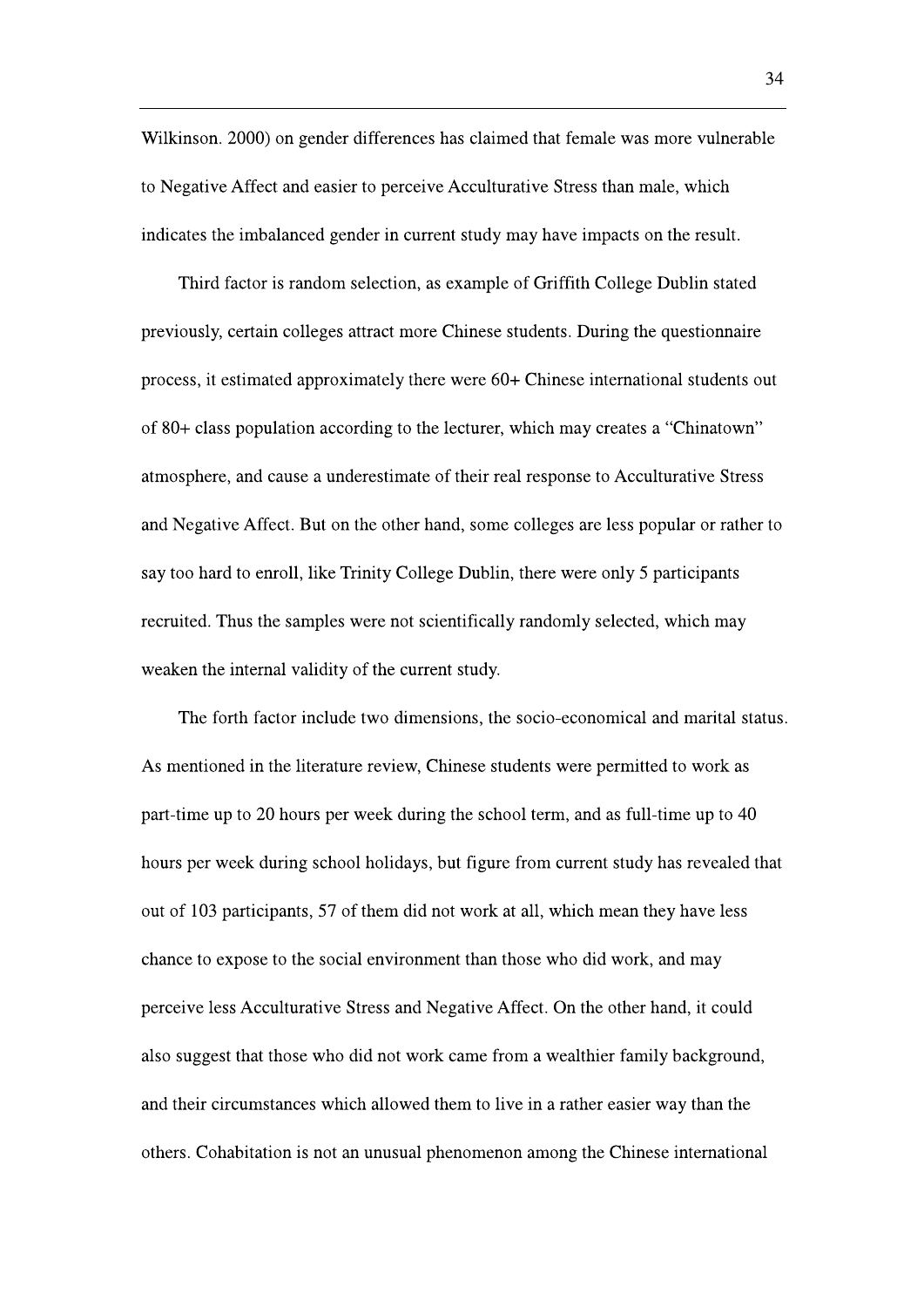Wilkinson. 2000) on gender differences has claimed that female was more vulnerable to Negative Affect and easier to perceive Acculturative Stress than male, which indicates the imbalanced gender in current study may have impacts on the result.

Third factor is random selection, as example of Griffith College Dublin stated previously, certain colleges attract more Chinese students. During the questionnaire process, it estimated approximately there were 60+ Chinese international students out of 80+ class population according to the lecturer, which may creates a "Chinatown" atmosphere, and cause a underestimate of their real response to Acculturative Stress and Negative Affect. But on the other hand, some colleges are less popular or rather to say too hard to enroll, like Trinity College Dublin, there were only 5 participants recruited. Thus the samples were not scientifically randomly selected, which may weaken the internal validity of the current study.

The forth factor include two dimensions, the socio-economical and marital status. As mentioned in the literature review, Chinese students were permitted to work as part-time up to 20 hours per week during the school term, and as full-time up to 40 hours per week during school holidays, but figure from current study has revealed that out of 103 participants, 57 of them did not work at all, which mean they have less chance to expose to the social environment than those who did work, and may perceive less Acculturative Stress and Negative Affect. On the other hand, it could also suggest that those who did not work came from a wealthier family background, and their circumstances which allowed them to live in a rather easier way than the others. Cohabitation is not an unusual phenomenon among the Chinese international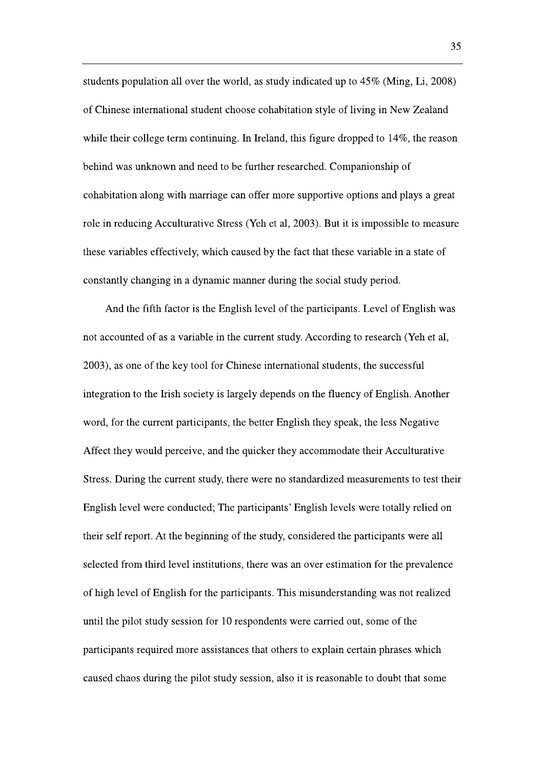students population all over the world, as study indicated up to 45% (Ming, Li, 2008) of Chinese international student choose cohabitation style of living in New Zealand while their college term continuing. In Ireland, this figure dropped to 14%, the reason behind was unknown and need to be further researched. Companionship of cohabitation along with marriage can offer more supportive options and plays a great role in reducing Acculturative Stress (Yeh et al, 2003). But it is impossible to measure these variables effectively, which caused by the fact that these variable in a state of constantly changing in a dynamic manner during the social study period.

And the fifth factor is the English level of the participants. Level of English was not accounted of as a variable in the current study. According to research (Yeh et al, 2003), as one of the key tool for Chinese international students, the successful integration to the Irish society is largely depends on the fluency of English. Another word, for the current participants, the better English they speak, the less Negative Affect they would perceive, and the quicker they accommodate their Acculturative Stress. During the current study, there were no standardized measurements to test their English level were conducted; The participants' English levels were totally relied on their self report. At the beginning of the study, considered the participants were all selected from third level institutions, there was an over estimation for the prevalence of high level of English for the participants. This misunderstanding was not realized until the pilot study session for 10 respondents were carried out, some of the participants required more assistances that others to explain certain phrases which caused chaos during the pilot study session, also it is reasonable to doubt that some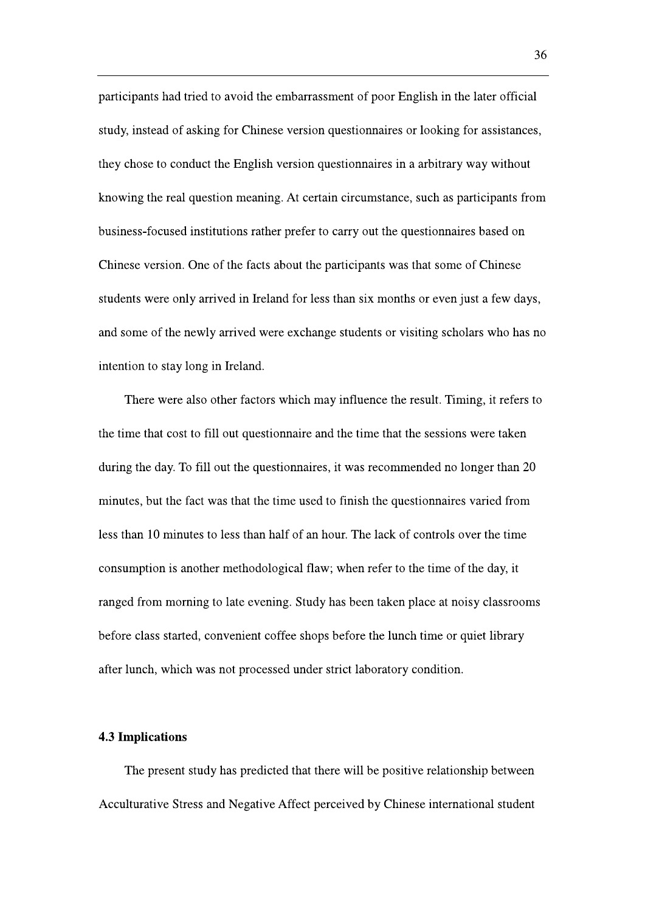participants had tried to avoid the embarrassment of poor English in the later official study, instead of asking for Chinese version questionnaires or looking for assistances, they chose to conduct the English version questionnaires in a arbitrary way without knowing the real question meaning. At certain circumstance, such as participants from business-focused institutions rather prefer to carry out the questionnaires based on Chinese version. One of the facts about the participants was that some of Chinese students were only arrived in Ireland for less than six months or even just a few days, and some of the newly arrived were exchange students or visiting scholars who has no intention to stay long in Ireland.

There were also other factors which may influence the result. Timing, it refers to the time that cost to fill out questionnaire and the time that the sessions were taken during the day. To fill out the questionnaires, it was recommended no longer than 20 minutes, but the fact was that the time used to finish the questionnaires varied from less than 10 minutes to less than half of an hour. The lack of controls over the time consumption is another methodological flaw; when refer to the time of the day, it ranged from morning to late evening. Study has been taken place at noisy classrooms before class started, convenient coffee shops before the lunch time or quiet library after lunch, which was not processed under strict laboratory condition.

### 4.3 Implications

The present study has predicted that there will be positive relationship between Acculturative Stress and Negative Affect perceived by Chinese international student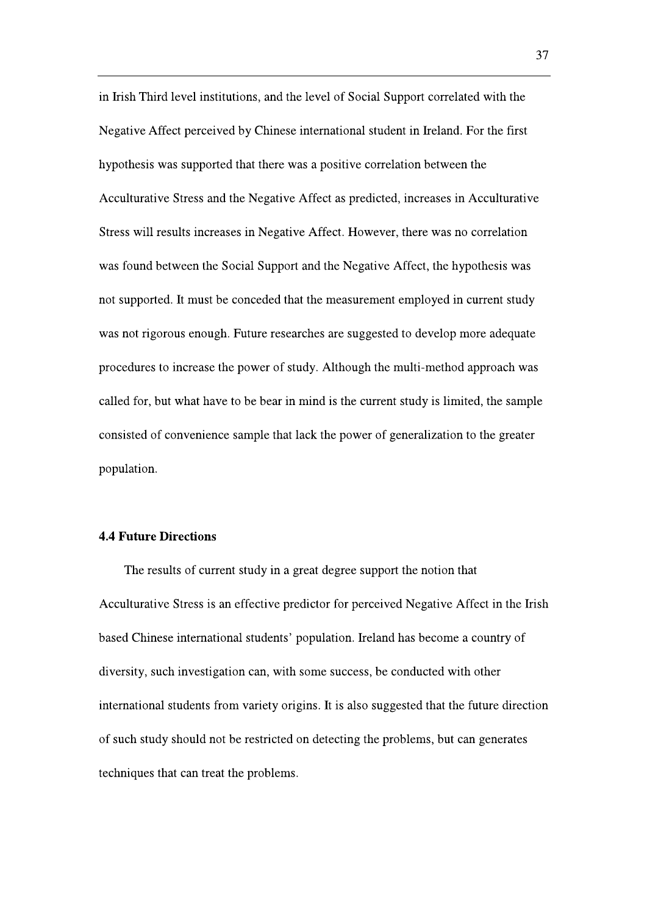in Irish Third level institutions, and the level of Social Support correlated with the Negative Affect perceived by Chinese international student in Ireland. For the first hypothesis was supported that there was a positive correlation between the Acculturative Stress and the Negative Affect as predicted, increases in Acculturative Stress will results increases in Negative Affect. However, there was no correlation was found between the Social Support and the Negative Affect, the hypothesis was not supported. It must be conceded that the measurement employed in current study was not rigorous enough. Future researches are suggested to develop more adequate procedures to increase the power of study. Although the multi-method approach was called for, but what have to be bear in mind is the current study is limited, the sample consisted of convenience sample that lack the power of generalization to the greater population.

### 4.4 Future Directions

The results of current study in a great degree support the notion that Acculturative Stress is an effective predictor for perceived Negative Affect in the Irish based Chinese international students' population. Ireland has become a country of diversity, such investigation can, with some success, be conducted with other international students from variety origins. It is also suggested that the future direction of such study should not be restricted on detecting the problems, but can generates techniques that can treat the problems.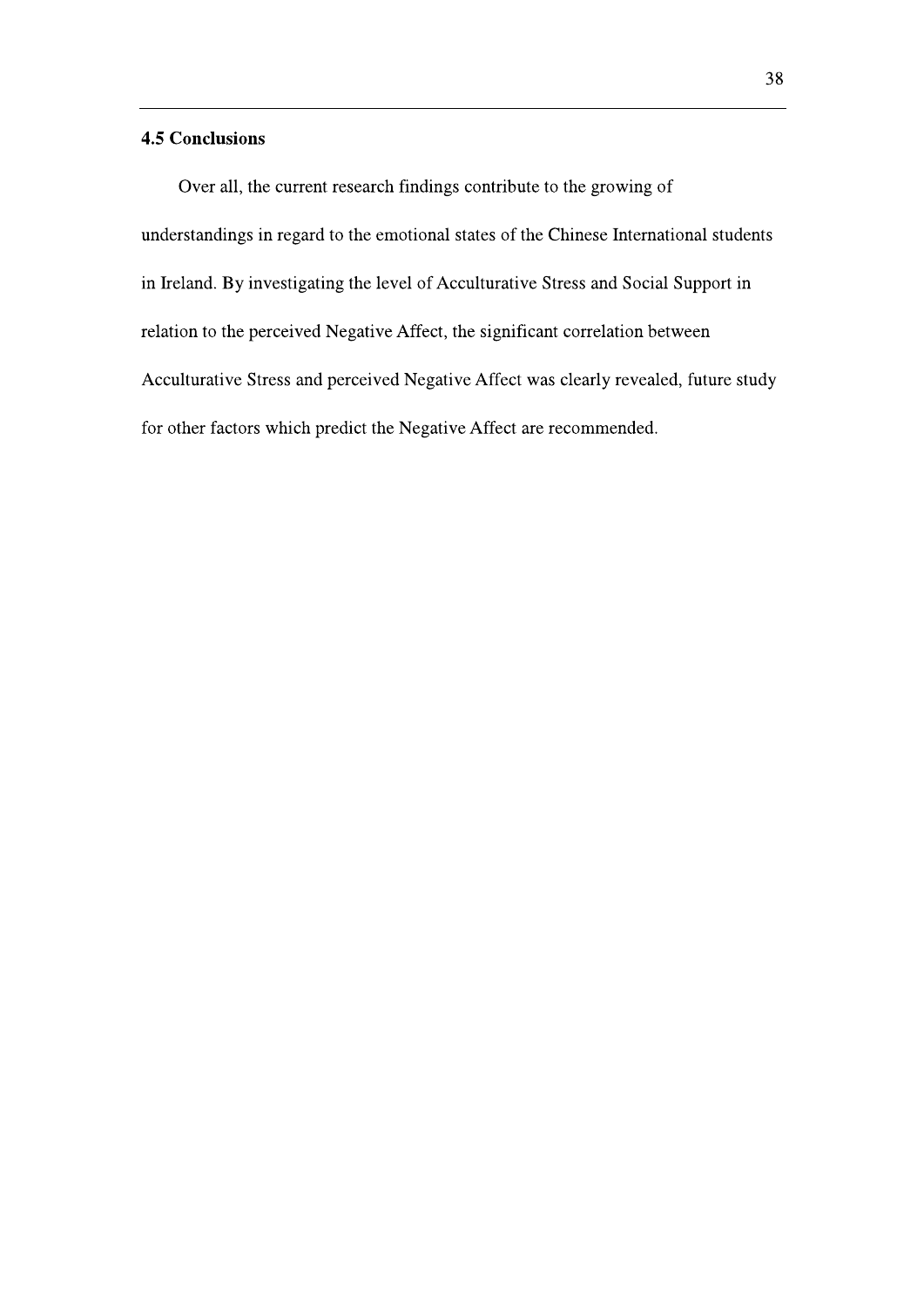### 4.5 Conclusions

Over all, the current research findings contribute to the growing of understandings in regard to the emotional states of the Chinese International students in Ireland. By investigating the level of Acculturative Stress and Social Support in relation to the perceived Negative Affect, the significant correlation between Acculturative Stress and perceived Negative Affect was clearly revealed, future study for other factors which predict the Negative Affect are recommended.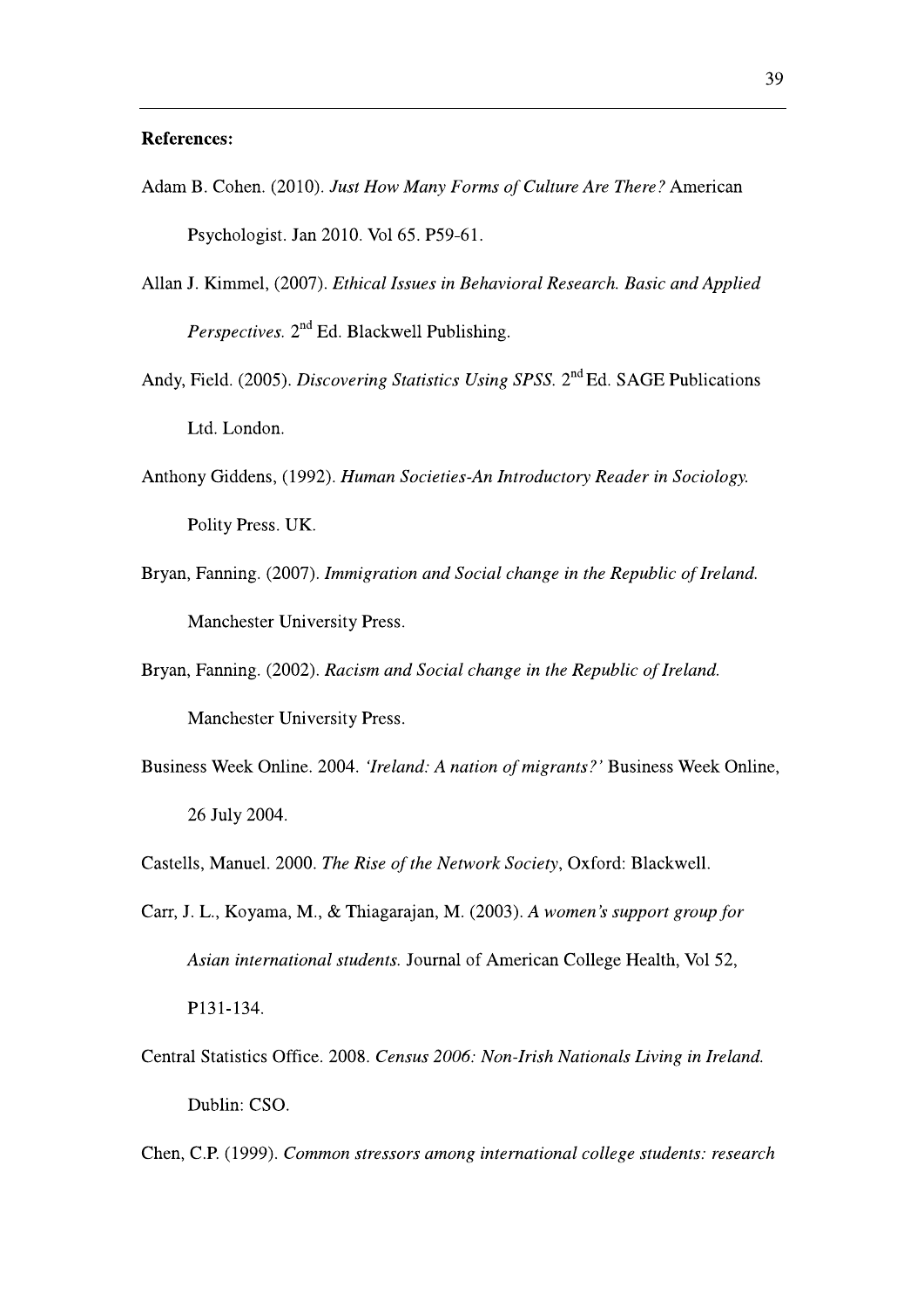**References:**

Adam B. Cohen. (2010). *Just How Many Forms of Culture Are There?* American Psychologist. Jan 2010. Vol 65. P59-61.

Allan J. Kimmel, (2007). *Ethical Issues in Behavioral Research. Basic and Applied Perspectives.* 2nd Ed. Blackwell Publishing.

Andy, Field. (2005). *Discovering Statistics Using SPSS.* 2nd Ed. SAGE Publications Ltd. London.

Anthony Giddens, (1992). *Human Societies-An Introductory Reader in Sociology.* Polity Press. UK.

Bryan, Fanning. (2007). *Immigration and Social change in the Republic of Ireland.* Manchester University Press.

Bryan, Fanning. (2002). *Racism and Social change in the Republic of Ireland.* Manchester University Press.

Business Week Online. 2004. *'Ireland: A nation of migrants?'* Business Week Online, 26 July 2004.

Castells, Manuel. 2000. *The Rise of the Network Society*, Oxford: Blackwell.

Carr, J. L., Koyama, M., & Thiagarajan, M. (2003). *A women's support group for Asian international students.* Journal of American College Health, Vol 52, P131-134.

Central Statistics Office. 2008. *Census 2006: Non-Irish Nationals Living in Ireland.* Dublin: CSO.

Chen, C.P. (1999). *Common stressors among international college students: research*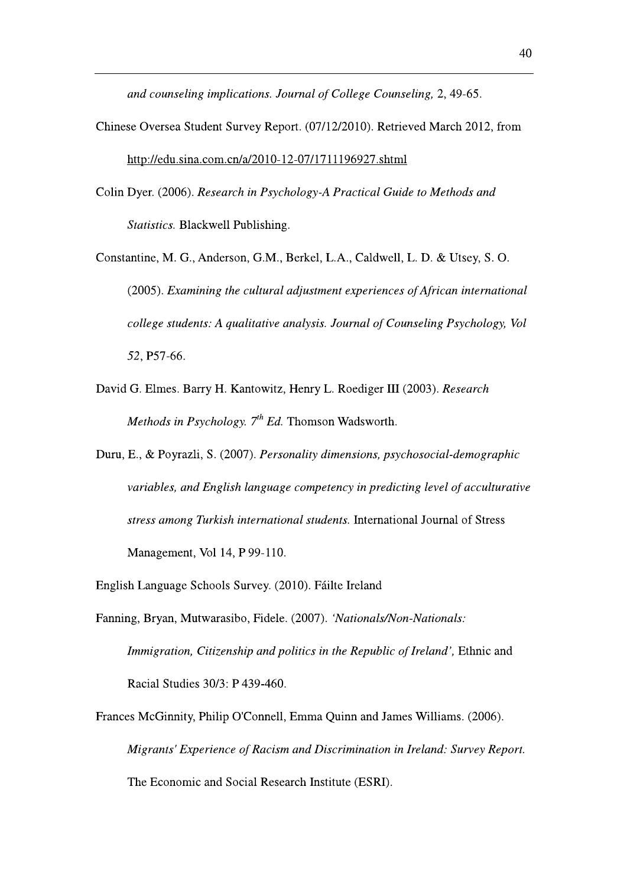*and counseling implications. Journal of College Counseling,* 2, 49-65.

Chinese Oversea Student Survey Report. (07/12/2010). Retrieved March 2012, from http://edu.sina.com.cn/a/2010-12-07/1711196927.shtml

Colin Dyer. (2006). *Research in Psychology-A Practical Guide to Methods and Statistics.* Blackwell Publishing.

Constantine, M. G., Anderson, G.M., Berkel, L.A., Caldwell, L. D. & Utsey, S. O. (2005). *Examining the cultural adjustment experiences of African international college students: A qualitative analysis. Journal of Counseling Psychology, Vol 52*, P57-66.

David G. Elmes. Barry H. Kantowitz, Henry L. Roediger III (2003). *Research Methods in Psychology. 7th Ed.* Thomson Wadsworth.

Duru, E., & Poyrazli, S. (2007). *Personality dimensions, psychosocial-demographic variables, and English language competency in predicting level of acculturative stress among Turkish international students.* International Journal of Stress Management, Vol 14, P 99-110.

English Language Schools Survey. (2010). Fáilte Ireland

Fanning, Bryan, Mutwarasibo, Fidele. (2007). *'Nationals/Non-Nationals: Immigration, Citizenship and politics in the Republic of Ireland',* Ethnic and Racial Studies 30/3: P 439-460.

Frances McGinnity, Philip O'Connell, Emma Quinn and James Williams. (2006). *Migrants' Experience of Racism and Discrimination in Ireland: Survey Report.* The Economic and Social Research Institute (ESRI).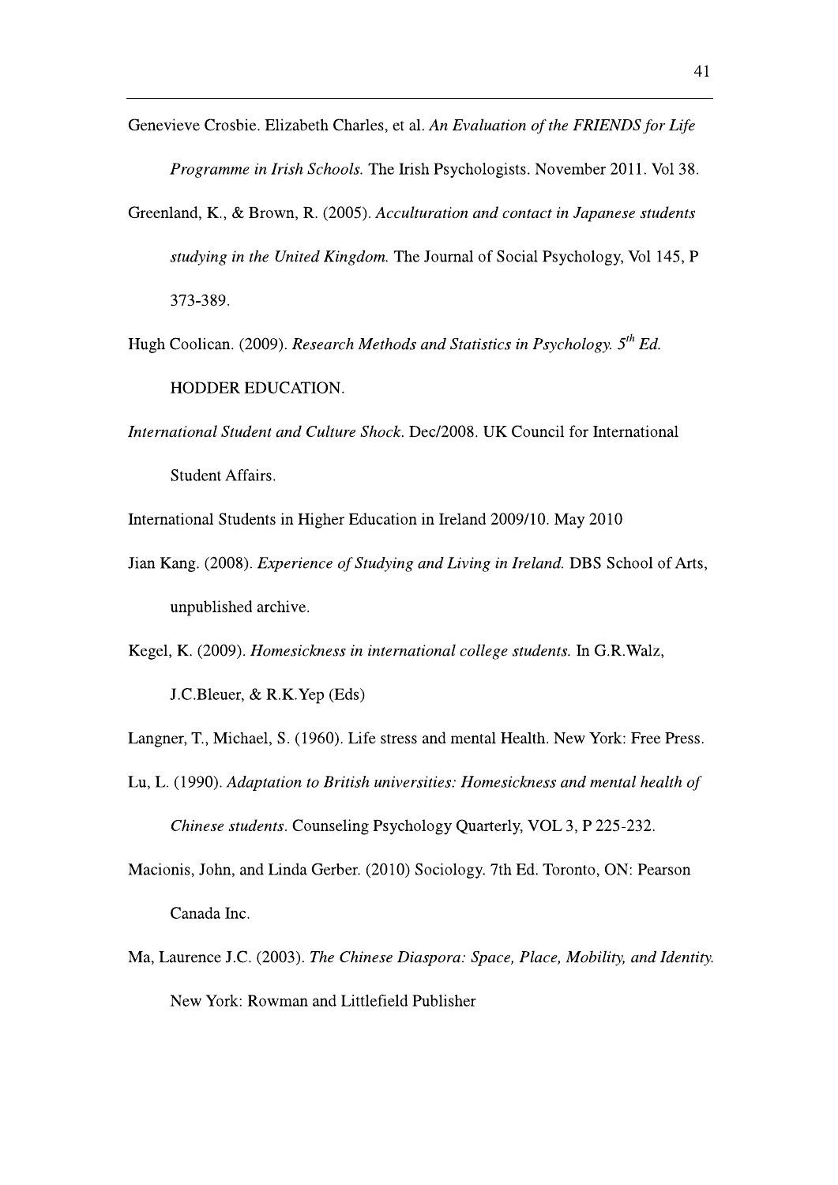Genevieve Crosbie. Elizabeth Charles, et al. *An Evaluation of the FRIENDS for Life Programme in Irish Schools.* The Irish Psychologists. November 2011. Vol 38.

Greenland, K., & Brown, R. (2005). *Acculturation and contact in Japanese students studying in the United Kingdom.* The Journal of Social Psychology, Vol 145, P 373-389.

Hugh Coolican. (2009). *Research Methods and Statistics in Psychology. 5th Ed.* HODDER EDUCATION.

*International Student and Culture Shock.* Dec/2008. UK Council for International Student Affairs.

International Students in Higher Education in Ireland 2009/10. May 2010

Jian Kang. (2008). *Experience of Studying and Living in Ireland.* DBS School of Arts, unpublished archive.

Kegel, K. (2009). *Homesickness in international college students.* In G.R.Walz, J.C.Bleuer, & R.K.Yep (Eds)

Langner, T., Michael, S. (1960). Life stress and mental Health. New York: Free Press.

Lu, L. (1990). *Adaptation to British universities: Homesickness and mental health of Chinese students.* Counseling Psychology Quarterly, VOL 3, P 225-232.

Macionis, John, and Linda Gerber. (2010) Sociology. 7th Ed. Toronto, ON: Pearson Canada Inc.

Ma, Laurence J.C. (2003). *The Chinese Diaspora: Space, Place, Mobility, and Identity.* New York: Rowman and Littlefield Publisher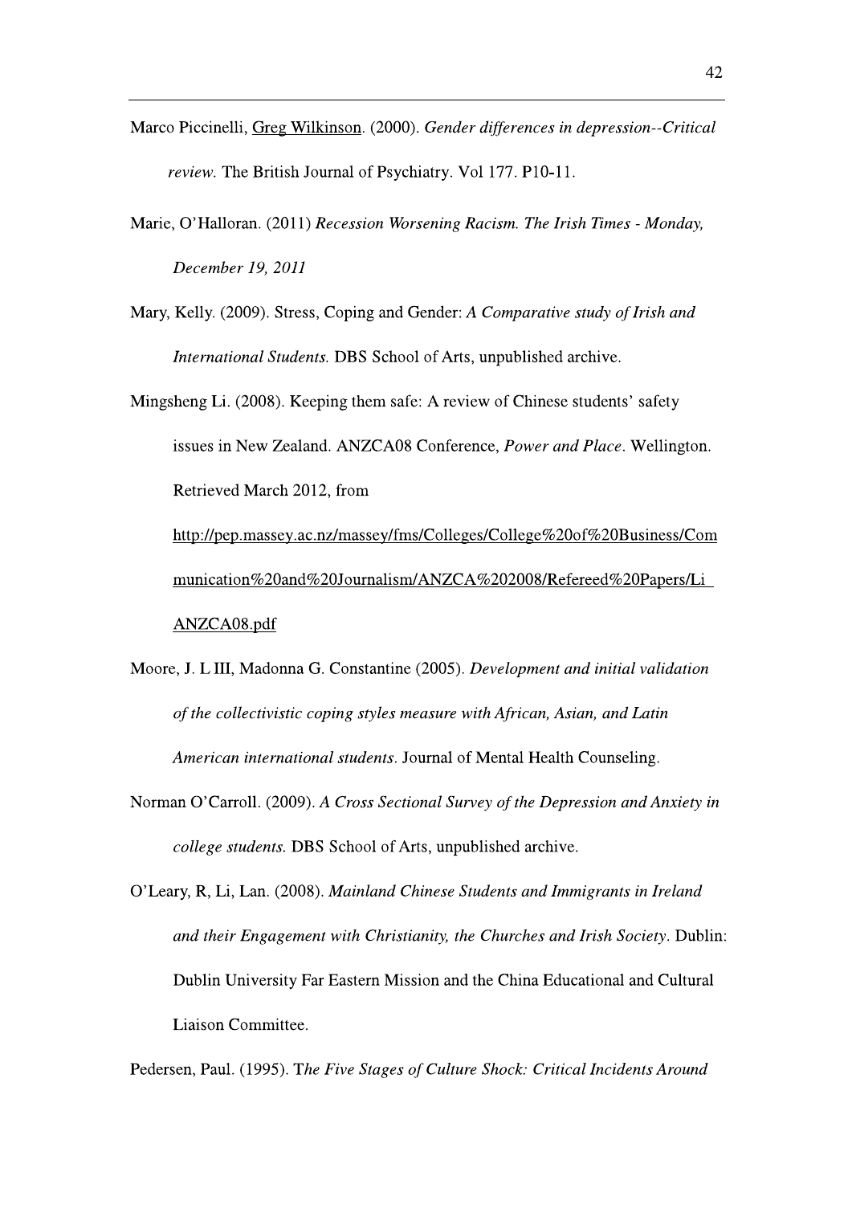Marco Piccinelli, Greg Wilkinson. (2000). *Gender differences in depression--Critical review*. The British Journal of Psychiatry. Vol 177. P10-11.

Marie, O'Halloran. (2011) *Recession Worsening Racism. The Irish Times - Monday, December 19, 2011*

Mary, Kelly. (2009). Stress, Coping and Gender: *A Comparative study of Irish and International Students*. DBS School of Arts, unpublished archive.

Mingsheng Li. (2008). Keeping them safe: A review of Chinese students' safety issues in New Zealand. ANZCA08 Conference, *Power and Place*. Wellington. Retrieved March 2012, from http://pep.massey.ac.nz/massey/fms/Colleges/College%20of%20Business/Communication%20and%20Journalism/ANZCA%202008/Refereed%20Papers/Li_ANZCA08.pdf

Moore, J. L III, Madonna G. Constantine (2005). *Development and initial validation of the collectivistic coping styles measure with African, Asian, and Latin American international students*. Journal of Mental Health Counseling.

Norman O'Carroll. (2009). *A Cross Sectional Survey of the Depression and Anxiety in college students*. DBS School of Arts, unpublished archive.

O'Leary, R, Li, Lan. (2008). *Mainland Chinese Students and Immigrants in Ireland and their Engagement with Christianity, the Churches and Irish Society*. Dublin: Dublin University Far Eastern Mission and the China Educational and Cultural Liaison Committee.

Pedersen, Paul. (1995). *The Five Stages of Culture Shock: Critical Incidents Around*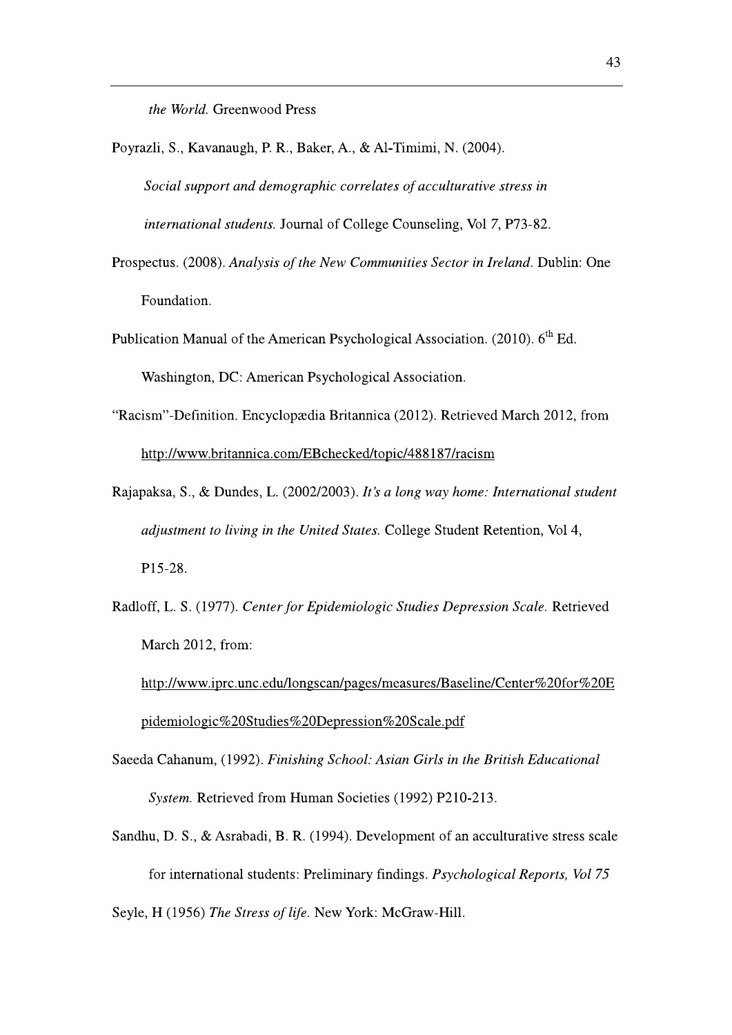*the World.* Greenwood Press

Poyrazli, S., Kavanaugh, P. R., Baker, A., & Al-Timimi, N. (2004). *Social support and demographic correlates of acculturative stress in international students.* Journal of College Counseling, Vol 7, P73-82.

Prospectus. (2008). *Analysis of the New Communities Sector in Ireland.* Dublin: One Foundation.

Publication Manual of the American Psychological Association. (2010). 6th Ed. Washington, DC: American Psychological Association.

"Racism"-Definition. Encyclopædia Britannica (2012). Retrieved March 2012, from http://www.britannica.com/EBchecked/topic/488187/racism

Rajapaksa, S., & Dundes, L. (2002/2003). *It's a long way home: International student adjustment to living in the United States.* College Student Retention, Vol 4, P15-28.

Radloff, L. S. (1977). *Center for Epidemiologic Studies Depression Scale.* Retrieved March 2012, from: http://www.iprc.unc.edu/longscan/pages/measures/Baseline/Center%20for%20Epidemiologic%20Studies%20Depression%20Scale.pdf

Saeeda Cahanum, (1992). *Finishing School: Asian Girls in the British Educational System.* Retrieved from Human Societies (1992) P210-213.

Sandhu, D. S., & Asrabadi, B. R. (1994). Development of an acculturative stress scale for international students: Preliminary findings. *Psychological Reports, Vol 75*

Seyle, H (1956) *The Stress of life.* New York: McGraw-Hill.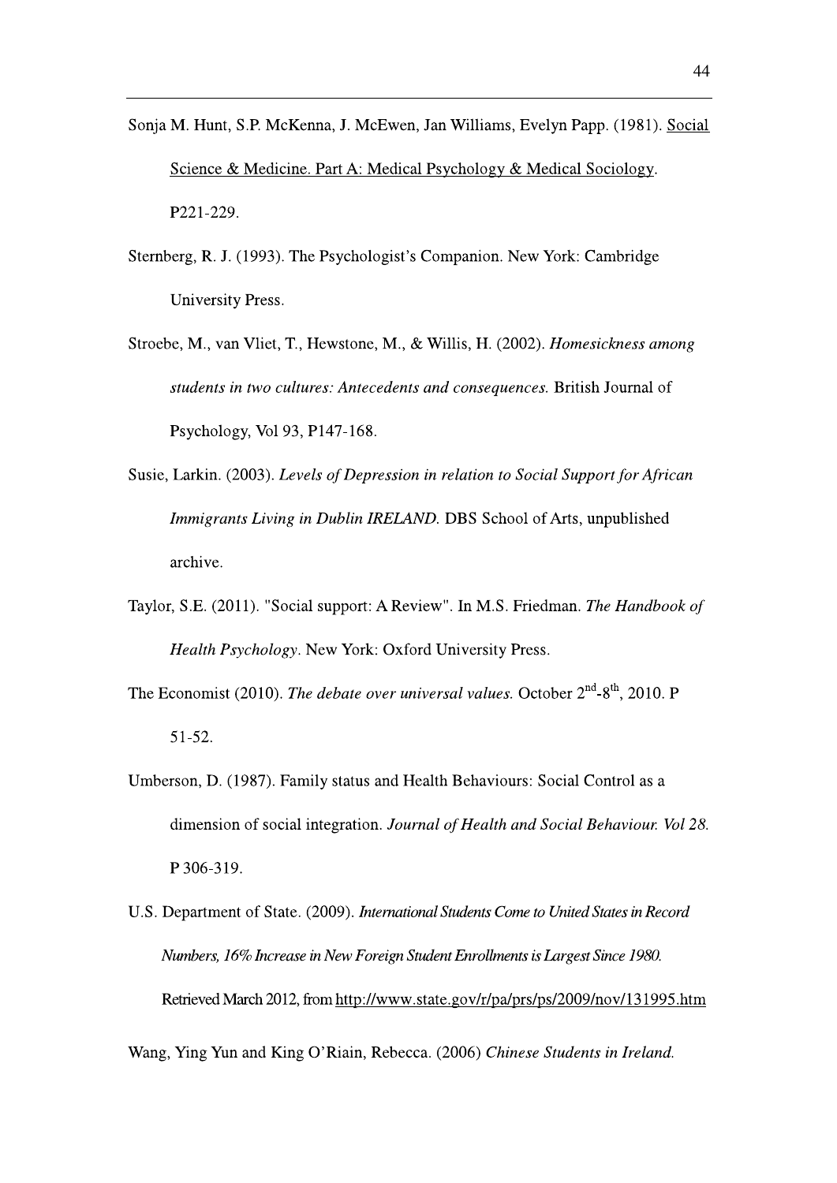Sonja M. Hunt, S.P. McKenna, J. McEwen, Jan Williams, Evelyn Papp. (1981). <u>Social Science & Medicine. Part A: Medical Psychology & Medical Sociology</u>. P221-229.

Sternberg, R. J. (1993). The Psychologist's Companion. New York: Cambridge University Press.

Stroebe, M., van Vliet, T., Hewstone, M., & Willis, H. (2002). *Homesickness among students in two cultures: Antecedents and consequences.* British Journal of Psychology, Vol 93, P147-168.

Susie, Larkin. (2003). *Levels of Depression in relation to Social Support for African Immigrants Living in Dublin IRELAND.* DBS School of Arts, unpublished archive.

Taylor, S.E. (2011). "Social support: A Review". In M.S. Friedman. *The Handbook of Health Psychology*. New York: Oxford University Press.

The Economist (2010). *The debate over universal values.* October 2nd-8th, 2010. P 51-52.

Umberson, D. (1987). Family status and Health Behaviours: Social Control as a dimension of social integration. *Journal of Health and Social Behaviour. Vol 28.* P 306-319.

U.S. Department of State. (2009). *International Students Come to United States in Record Numbers, 16% Increase in New Foreign Student Enrollments is Largest Since 1980.* Retrieved March 2012, from <u>http://www.state.gov/r/pa/prs/ps/2009/nov/131995.htm</u>

Wang, Ying Yun and King O'Riain, Rebecca. (2006) *Chinese Students in Ireland.*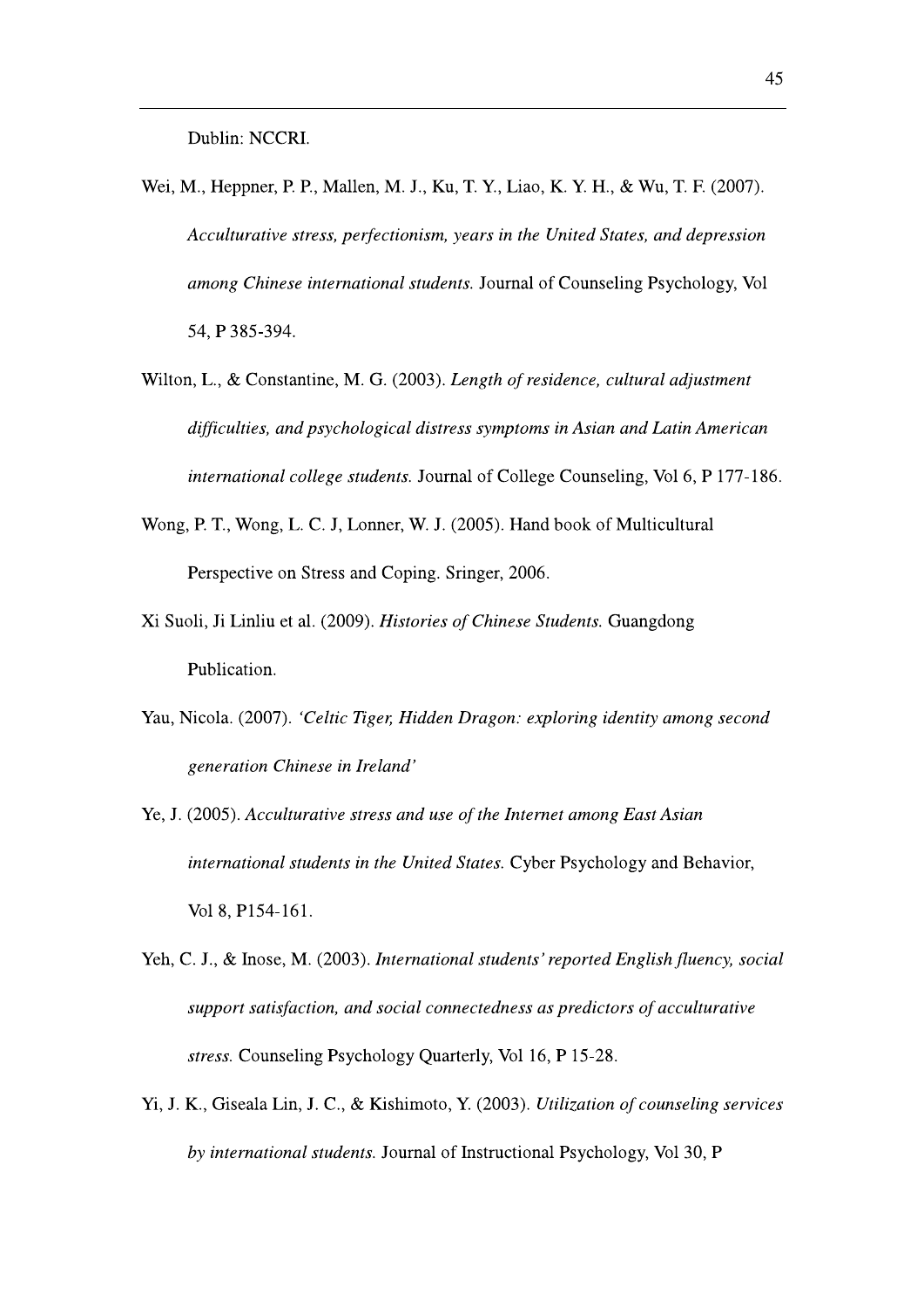Dublin: NCCRI.

Wei, M., Heppner, P. P., Mallen, M. J., Ku, T. Y., Liao, K. Y. H., & Wu, T. F. (2007). *Acculturative stress, perfectionism, years in the United States, and depression among Chinese international students.* Journal of Counseling Psychology, Vol 54, P 385-394.

Wilton, L., & Constantine, M. G. (2003). *Length of residence, cultural adjustment difficulties, and psychological distress symptoms in Asian and Latin American international college students.* Journal of College Counseling, Vol 6, P 177-186.

Wong, P. T., Wong, L. C. J, Lonner, W. J. (2005). Hand book of Multicultural Perspective on Stress and Coping. Sringer, 2006.

Xi Suoli, Ji Linliu et al. (2009). *Histories of Chinese Students.* Guangdong Publication.

Yau, Nicola. (2007). *'Celtic Tiger, Hidden Dragon: exploring identity among second generation Chinese in Ireland'*

Ye, J. (2005). *Acculturative stress and use of the Internet among East Asian international students in the United States.* Cyber Psychology and Behavior, Vol 8, P154-161.

Yeh, C. J., & Inose, M. (2003). *International students' reported English fluency, social support satisfaction, and social connectedness as predictors of acculturative stress.* Counseling Psychology Quarterly, Vol 16, P 15-28.

Yi, J. K., Giseala Lin, J. C., & Kishimoto, Y. (2003). *Utilization of counseling services by international students.* Journal of Instructional Psychology, Vol 30, P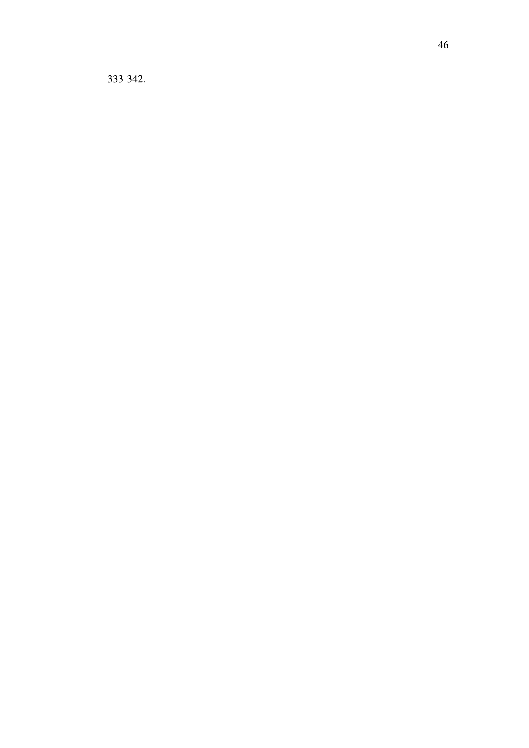333-342.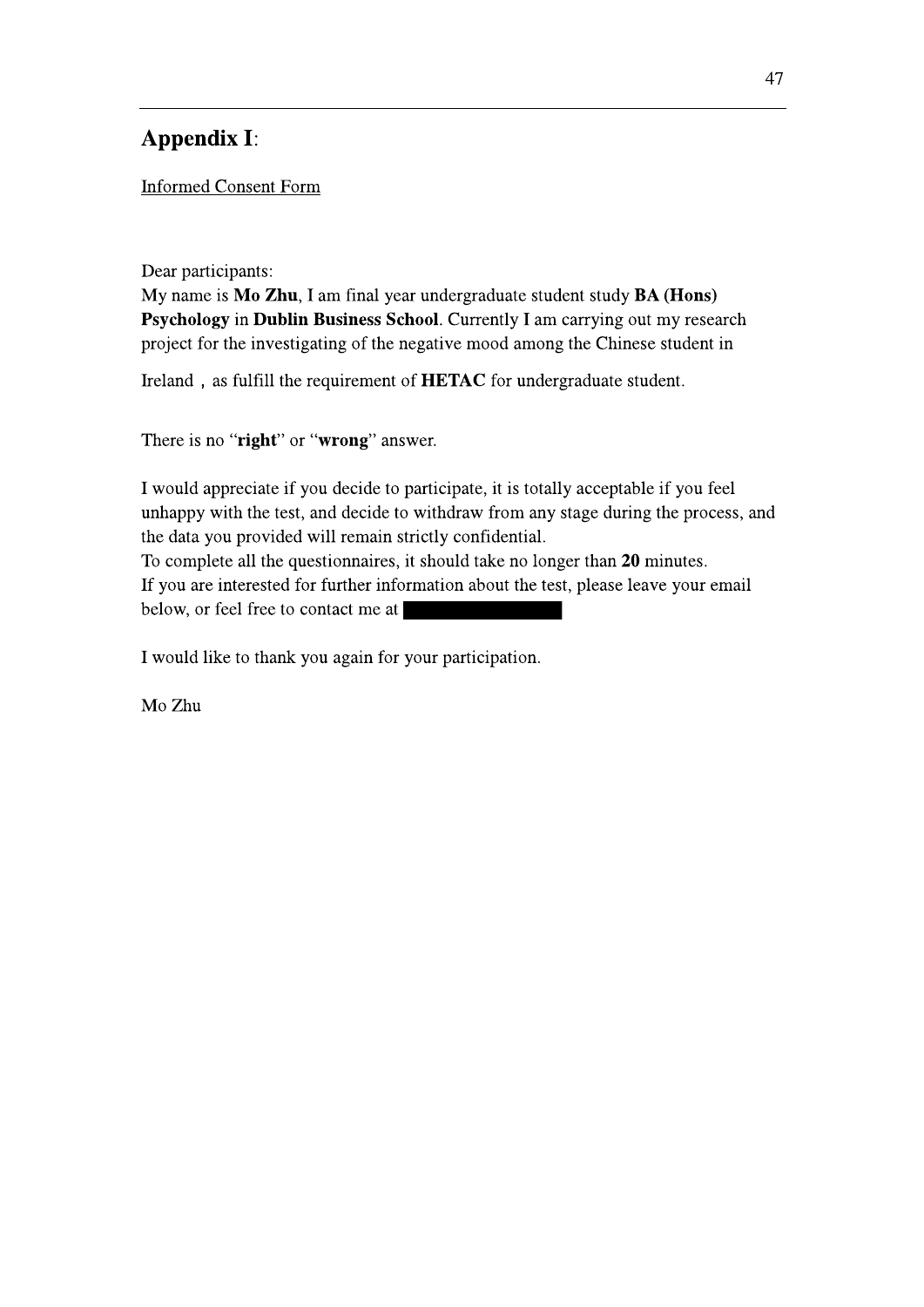## **Appendix I**:

Informed Consent Form

Dear participants:
My name is **Mo Zhu**, I am final year undergraduate student study **BA (Hons) Psychology** in **Dublin Business School**. Currently I am carrying out my research project for the investigating of the negative mood among the Chinese student in Ireland，as fulfill the requirement of **HETAC** for undergraduate student.

There is no "**right**" or "**wrong**" answer.

I would appreciate if you decide to participate, it is totally acceptable if you feel unhappy with the test, and decide to withdraw from any stage during the process, and the data you provided will remain strictly confidential.
To complete all the questionnaires, it should take no longer than **20** minutes.
If you are interested for further information about the test, please leave your email below, or feel free to contact me at

I would like to thank you again for your participation.

Mo Zhu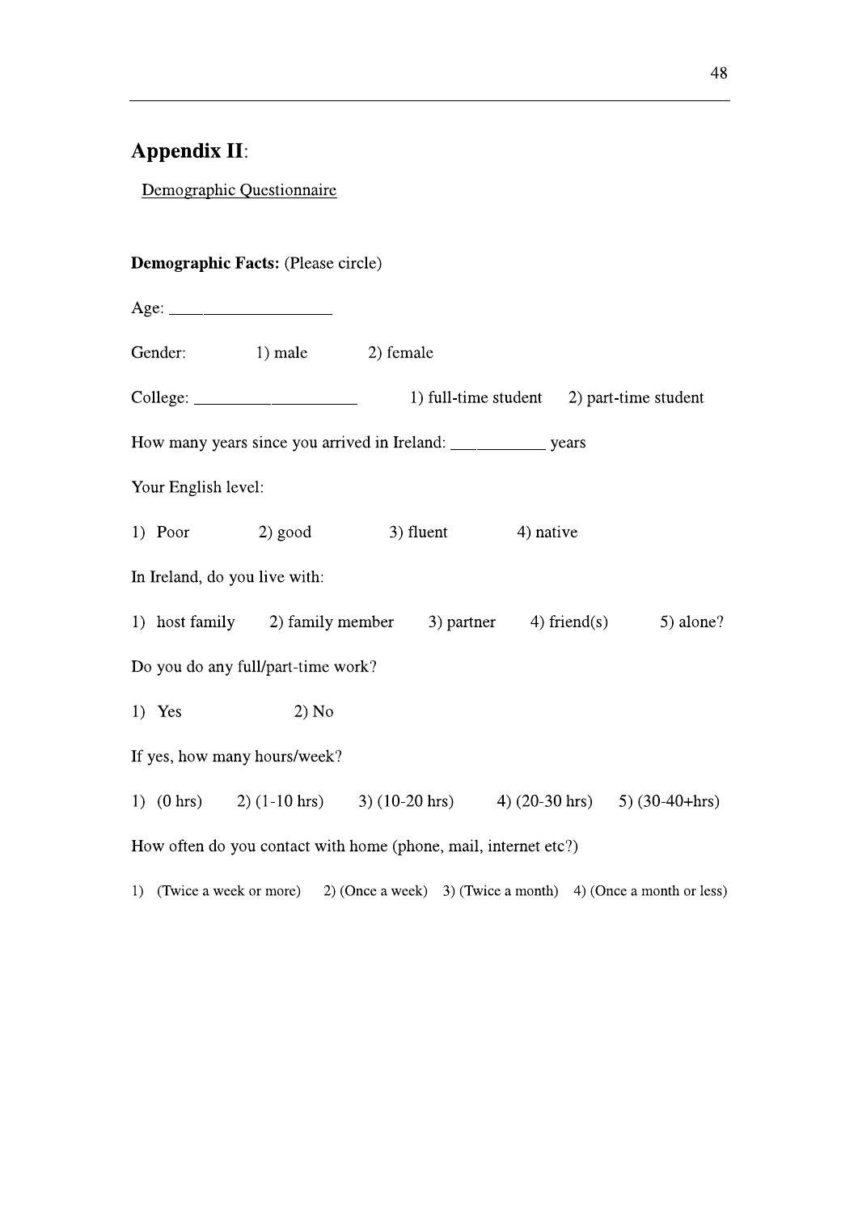## Appendix II:

Demographic Questionnaire

**Demographic Facts:** (Please circle)

Age: ___________________

Gender: 1) male 2) female

College: ____________________ 1) full-time student 2) part-time student

How many years since you arrived in Ireland: ___________ years

Your English level:

1) Poor 2) good 3) fluent 4) native

In Ireland, do you live with:

1) host family 2) family member 3) partner 4) friend(s) 5) alone?

Do you do any full/part-time work?

1) Yes 2) No

If yes, how many hours/week?

1) (0 hrs) 2) (1-10 hrs) 3) (10-20 hrs) 4) (20-30 hrs) 5) (30-40+hrs)

How often do you contact with home (phone, mail, internet etc?)

1) (Twice a week or more) 2) (Once a week) 3) (Twice a month) 4) (Once a month or less)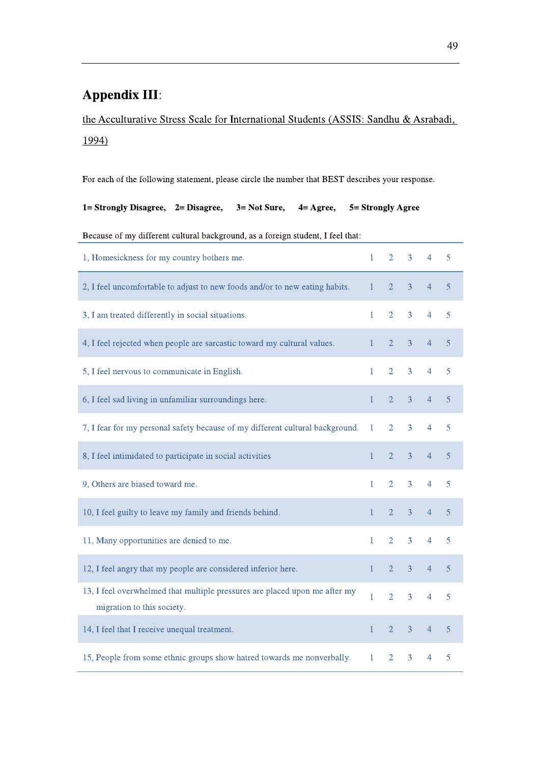# Appendix III:

the Acculturative Stress Scale for International Students (ASSIS: Sandhu & Asrabadi, 1994)

For each of the following statement, please circle the number that BEST describes your response.

**1= Strongly Disagree, 2= Disagree, 3= Not Sure, 4= Agree, 5= Strongly Agree**

Because of my different cultural background, as a foreign student, I feel that:

| | | | | | |
|---|---|---|---|---|---|
| 1, Homesickness for my country bothers me. | 1 | 2 | 3 | 4 | 5 |
| 2, I feel uncomfortable to adjust to new foods and/or to new eating habits. | 1 | 2 | 3 | 4 | 5 |
| 3, I am treated differently in social situations. | 1 | 2 | 3 | 4 | 5 |
| 4, I feel rejected when people are sarcastic toward my cultural values. | 1 | 2 | 3 | 4 | 5 |
| 5, I feel nervous to communicate in English. | 1 | 2 | 3 | 4 | 5 |
| 6, I feel sad living in unfamiliar surroundings here. | 1 | 2 | 3 | 4 | 5 |
| 7, I fear for my personal safety because of my different cultural background. | 1 | 2 | 3 | 4 | 5 |
| 8, I feel intimidated to participate in social activities | 1 | 2 | 3 | 4 | 5 |
| 9, Others are biased toward me. | 1 | 2 | 3 | 4 | 5 |
| 10, I feel guilty to leave my family and friends behind. | 1 | 2 | 3 | 4 | 5 |
| 11, Many opportunities are denied to me. | 1 | 2 | 3 | 4 | 5 |
| 12, I feel angry that my people are considered inferior here. | 1 | 2 | 3 | 4 | 5 |
| 13, I feel overwhelmed that multiple pressures are placed upon me after my migration to this society. | 1 | 2 | 3 | 4 | 5 |
| 14, I feel that I receive unequal treatment. | 1 | 2 | 3 | 4 | 5 |
| 15, People from some ethnic groups show hatred towards me nonverbally. | 1 | 2 | 3 | 4 | 5 |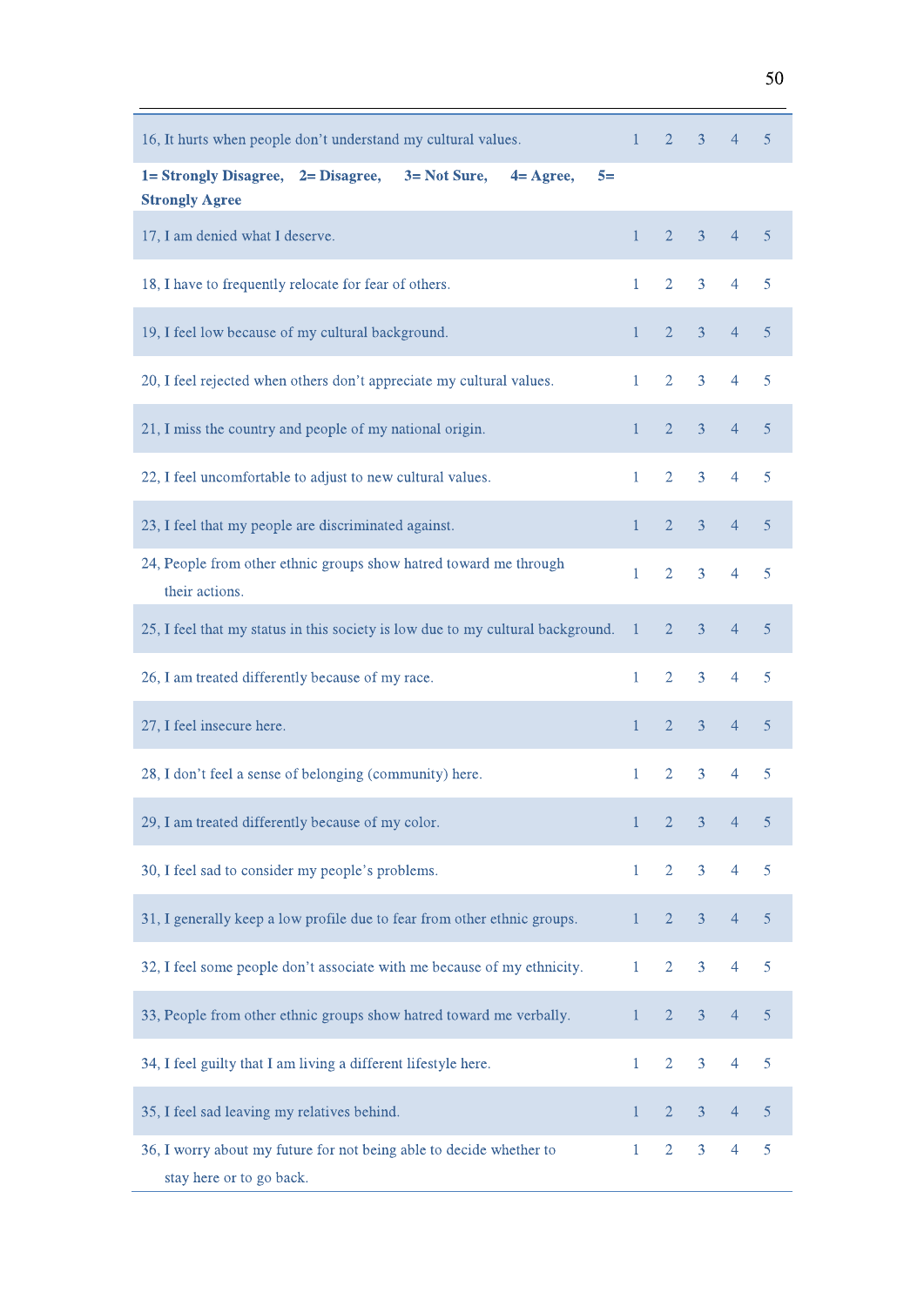| | | | | | |
|---|---|---|---|---|---|
| 16, It hurts when people don't understand my cultural values. | 1 | 2 | 3 | 4 | 5 |
| **1= Strongly Disagree, 2= Disagree, 3= Not Sure, 4= Agree, 5= Strongly Agree** | | | | | |
| 17, I am denied what I deserve. | 1 | 2 | 3 | 4 | 5 |
| 18, I have to frequently relocate for fear of others. | 1 | 2 | 3 | 4 | 5 |
| 19, I feel low because of my cultural background. | 1 | 2 | 3 | 4 | 5 |
| 20, I feel rejected when others don't appreciate my cultural values. | 1 | 2 | 3 | 4 | 5 |
| 21, I miss the country and people of my national origin. | 1 | 2 | 3 | 4 | 5 |
| 22, I feel uncomfortable to adjust to new cultural values. | 1 | 2 | 3 | 4 | 5 |
| 23, I feel that my people are discriminated against. | 1 | 2 | 3 | 4 | 5 |
| 24, People from other ethnic groups show hatred toward me through their actions. | 1 | 2 | 3 | 4 | 5 |
| 25, I feel that my status in this society is low due to my cultural background. | 1 | 2 | 3 | 4 | 5 |
| 26, I am treated differently because of my race. | 1 | 2 | 3 | 4 | 5 |
| 27, I feel insecure here. | 1 | 2 | 3 | 4 | 5 |
| 28, I don't feel a sense of belonging (community) here. | 1 | 2 | 3 | 4 | 5 |
| 29, I am treated differently because of my color. | 1 | 2 | 3 | 4 | 5 |
| 30, I feel sad to consider my people's problems. | 1 | 2 | 3 | 4 | 5 |
| 31, I generally keep a low profile due to fear from other ethnic groups. | 1 | 2 | 3 | 4 | 5 |
| 32, I feel some people don't associate with me because of my ethnicity. | 1 | 2 | 3 | 4 | 5 |
| 33, People from other ethnic groups show hatred toward me verbally. | 1 | 2 | 3 | 4 | 5 |
| 34, I feel guilty that I am living a different lifestyle here. | 1 | 2 | 3 | 4 | 5 |
| 35, I feel sad leaving my relatives behind. | 1 | 2 | 3 | 4 | 5 |
| 36, I worry about my future for not being able to decide whether to stay here or to go back. | 1 | 2 | 3 | 4 | 5 |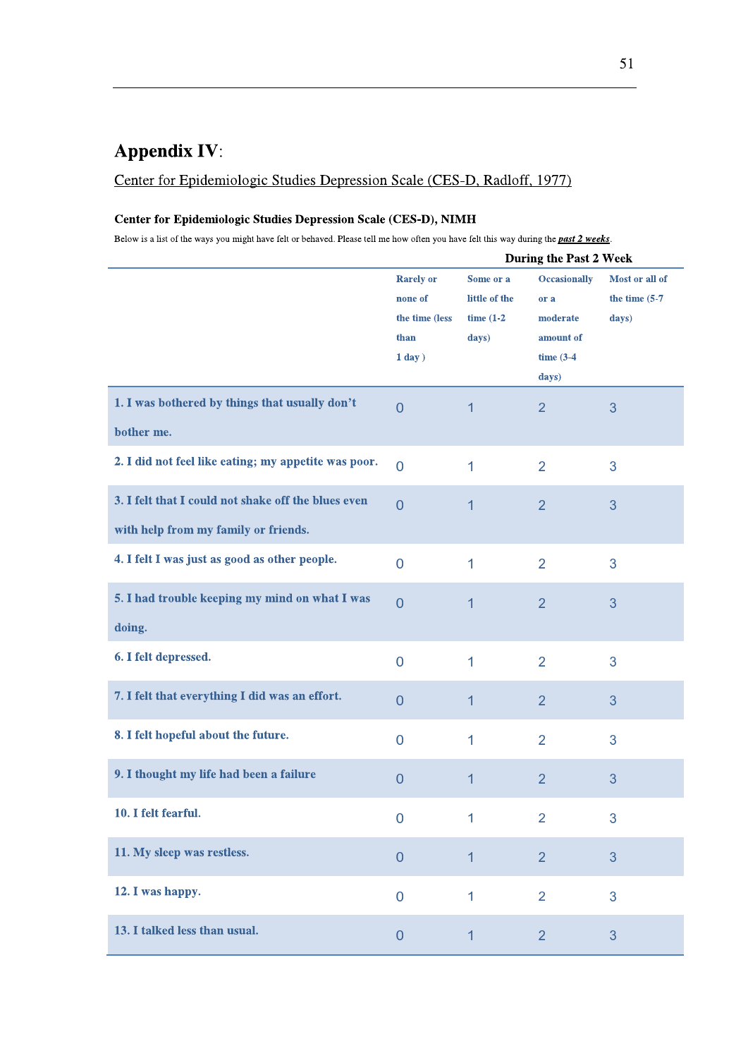# Appendix IV:

Center for Epidemiologic Studies Depression Scale (CES-D, Radloff, 1977)

### Center for Epidemiologic Studies Depression Scale (CES-D), NIMH

Below is a list of the ways you might have felt or behaved. Please tell me how often you have felt this way during the ***past 2 weeks***.

| | During the Past 2 Week | | | |
|---|---|---|---|---|
| | Rarely or none of the time (less than 1 day ) | Some or a little of the time (1-2 days) | Occasionally or a moderate amount of time (3-4 days) | Most or all of the time (5-7 days) |
| 1. I was bothered by things that usually don't bother me. | 0 | 1 | 2 | 3 |
| 2. I did not feel like eating; my appetite was poor. | 0 | 1 | 2 | 3 |
| 3. I felt that I could not shake off the blues even with help from my family or friends. | 0 | 1 | 2 | 3 |
| 4. I felt I was just as good as other people. | 0 | 1 | 2 | 3 |
| 5. I had trouble keeping my mind on what I was doing. | 0 | 1 | 2 | 3 |
| 6. I felt depressed. | 0 | 1 | 2 | 3 |
| 7. I felt that everything I did was an effort. | 0 | 1 | 2 | 3 |
| 8. I felt hopeful about the future. | 0 | 1 | 2 | 3 |
| 9. I thought my life had been a failure | 0 | 1 | 2 | 3 |
| 10. I felt fearful. | 0 | 1 | 2 | 3 |
| 11. My sleep was restless. | 0 | 1 | 2 | 3 |
| 12. I was happy. | 0 | 1 | 2 | 3 |
| 13. I talked less than usual. | 0 | 1 | 2 | 3 |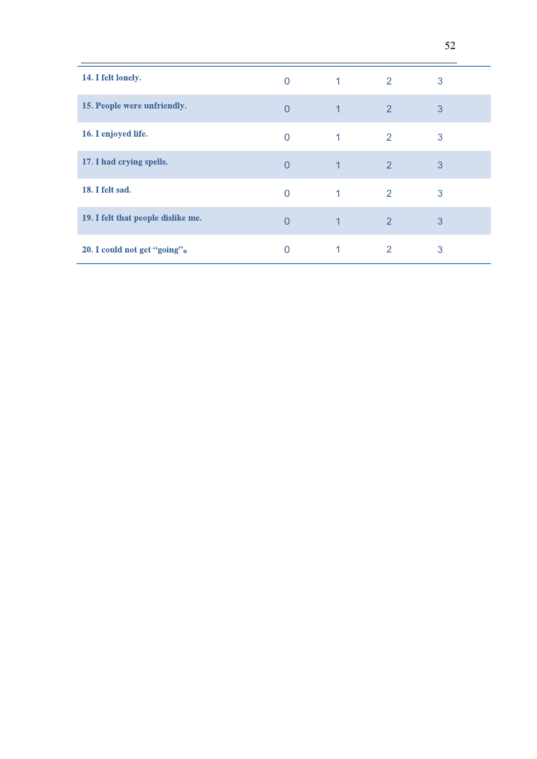| | | | | |
|---|---|---|---|---|
| **14. I felt lonely.** | 0 | 1 | 2 | 3 |
| **15. People were unfriendly.** | 0 | 1 | 2 | 3 |
| **16. I enjoyed life.** | 0 | 1 | 2 | 3 |
| **17. I had crying spells.** | 0 | 1 | 2 | 3 |
| **18. I felt sad.** | 0 | 1 | 2 | 3 |
| **19. I felt that people dislike me.** | 0 | 1 | 2 | 3 |
| **20. I could not get “going”。** | 0 | 1 | 2 | 3 |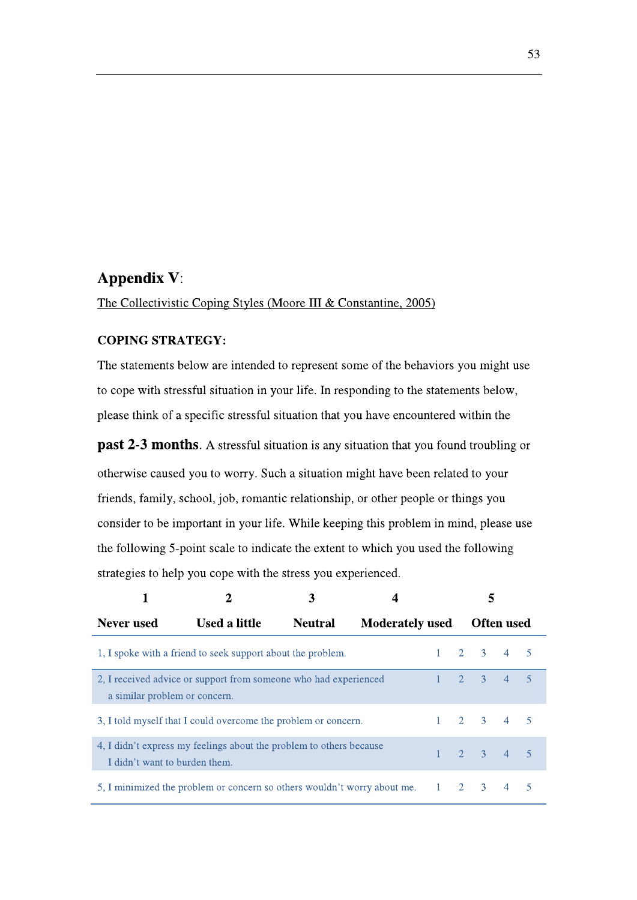## **Appendix V**:

The Collectivistic Coping Styles (Moore III & Constantine, 2005)

**COPING STRATEGY:**

The statements below are intended to represent some of the behaviors you might use to cope with stressful situation in your life. In responding to the statements below, please think of a specific stressful situation that you have encountered within the **past 2-3 months**. A stressful situation is any situation that you found troubling or otherwise caused you to worry. Such a situation might have been related to your friends, family, school, job, romantic relationship, or other people or things you consider to be important in your life. While keeping this problem in mind, please use the following 5-point scale to indicate the extent to which you used the following strategies to help you cope with the stress you experienced.

| **1** | **2** | **3** | **4** | **5** |
|---|---|---|---|---|
| **Never used** | **Used a little** | **Neutral** | **Moderately used** | **Often used** |

| | | | | | |
|---|---|---|---|---|---|
| 1, I spoke with a friend to seek support about the problem. | 1 | 2 | 3 | 4 | 5 |
| 2, I received advice or support from someone who had experienced a similar problem or concern. | 1 | 2 | 3 | 4 | 5 |
| 3, I told myself that I could overcome the problem or concern. | 1 | 2 | 3 | 4 | 5 |
| 4, I didn't express my feelings about the problem to others because I didn't want to burden them. | 1 | 2 | 3 | 4 | 5 |
| 5, I minimized the problem or concern so others wouldn't worry about me. | 1 | 2 | 3 | 4 | 5 |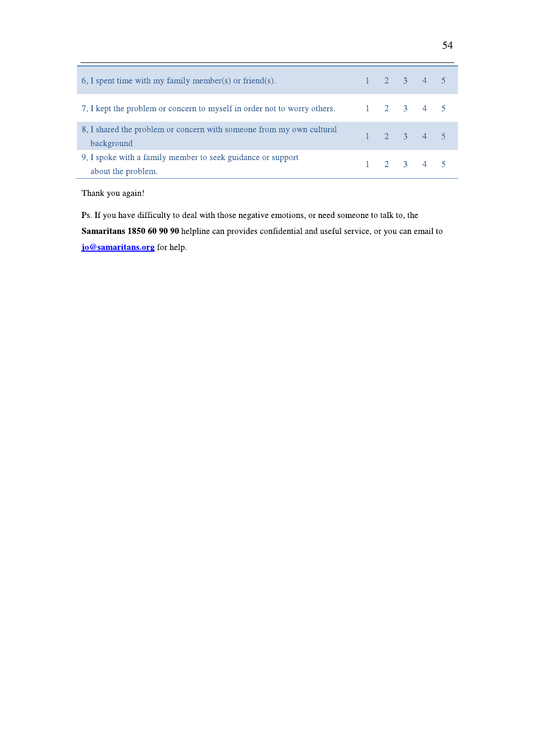| | | | | | |
|---|---|---|---|---|---|
| 6, I spent time with my family member(s) or friend(s). | 1 | 2 | 3 | 4 | 5 |
| 7, I kept the problem or concern to myself in order not to worry others. | 1 | 2 | 3 | 4 | 5 |
| 8, I shared the problem or concern with someone from my own cultural background | 1 | 2 | 3 | 4 | 5 |
| 9, I spoke with a family member to seek guidance or support about the problem. | 1 | 2 | 3 | 4 | 5 |

Thank you again!

Ps. If you have difficulty to deal with those negative emotions, or need someone to talk to, the **Samaritans 1850 60 90 90** helpline can provides confidential and useful service, or you can email to **jo@samaritans.org** for help.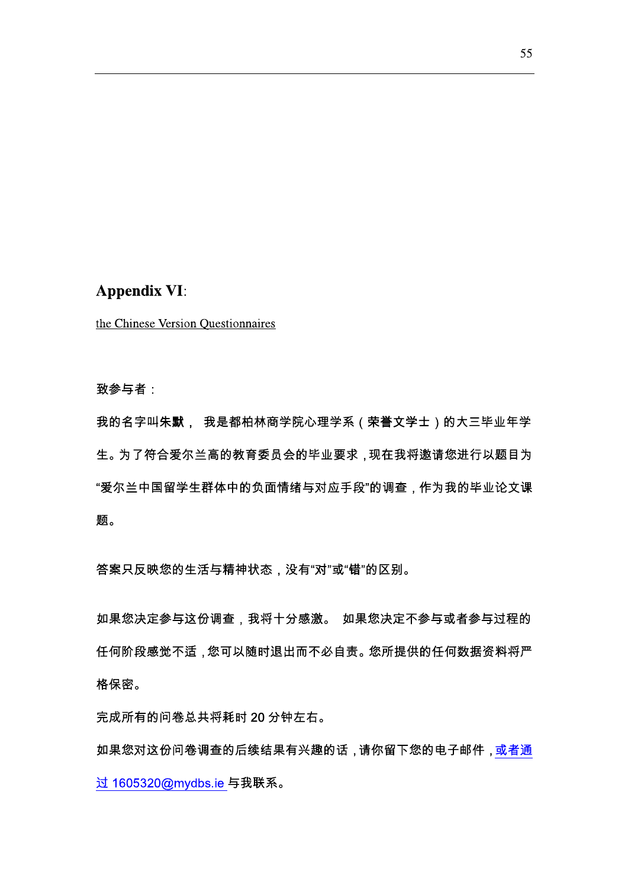## **Appendix VI**:

the Chinese Version Questionnaires

致参与者：

我的名字叫**朱默**， 我是都柏林商学院心理学系（荣誉文学士）的大三毕业年学生。为了符合爱尔兰高的教育委员会的毕业要求，现在我将邀请您进行以题目为“爱尔兰中国留学生群体中的负面情绪与对应手段”的调查，作为我的毕业论文课题。

答案只反映您的生活与精神状态，没有“对”或“错”的区别。

如果您决定参与这份调查，我将十分感激。 如果您决定不参与或者参与过程的任何阶段感觉不适，您可以随时退出而不必自责。您所提供的任何数据资料将严格保密。

完成所有的问卷总共将耗时 20 分钟左右。

如果您对这份问卷调查的后续结果有兴趣的话，请你留下您的电子邮件，或者通过 1605320@mydbs.ie 与我联系。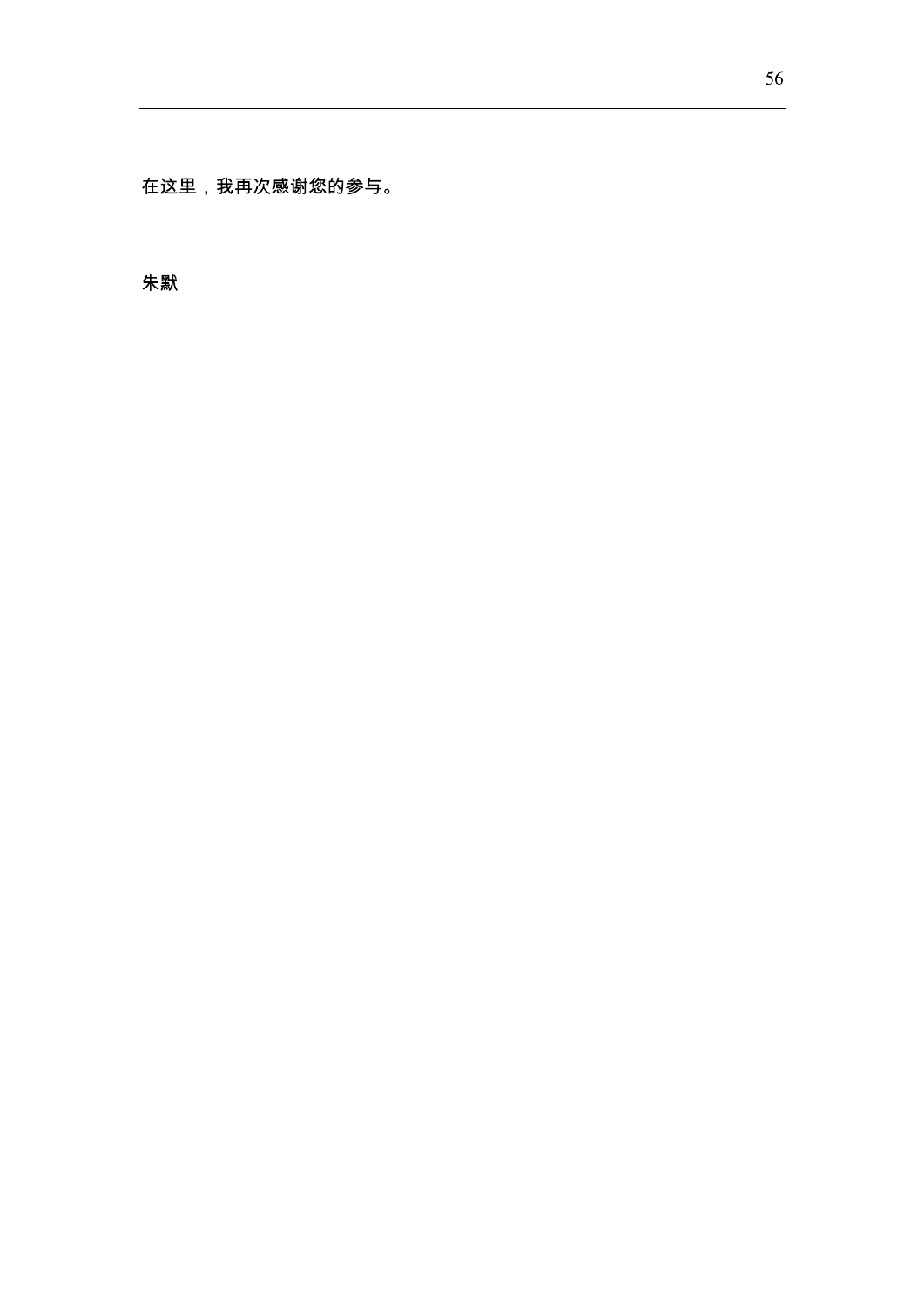在这里，我再次感谢您的参与。

朱默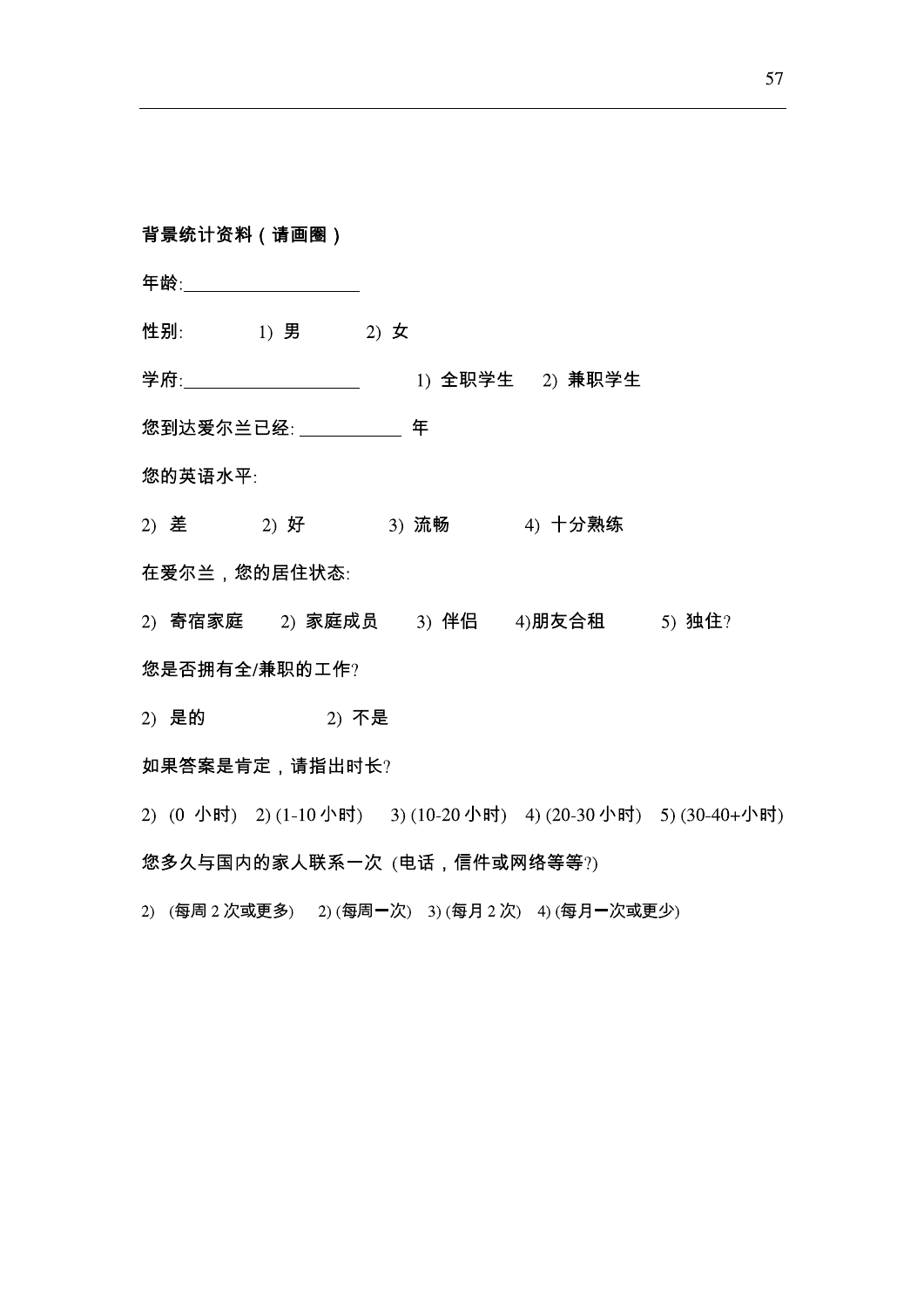**背景统计资料（请画圈）**

年龄:____________________

性别:　　　1) 男　　　2) 女

学府:____________________　　　1) 全职学生　　2) 兼职学生

您到达爱尔兰已经: ___________ 年

您的英语水平:

2) 差　　　2) 好　　　3) 流畅　　　4) 十分熟练

在爱尔兰，您的居住状态:

2) 寄宿家庭　　2) 家庭成员　　3) 伴侣　　4)朋友合租　　5) 独住?

您是否拥有全/兼职的工作?

2) 是的　　　　　2) 不是

如果答案是肯定，请指出时长?

2) (0 小时)　2) (1-10 小时)　3) (10-20 小时)　4) (20-30 小时)　5) (30-40+小时)

您多久与国内的家人联系一次 (电话，信件或网络等等?)

2) (每周 2 次或更多)　2) (每周一次)　3) (每月 2 次)　4) (每月一次或更少)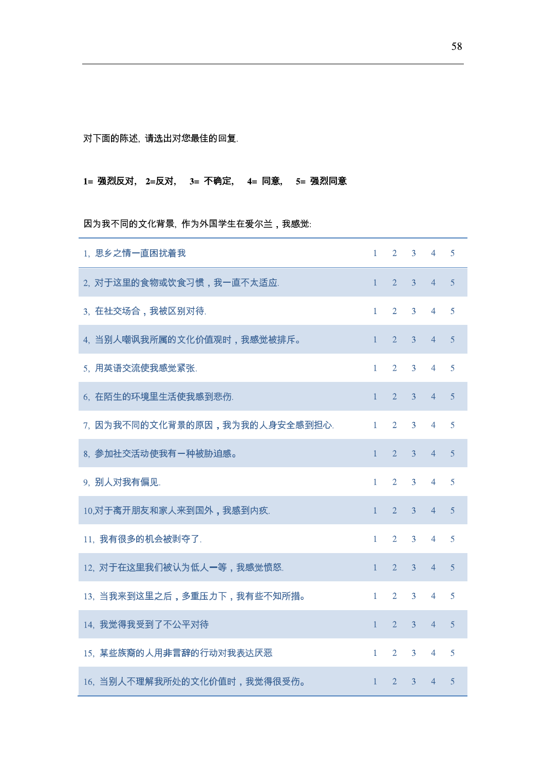对下面的陈述，请选出对您最佳的回复.

**1= 强烈反对， 2=反对， 3= 不确定， 4= 同意， 5= 强烈同意**

因为我不同的文化背景，作为外国学生在爱尔兰，我感觉:

| | | | | | |
|---|---|---|---|---|---|
| 1，思乡之情一直困扰着我 | 1 | 2 | 3 | 4 | 5 |
| 2，对于这里的食物或饮食习惯，我一直不太适应. | 1 | 2 | 3 | 4 | 5 |
| 3，在社交场合，我被区别对待. | 1 | 2 | 3 | 4 | 5 |
| 4，当别人嘲讽我所属的文化价值观时，我感觉被排斥。 | 1 | 2 | 3 | 4 | 5 |
| 5，用英语交流使我感觉紧张. | 1 | 2 | 3 | 4 | 5 |
| 6，在陌生的环境里生活使我感到悲伤. | 1 | 2 | 3 | 4 | 5 |
| 7，因为我不同的文化背景的原因，我为我的人身安全感到担心. | 1 | 2 | 3 | 4 | 5 |
| 8，参加社交活动使我有一种被胁迫感。 | 1 | 2 | 3 | 4 | 5 |
| 9，别人对我有偏见. | 1 | 2 | 3 | 4 | 5 |
| 10,对于离开朋友和家人来到国外，我感到内疚. | 1 | 2 | 3 | 4 | 5 |
| 11，我有很多的机会被剥夺了. | 1 | 2 | 3 | 4 | 5 |
| 12，对于在这里我们被认为低人一等，我感觉愤怒. | 1 | 2 | 3 | 4 | 5 |
| 13，当我来到这里之后，多重压力下，我有些不知所措。 | 1 | 2 | 3 | 4 | 5 |
| 14，我觉得我受到了不公平对待 | 1 | 2 | 3 | 4 | 5 |
| 15，某些族裔的人用非言辞的行动对我表达厌恶 | 1 | 2 | 3 | 4 | 5 |
| 16，当别人不理解我所处的文化价值时，我觉得很受伤。 | 1 | 2 | 3 | 4 | 5 |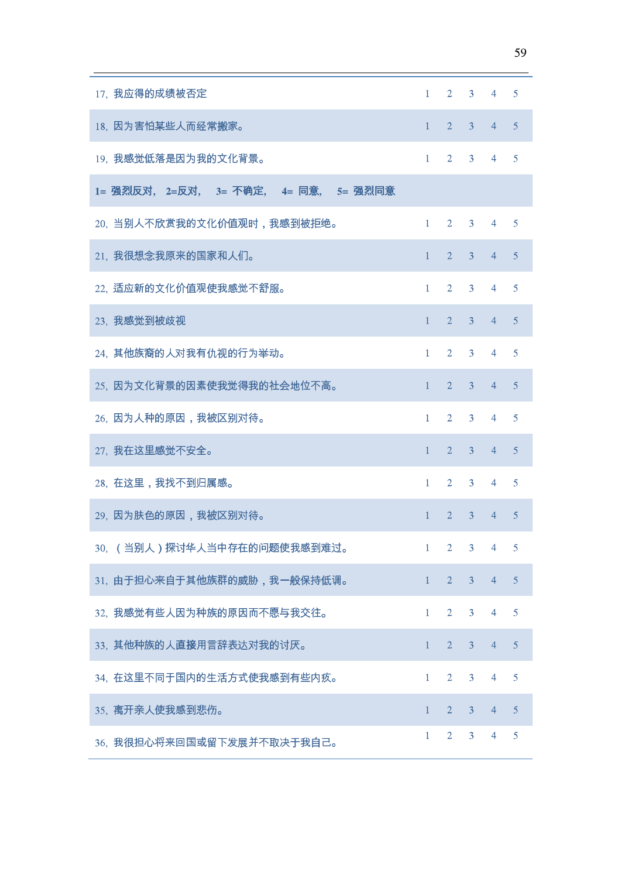| | | | | | |
|---|---|---|---|---|---|
| 17, 我应得的成绩被否定 | 1 | 2 | 3 | 4 | 5 |
| 18, 因为害怕某些人而经常搬家。 | 1 | 2 | 3 | 4 | 5 |
| 19, 我感觉低落是因为我的文化背景。 | 1 | 2 | 3 | 4 | 5 |
| **1= 强烈反对, 2=反对, 3= 不确定, 4= 同意, 5= 强烈同意** | | | | | |
| 20, 当别人不欣赏我的文化价值观时，我感到被拒绝。 | 1 | 2 | 3 | 4 | 5 |
| 21, 我很想念我原来的国家和人们。 | 1 | 2 | 3 | 4 | 5 |
| 22, 适应新的文化价值观使我感觉不舒服。 | 1 | 2 | 3 | 4 | 5 |
| 23, 我感觉到被歧视 | 1 | 2 | 3 | 4 | 5 |
| 24, 其他族裔的人对我有仇视的行为举动。 | 1 | 2 | 3 | 4 | 5 |
| 25, 因为文化背景的因素使我觉得我的社会地位不高。 | 1 | 2 | 3 | 4 | 5 |
| 26, 因为人种的原因，我被区别对待。 | 1 | 2 | 3 | 4 | 5 |
| 27, 我在这里感觉不安全。 | 1 | 2 | 3 | 4 | 5 |
| 28, 在这里，我找不到归属感。 | 1 | 2 | 3 | 4 | 5 |
| 29, 因为肤色的原因，我被区别对待。 | 1 | 2 | 3 | 4 | 5 |
| 30, （当别人）探讨华人当中存在的问题使我感到难过。 | 1 | 2 | 3 | 4 | 5 |
| 31, 由于担心来自于其他族群的威胁，我一般保持低调。 | 1 | 2 | 3 | 4 | 5 |
| 32, 我感觉有些人因为种族的原因而不愿与我交往。 | 1 | 2 | 3 | 4 | 5 |
| 33, 其他种族的人直接用言辞表达对我的讨厌。 | 1 | 2 | 3 | 4 | 5 |
| 34, 在这里不同于国内的生活方式使我感到有些内疚。 | 1 | 2 | 3 | 4 | 5 |
| 35, 离开亲人使我感到悲伤。 | 1 | 2 | 3 | 4 | 5 |
| 36, 我很担心将来回国或留下发展并不取决于我自己。 | 1 | 2 | 3 | 4 | 5 |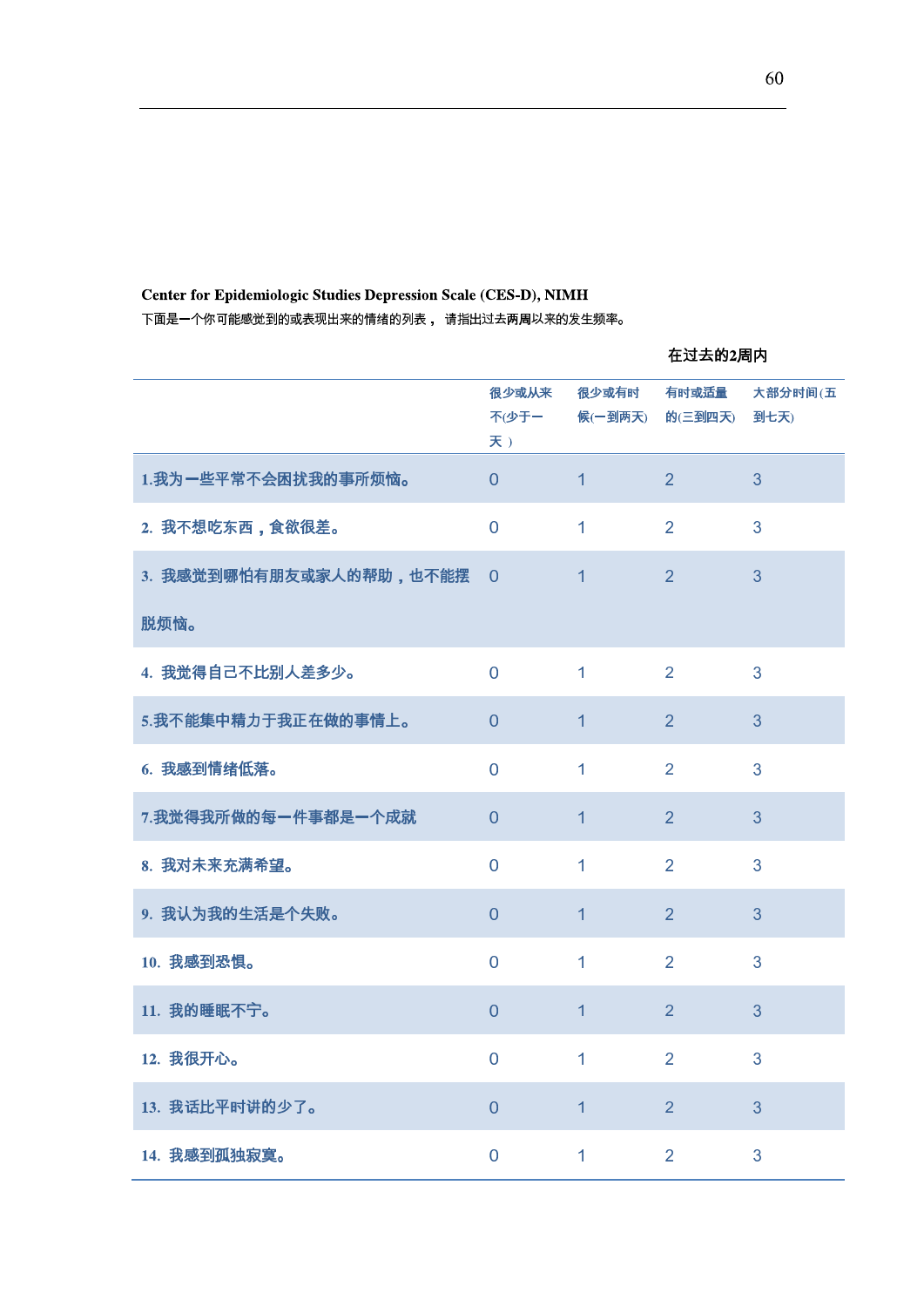**Center for Epidemiologic Studies Depression Scale (CES-D), NIMH**

下面是一个你可能感觉到的或表现出来的情绪的列表， 请指出过去两周以来的发生频率。

在过去的2周内

| | 很少或从来不(少于一天 ) | 很少或有时候(一到两天) | 有时或适量的(三到四天) | 大部分时间(五到七天) |
|---|---|---|---|---|
| 1.我为一些平常不会困扰我的事所烦恼。 | 0 | 1 | 2 | 3 |
| 2. 我不想吃东西，食欲很差。 | 0 | 1 | 2 | 3 |
| 3. 我感觉到哪怕有朋友或家人的帮助，也不能摆脱烦恼。 | 0 | 1 | 2 | 3 |
| 4. 我觉得自己不比别人差多少。 | 0 | 1 | 2 | 3 |
| 5.我不能集中精力于我正在做的事情上。 | 0 | 1 | 2 | 3 |
| 6. 我感到情绪低落。 | 0 | 1 | 2 | 3 |
| 7.我觉得我所做的每一件事都是一个成就 | 0 | 1 | 2 | 3 |
| 8. 我对未来充满希望。 | 0 | 1 | 2 | 3 |
| 9. 我认为我的生活是个失败。 | 0 | 1 | 2 | 3 |
| 10. 我感到恐惧。 | 0 | 1 | 2 | 3 |
| 11. 我的睡眠不宁。 | 0 | 1 | 2 | 3 |
| 12. 我很开心。 | 0 | 1 | 2 | 3 |
| 13. 我话比平时讲的少了。 | 0 | 1 | 2 | 3 |
| 14. 我感到孤独寂寞。 | 0 | 1 | 2 | 3 |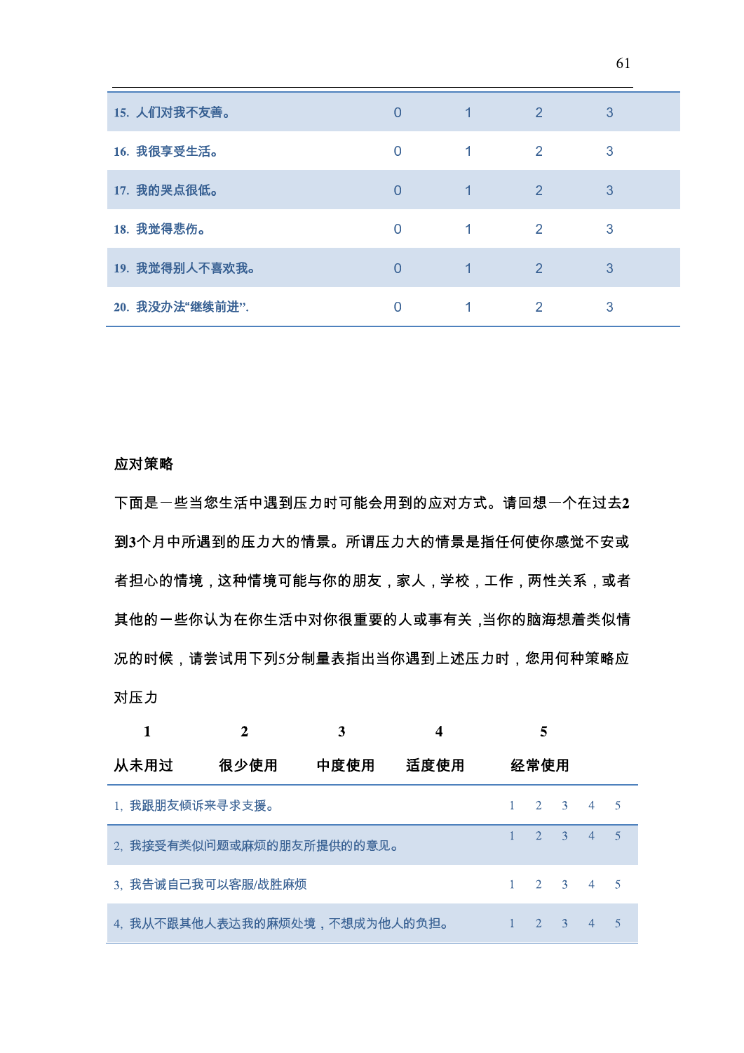| | | | | |
|---|---|---|---|---|
| 15. 人们对我不友善。 | 0 | 1 | 2 | 3 |
| 16. 我很享受生活。 | 0 | 1 | 2 | 3 |
| 17. 我的哭点很低。 | 0 | 1 | 2 | 3 |
| 18. 我觉得悲伤。 | 0 | 1 | 2 | 3 |
| 19. 我觉得别人不喜欢我。 | 0 | 1 | 2 | 3 |
| 20. 我没办法“继续前进”. | 0 | 1 | 2 | 3 |

**应对策略**

下面是一些当您生活中遇到压力时可能会用到的应对方式。请回想一个在过去2到3个月中所遇到的压力大的情景。所谓压力大的情景是指任何使你感觉不安或者担心的情境，这种情境可能与你的朋友，家人，学校，工作，两性关系，或者其他的一些你认为在你生活中对你很重要的人或事有关 ,当你的脑海想着类似情况的时候，请尝试用下列5分制量表指出当你遇到上述压力时，您用何种策略应对压力

| 1 | 2 | 3 | 4 | 5 |
|---|---|---|---|---|
| 从未用过 | 很少使用 | 中度使用 | 适度使用 | 经常使用 |

| | | | | | |
|---|---|---|---|---|---|
| 1, 我跟朋友倾诉来寻求支援。 | 1 | 2 | 3 | 4 | 5 |
| 2, 我接受有类似问题或麻烦的朋友所提供的的意见。 | 1 | 2 | 3 | 4 | 5 |
| 3, 我告诫自己我可以客服/战胜麻烦 | 1 | 2 | 3 | 4 | 5 |
| 4, 我从不跟其他人表达我的麻烦处境，不想成为他人的负担。 | 1 | 2 | 3 | 4 | 5 |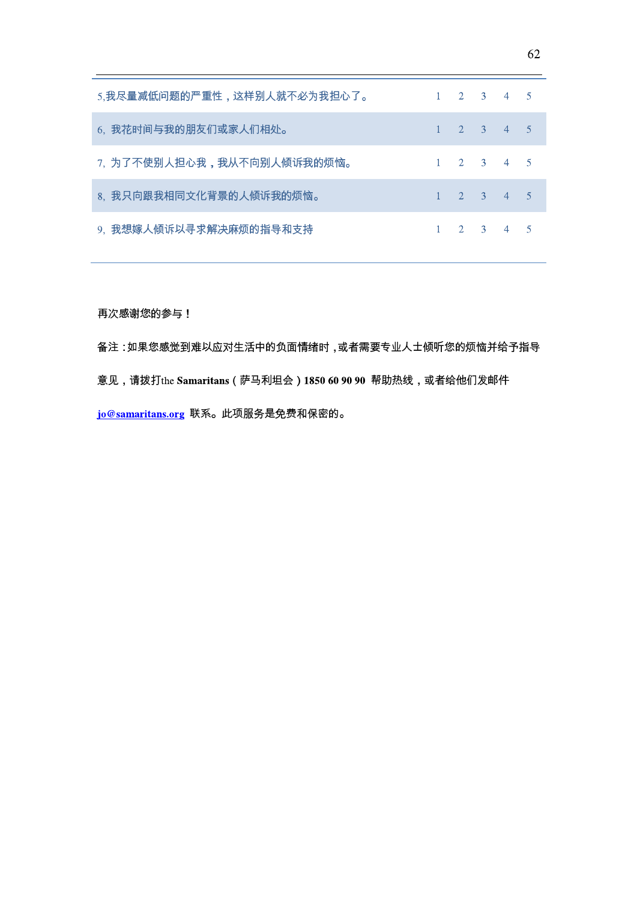| | | | | | |
|---|---|---|---|---|---|
| 5,我尽量减低问题的严重性，这样别人就不必为我担心了。 | 1 | 2 | 3 | 4 | 5 |
| 6, 我花时间与我的朋友们或家人们相处。 | 1 | 2 | 3 | 4 | 5 |
| 7, 为了不使别人担心我，我从不向别人倾诉我的烦恼。 | 1 | 2 | 3 | 4 | 5 |
| 8, 我只向跟我相同文化背景的人倾诉我的烦恼。 | 1 | 2 | 3 | 4 | 5 |
| 9, 我想嫁人倾诉以寻求解决麻烦的指导和支持 | 1 | 2 | 3 | 4 | 5 |

再次感谢您的参与！

备注：如果您感觉到难以应对生活中的负面情绪时，或者需要专业人士倾听您的烦恼并给予指导意见，请拨打the **Samaritans**（萨马利坦会）**1850 60 90 90** 帮助热线，或者给他们发邮件 **jo@samaritans.org** 联系。此项服务是免费和保密的。